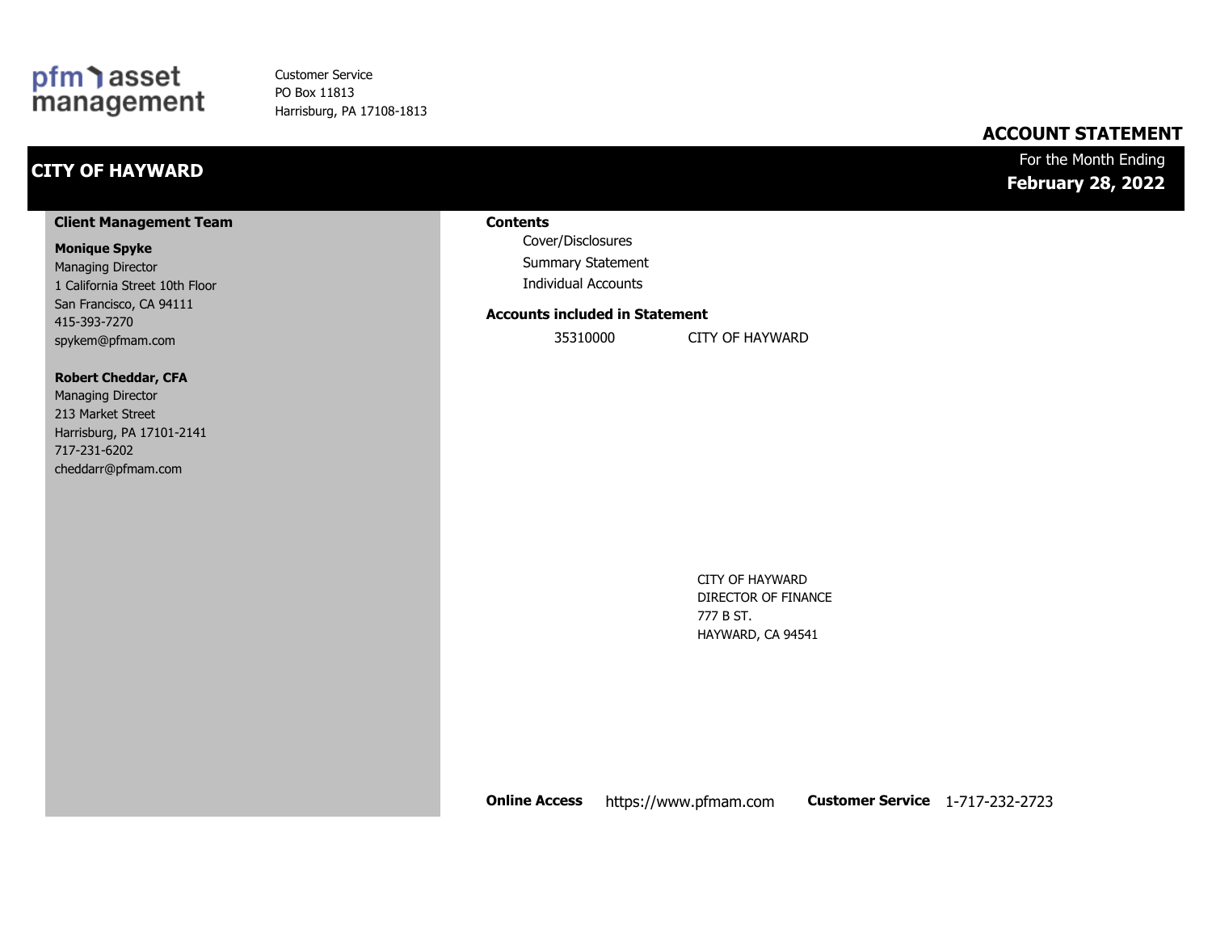pfm asset management

Customer Service
PO Box 11813
Harrisburg, PA 17108-1813

# ACCOUNT STATEMENT

## CITY OF HAYWARD

For the Month Ending
**February 28, 2022**

### Client Management Team

**Monique Spyke**
Managing Director
1 California Street 10th Floor
San Francisco, CA 94111
415-393-7270
spykem@pfmam.com

**Robert Cheddar, CFA**
Managing Director
213 Market Street
Harrisburg, PA 17101-2141
717-231-6202
cheddarr@pfmam.com

### Contents

- Cover/Disclosures
- Summary Statement
- Individual Accounts

### Accounts included in Statement

| 35310000 | CITY OF HAYWARD |
|---|---|

CITY OF HAYWARD
DIRECTOR OF FINANCE
777 B ST.
HAYWARD, CA 94541

**Online Access** https://www.pfmam.com **Customer Service** 1-717-232-2723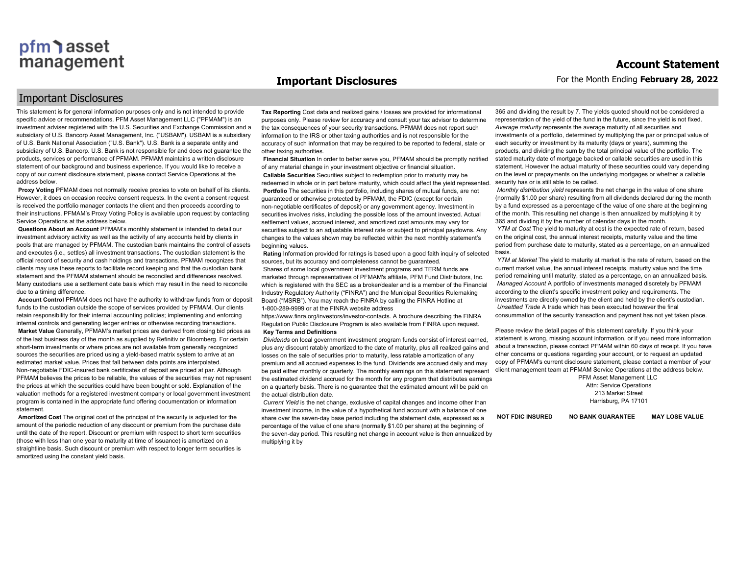# Important Disclosures

This statement is for general information purposes only and is not intended to provide specific advice or recommendations. PFM Asset Management LLC ("PFMAM") is an investment adviser registered with the U.S. Securities and Exchange Commission and a subsidiary of U.S. Bancorp Asset Management, Inc. ("USBAM"). USBAM is a subsidiary of U.S. Bank National Association ("U.S. Bank"). U.S. Bank is a separate entity and subsidiary of U.S. Bancorp. U.S. Bank is not responsible for and does not guarantee the products, services or performance of PFMAM. PFMAM maintains a written disclosure statement of our background and business experience. If you would like to receive a copy of our current disclosure statement, please contact Service Operations at the address below.

**Proxy Voting** PFMAM does not normally receive proxies to vote on behalf of its clients. However, it does on occasion receive consent requests. In the event a consent request is received the portfolio manager contacts the client and then proceeds according to their instructions. PFMAM's Proxy Voting Policy is available upon request by contacting Service Operations at the address below.

**Questions About an Account** PFMAM's monthly statement is intended to detail our investment advisory activity as well as the activity of any accounts held by clients in pools that are managed by PFMAM. The custodian bank maintains the control of assets and executes (i.e., settles) all investment transactions. The custodian statement is the official record of security and cash holdings and transactions. PFMAM recognizes that clients may use these reports to facilitate record keeping and that the custodian bank statement and the PFMAM statement should be reconciled and differences resolved. Many custodians use a settlement date basis which may result in the need to reconcile due to a timing difference.

**Account Control** PFMAM does not have the authority to withdraw funds from or deposit funds to the custodian outside the scope of services provided by PFMAM. Our clients retain responsibility for their internal accounting policies; implementing and enforcing internal controls and generating ledger entries or otherwise recording transactions.

**Market Value** Generally, PFMAM's market prices are derived from closing bid prices as of the last business day of the month as supplied by Refinitiv or Bloomberg. For certain short-term investments or where prices are not available from generally recognized sources the securities are priced using a yield-based matrix system to arrive at an estimated market value. Prices that fall between data points are interpolated. Non-negotiable FDIC-insured bank certificates of deposit are priced at par. Although PFMAM believes the prices to be reliable, the values of the securities may not represent the prices at which the securities could have been bought or sold. Explanation of the valuation methods for a registered investment company or local government investment program is contained in the appropriate fund offering documentation or information statement.

**Amortized Cost** The original cost of the principal of the security is adjusted for the amount of the periodic reduction of any discount or premium from the purchase date until the date of the report. Discount or premium with respect to short term securities (those with less than one year to maturity at time of issuance) is amortized on a straightline basis. Such discount or premium with respect to longer term securities is amortized using the constant yield basis.

**Tax Reporting** Cost data and realized gains / losses are provided for informational purposes only. Please review for accuracy and consult your tax advisor to determine the tax consequences of your security transactions. PFMAM does not report such information to the IRS or other taxing authorities and is not responsible for the accuracy of such information that may be required to be reported to federal, state or other taxing authorities.

**Financial Situation** In order to better serve you, PFMAM should be promptly notified of any material change in your investment objective or financial situation.

**Callable Securities** Securities subject to redemption prior to maturity may be redeemed in whole or in part before maturity, which could affect the yield represented.

**Portfolio** The securities in this portfolio, including shares of mutual funds, are not guaranteed or otherwise protected by PFMAM, the FDIC (except for certain non-negotiable certificates of deposit) or any government agency. Investment in securities involves risks, including the possible loss of the amount invested. Actual settlement values, accrued interest, and amortized cost amounts may vary for securities subject to an adjustable interest rate or subject to principal paydowns. Any changes to the values shown may be reflected within the next monthly statement's beginning values.

**Rating** Information provided for ratings is based upon a good faith inquiry of selected sources, but its accuracy and completeness cannot be guaranteed.

Shares of some local government investment programs and TERM funds are marketed through representatives of PFMAM's affiliate, PFM Fund Distributors, Inc. which is registered with the SEC as a broker/dealer and is a member of the Financial Industry Regulatory Authority ("FINRA") and the Municipal Securities Rulemaking Board ("MSRB"). You may reach the FINRA by calling the FINRA Hotline at 1-800-289-9999 or at the FINRA website address https://www.finra.org/investors/investor-contacts. A brochure describing the FINRA Regulation Public Disclosure Program is also available from FINRA upon request.

**Key Terms and Definitions**

*Dividends* on local government investment program funds consist of interest earned, plus any discount ratably amortized to the date of maturity, plus all realized gains and losses on the sale of securities prior to maturity, less ratable amortization of any premium and all accrued expenses to the fund. Dividends are accrued daily and may be paid either monthly or quarterly. The monthly earnings on this statement represent the estimated dividend accrued for the month for any program that distributes earnings on a quarterly basis. There is no guarantee that the estimated amount will be paid on the actual distribution date.

*Current Yield* is the net change, exclusive of capital changes and income other than investment income, in the value of a hypothetical fund account with a balance of one share over the seven-day base period including the statement date, expressed as a percentage of the value of one share (normally $1.00 per share) at the beginning of the seven-day period. This resulting net change in account value is then annualized by multiplying it by 365 and dividing the result by 7. The yields quoted should not be considered a representation of the yield of the fund in the future, since the yield is not fixed.

*Average maturity* represents the average maturity of all securities and investments of a portfolio, determined by multiplying the par or principal value of each security or investment by its maturity (days or years), summing the products, and dividing the sum by the total principal value of the portfolio. The stated maturity date of mortgage backed or callable securities are used in this statement. However the actual maturity of these securities could vary depending on the level or prepayments on the underlying mortgages or whether a callable security has or is still able to be called.

*Monthly distribution yield* represents the net change in the value of one share (normally $1.00 per share) resulting from all dividends declared during the month by a fund expressed as a percentage of the value of one share at the beginning of the month. This resulting net change is then annualized by multiplying it by 365 and dividing it by the number of calendar days in the month.

*YTM at Cost* The yield to maturity at cost is the expected rate of return, based on the original cost, the annual interest receipts, maturity value and the time period from purchase date to maturity, stated as a percentage, on an annualized basis.

*YTM at Market* The yield to maturity at market is the rate of return, based on the current market value, the annual interest receipts, maturity value and the time period remaining until maturity, stated as a percentage, on an annualized basis.

*Managed Account* A portfolio of investments managed discretely by PFMAM according to the client's specific investment policy and requirements. The investments are directly owned by the client and held by the client's custodian.

*Unsettled Trade* A trade which has been executed however the final consummation of the security transaction and payment has not yet taken place.

Please review the detail pages of this statement carefully. If you think your statement is wrong, missing account information, or if you need more information about a transaction, please contact PFMAM within 60 days of receipt. If you have other concerns or questions regarding your account, or to request an updated copy of PFMAM's current disclosure statement, please contact a member of your client management team at PFMAM Service Operations at the address below.

PFM Asset Management LLC
Attn: Service Operations
213 Market Street
Harrisburg, PA 17101

**NOT FDIC INSURED** **NO BANK GUARANTEE** **MAY LOSE VALUE**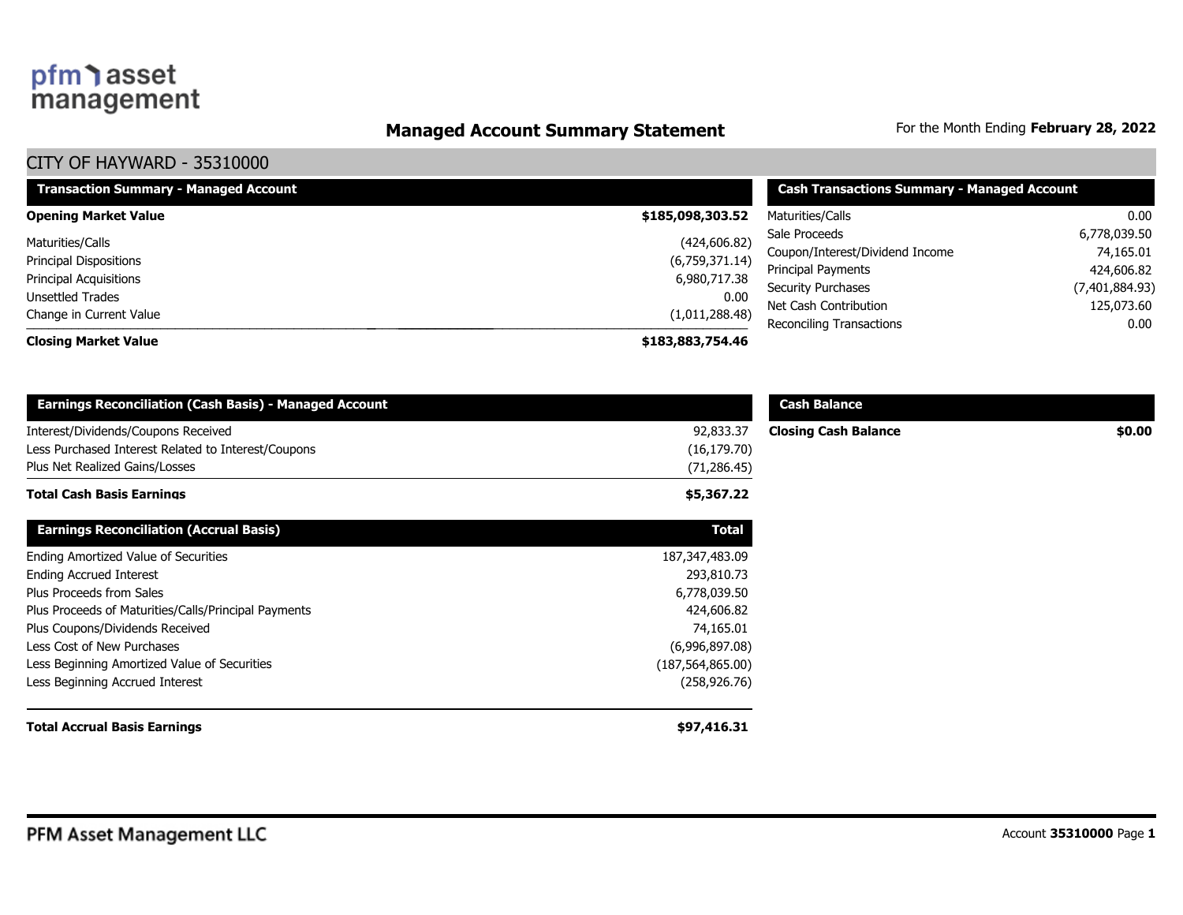pfm asset management

# Managed Account Summary Statement

For the Month Ending **February 28, 2022**

## CITY OF HAYWARD - 35310000

| Transaction Summary - Managed Account | |
|---|---|
| **Opening Market Value** | **$185,098,303.52** |
| Maturities/Calls | (424,606.82) |
| Principal Dispositions | (6,759,371.14) |
| Principal Acquisitions | 6,980,717.38 |
| Unsettled Trades | 0.00 |
| Change in Current Value | (1,011,288.48) |
| **Closing Market Value** | **$183,883,754.46** |

| Cash Transactions Summary - Managed Account | |
|---|---|
| Maturities/Calls | 0.00 |
| Sale Proceeds | 6,778,039.50 |
| Coupon/Interest/Dividend Income | 74,165.01 |
| Principal Payments | 424,606.82 |
| Security Purchases | (7,401,884.93) |
| Net Cash Contribution | 125,073.60 |
| Reconciling Transactions | 0.00 |

| Earnings Reconciliation (Cash Basis) - Managed Account | |
|---|---|
| Interest/Dividends/Coupons Received | 92,833.37 |
| Less Purchased Interest Related to Interest/Coupons | (16,179.70) |
| Plus Net Realized Gains/Losses | (71,286.45) |
| **Total Cash Basis Earnings** | **$5,367.22** |

| Cash Balance | |
|---|---|
| **Closing Cash Balance** | **$0.00** |

| Earnings Reconciliation (Accrual Basis) | Total |
|---|---|
| Ending Amortized Value of Securities | 187,347,483.09 |
| Ending Accrued Interest | 293,810.73 |
| Plus Proceeds from Sales | 6,778,039.50 |
| Plus Proceeds of Maturities/Calls/Principal Payments | 424,606.82 |
| Plus Coupons/Dividends Received | 74,165.01 |
| Less Cost of New Purchases | (6,996,897.08) |
| Less Beginning Amortized Value of Securities | (187,564,865.00) |
| Less Beginning Accrued Interest | (258,926.76) |
| **Total Accrual Basis Earnings** | **$97,416.31** |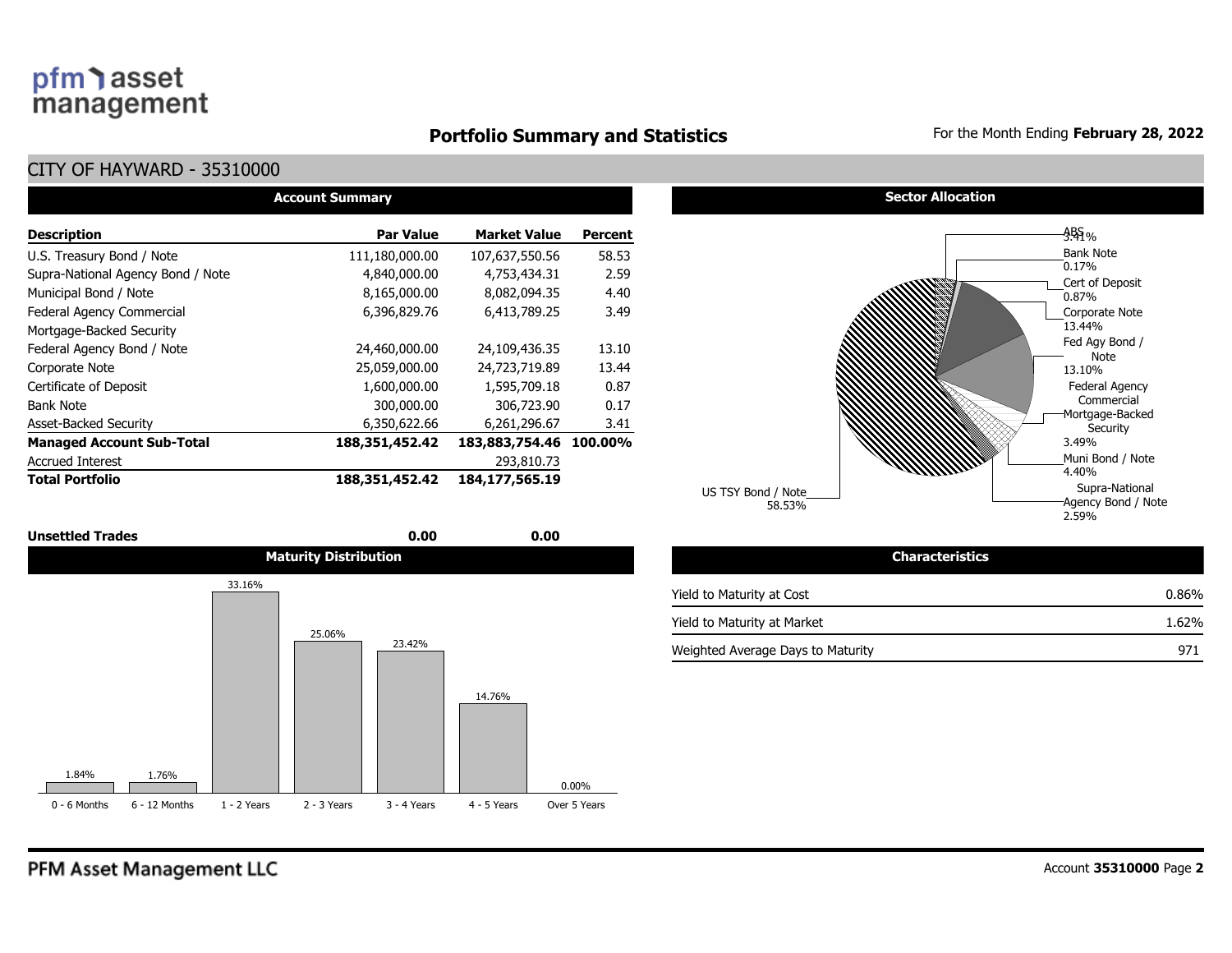# Portfolio Summary and Statistics

For the Month Ending **February 28, 2022**

## CITY OF HAYWARD - 35310000

### Account Summary

| Description | Par Value | Market Value | Percent |
|---|---|---|---|
| U.S. Treasury Bond / Note | 111,180,000.00 | 107,637,550.56 | 58.53 |
| Supra-National Agency Bond / Note | 4,840,000.00 | 4,753,434.31 | 2.59 |
| Municipal Bond / Note | 8,165,000.00 | 8,082,094.35 | 4.40 |
| Federal Agency Commercial Mortgage-Backed Security | 6,396,829.76 | 6,413,789.25 | 3.49 |
| Federal Agency Bond / Note | 24,460,000.00 | 24,109,436.35 | 13.10 |
| Corporate Note | 25,059,000.00 | 24,723,719.89 | 13.44 |
| Certificate of Deposit | 1,600,000.00 | 1,595,709.18 | 0.87 |
| Bank Note | 300,000.00 | 306,723.90 | 0.17 |
| Asset-Backed Security | 6,350,622.66 | 6,261,296.67 | 3.41 |
| **Managed Account Sub-Total** | **188,351,452.42** | **183,883,754.46** | **100.00%** |
| Accrued Interest | | 293,810.73 | |
| **Total Portfolio** | **188,351,452.42** | **184,177,565.19** | |
| | | | |
| **Unsettled Trades** | **0.00** | **0.00** | |

### Sector Allocation

| Sector | Percent |
|---|---|
| ABS | 3.41% |
| Bank Note | 0.17% |
| Cert of Deposit | 0.87% |
| Corporate Note | 13.44% |
| Fed Agy Bond / Note | 13.10% |
| Federal Agency Commercial Mortgage-Backed Security | 3.49% |
| Muni Bond / Note | 4.40% |
| Supra-National Agency Bond / Note | 2.59% |
| US TSY Bond / Note | 58.53% |

### Maturity Distribution

| 0 - 6 Months | 6 - 12 Months | 1 - 2 Years | 2 - 3 Years | 3 - 4 Years | 4 - 5 Years | Over 5 Years |
|---|---|---|---|---|---|---|
| 1.84% | 1.76% | 33.16% | 25.06% | 23.42% | 14.76% | 0.00% |

### Characteristics

| Characteristic | Value |
|---|---|
| Yield to Maturity at Cost | 0.86% |
| Yield to Maturity at Market | 1.62% |
| Weighted Average Days to Maturity | 971 |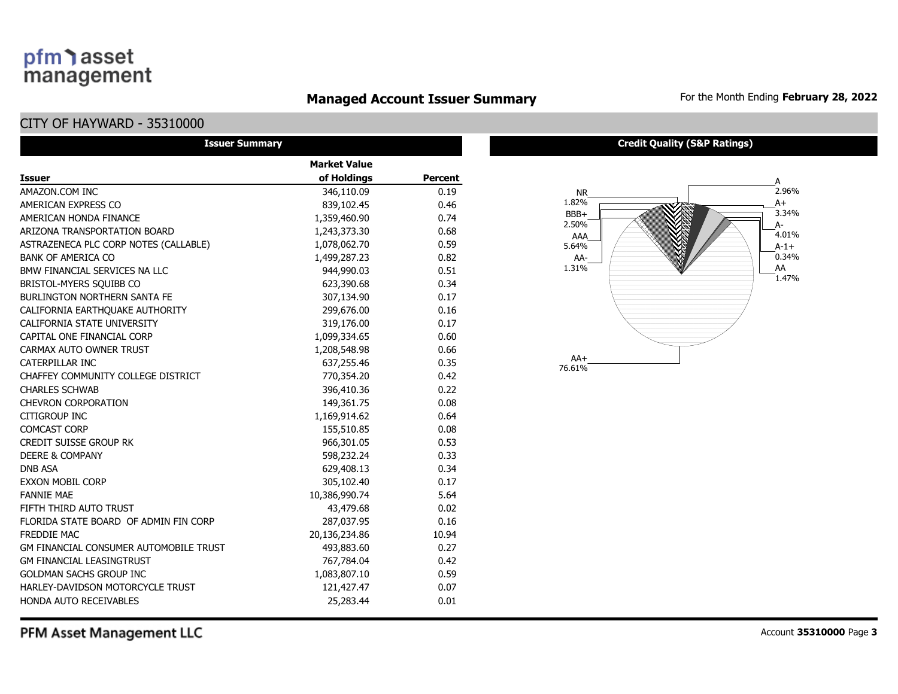# Managed Account Issuer Summary

For the Month Ending **February 28, 2022**

## CITY OF HAYWARD - 35310000

### Issuer Summary

| Issuer | Market Value of Holdings | Percent |
|---|---|---|
| AMAZON.COM INC | 346,110.09 | 0.19 |
| AMERICAN EXPRESS CO | 839,102.45 | 0.46 |
| AMERICAN HONDA FINANCE | 1,359,460.90 | 0.74 |
| ARIZONA TRANSPORTATION BOARD | 1,243,373.30 | 0.68 |
| ASTRAZENECA PLC CORP NOTES (CALLABLE) | 1,078,062.70 | 0.59 |
| BANK OF AMERICA CO | 1,499,287.23 | 0.82 |
| BMW FINANCIAL SERVICES NA LLC | 944,990.03 | 0.51 |
| BRISTOL-MYERS SQUIBB CO | 623,390.68 | 0.34 |
| BURLINGTON NORTHERN SANTA FE | 307,134.90 | 0.17 |
| CALIFORNIA EARTHQUAKE AUTHORITY | 299,676.00 | 0.16 |
| CALIFORNIA STATE UNIVERSITY | 319,176.00 | 0.17 |
| CAPITAL ONE FINANCIAL CORP | 1,099,334.65 | 0.60 |
| CARMAX AUTO OWNER TRUST | 1,208,548.98 | 0.66 |
| CATERPILLAR INC | 637,255.46 | 0.35 |
| CHAFFEY COMMUNITY COLLEGE DISTRICT | 770,354.20 | 0.42 |
| CHARLES SCHWAB | 396,410.36 | 0.22 |
| CHEVRON CORPORATION | 149,361.75 | 0.08 |
| CITIGROUP INC | 1,169,914.62 | 0.64 |
| COMCAST CORP | 155,510.85 | 0.08 |
| CREDIT SUISSE GROUP RK | 966,301.05 | 0.53 |
| DEERE & COMPANY | 598,232.24 | 0.33 |
| DNB ASA | 629,408.13 | 0.34 |
| EXXON MOBIL CORP | 305,102.40 | 0.17 |
| FANNIE MAE | 10,386,990.74 | 5.64 |
| FIFTH THIRD AUTO TRUST | 43,479.68 | 0.02 |
| FLORIDA STATE BOARD OF ADMIN FIN CORP | 287,037.95 | 0.16 |
| FREDDIE MAC | 20,136,234.86 | 10.94 |
| GM FINANCIAL CONSUMER AUTOMOBILE TRUST | 493,883.60 | 0.27 |
| GM FINANCIAL LEASINGTRUST | 767,784.04 | 0.42 |
| GOLDMAN SACHS GROUP INC | 1,083,807.10 | 0.59 |
| HARLEY-DAVIDSON MOTORCYCLE TRUST | 121,427.47 | 0.07 |
| HONDA AUTO RECEIVABLES | 25,283.44 | 0.01 |

### Credit Quality (S&P Ratings)

| Rating | Percent |
|---|---|
| A | 2.96% |
| A+ | 3.34% |
| A- | 4.01% |
| A-1+ | 0.34% |
| AA | 1.47% |
| AA+ | 76.61% |
| AA- | 1.31% |
| AAA | 5.64% |
| BBB+ | 2.50% |
| NR | 1.82% |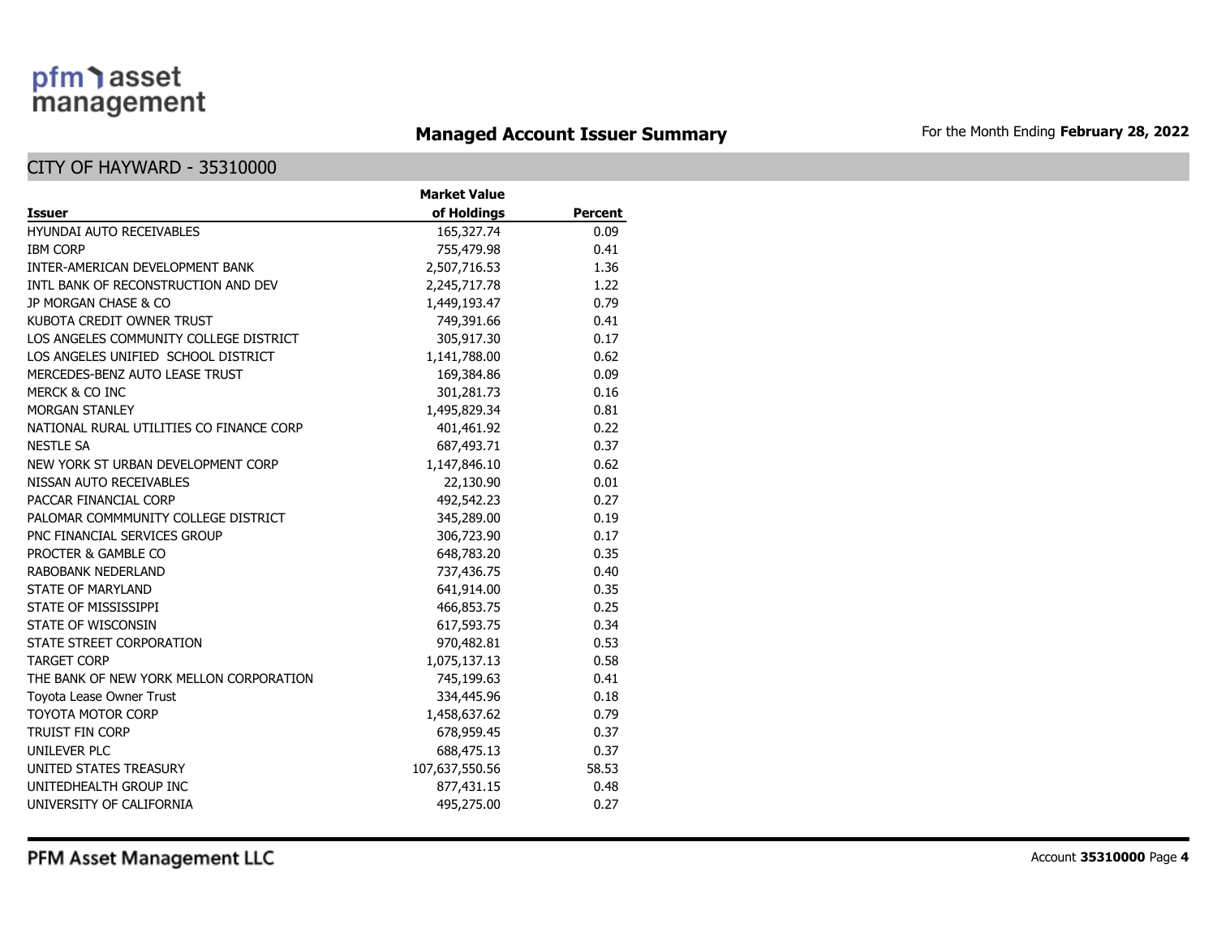## Managed Account Issuer Summary

For the Month Ending **February 28, 2022**

### CITY OF HAYWARD - 35310000

| Issuer | Market Value of Holdings | Percent |
|---|---:|---:|
| HYUNDAI AUTO RECEIVABLES | 165,327.74 | 0.09 |
| IBM CORP | 755,479.98 | 0.41 |
| INTER-AMERICAN DEVELOPMENT BANK | 2,507,716.53 | 1.36 |
| INTL BANK OF RECONSTRUCTION AND DEV | 2,245,717.78 | 1.22 |
| JP MORGAN CHASE & CO | 1,449,193.47 | 0.79 |
| KUBOTA CREDIT OWNER TRUST | 749,391.66 | 0.41 |
| LOS ANGELES COMMUNITY COLLEGE DISTRICT | 305,917.30 | 0.17 |
| LOS ANGELES UNIFIED SCHOOL DISTRICT | 1,141,788.00 | 0.62 |
| MERCEDES-BENZ AUTO LEASE TRUST | 169,384.86 | 0.09 |
| MERCK & CO INC | 301,281.73 | 0.16 |
| MORGAN STANLEY | 1,495,829.34 | 0.81 |
| NATIONAL RURAL UTILITIES CO FINANCE CORP | 401,461.92 | 0.22 |
| NESTLE SA | 687,493.71 | 0.37 |
| NEW YORK ST URBAN DEVELOPMENT CORP | 1,147,846.10 | 0.62 |
| NISSAN AUTO RECEIVABLES | 22,130.90 | 0.01 |
| PACCAR FINANCIAL CORP | 492,542.23 | 0.27 |
| PALOMAR COMMMUNITY COLLEGE DISTRICT | 345,289.00 | 0.19 |
| PNC FINANCIAL SERVICES GROUP | 306,723.90 | 0.17 |
| PROCTER & GAMBLE CO | 648,783.20 | 0.35 |
| RABOBANK NEDERLAND | 737,436.75 | 0.40 |
| STATE OF MARYLAND | 641,914.00 | 0.35 |
| STATE OF MISSISSIPPI | 466,853.75 | 0.25 |
| STATE OF WISCONSIN | 617,593.75 | 0.34 |
| STATE STREET CORPORATION | 970,482.81 | 0.53 |
| TARGET CORP | 1,075,137.13 | 0.58 |
| THE BANK OF NEW YORK MELLON CORPORATION | 745,199.63 | 0.41 |
| Toyota Lease Owner Trust | 334,445.96 | 0.18 |
| TOYOTA MOTOR CORP | 1,458,637.62 | 0.79 |
| TRUIST FIN CORP | 678,959.45 | 0.37 |
| UNILEVER PLC | 688,475.13 | 0.37 |
| UNITED STATES TREASURY | 107,637,550.56 | 58.53 |
| UNITEDHEALTH GROUP INC | 877,431.15 | 0.48 |
| UNIVERSITY OF CALIFORNIA | 495,275.00 | 0.27 |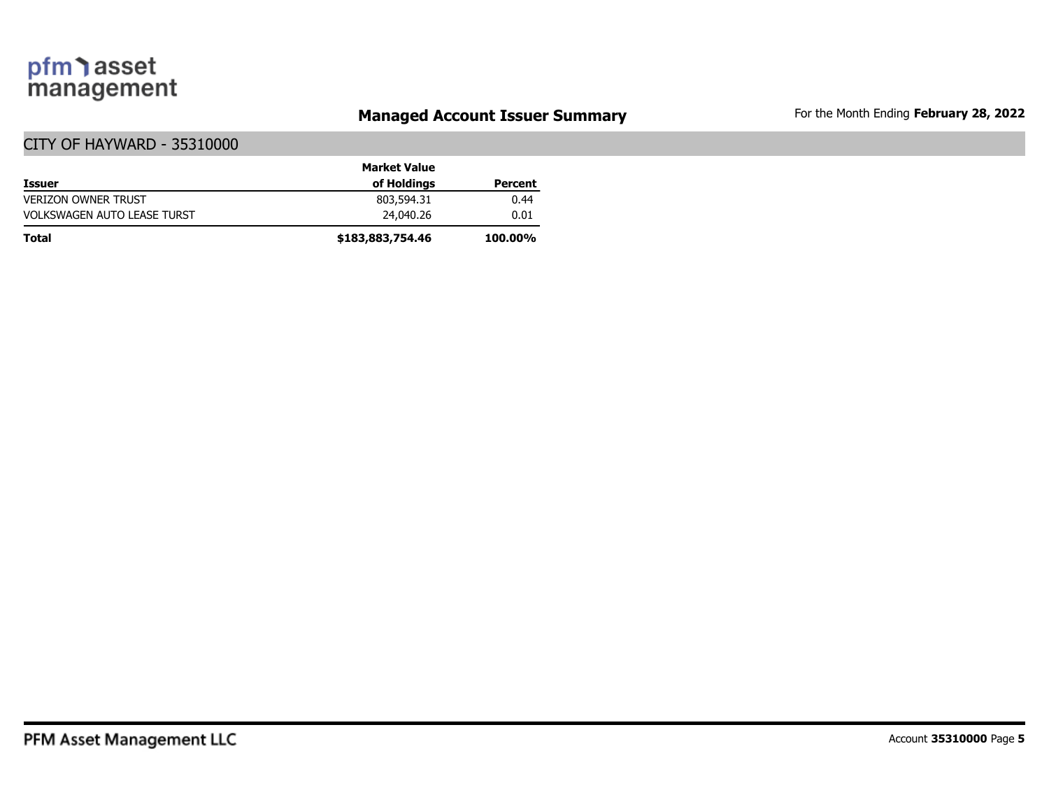## Managed Account Issuer Summary

For the Month Ending **February 28, 2022**

### CITY OF HAYWARD - 35310000

| Issuer | Market Value of Holdings | Percent |
|---|---|---|
| VERIZON OWNER TRUST | 803,594.31 | 0.44 |
| VOLKSWAGEN AUTO LEASE TURST | 24,040.26 | 0.01 |
| **Total** | **$183,883,754.46** | **100.00%** |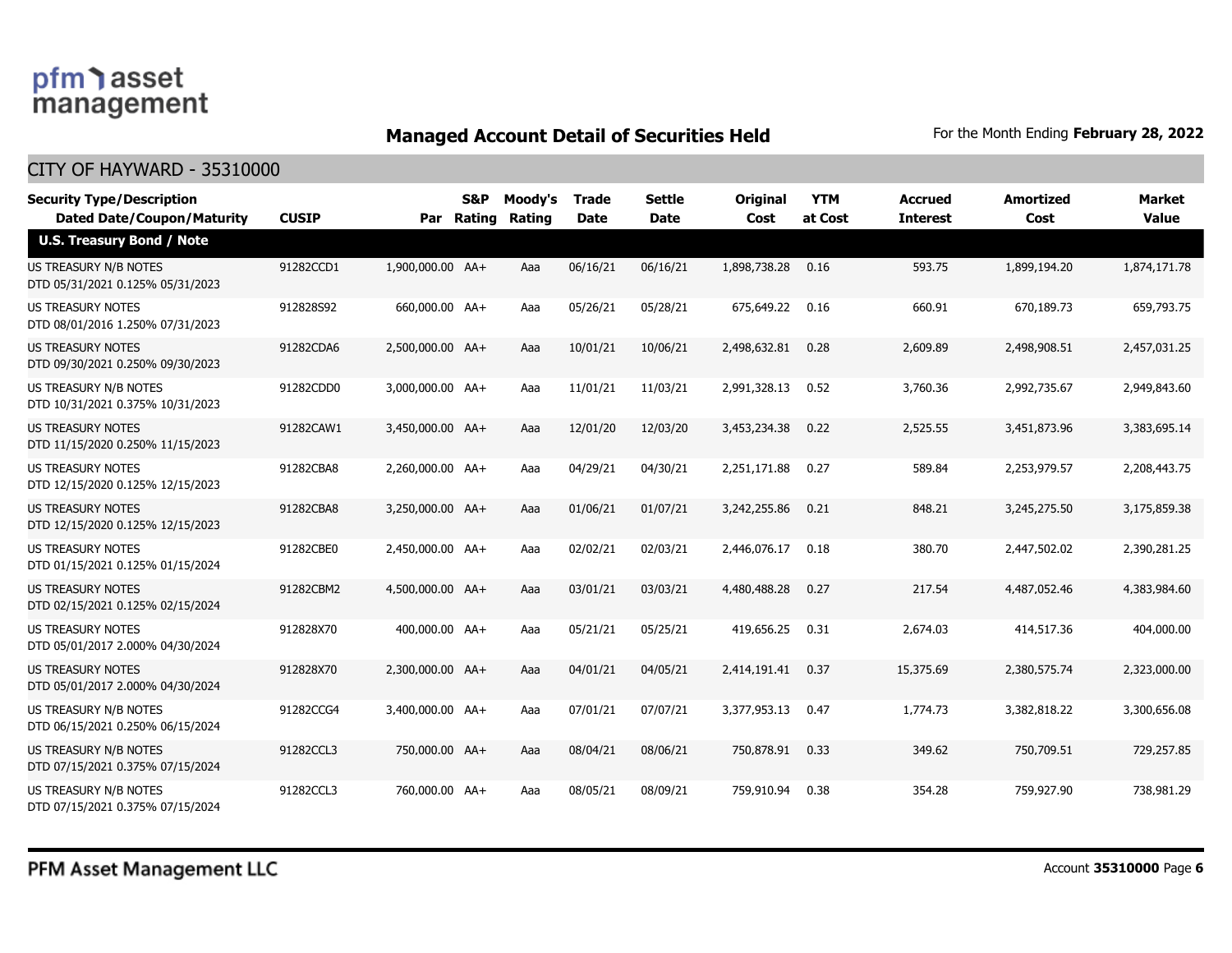## Managed Account Detail of Securities Held

For the Month Ending **February 28, 2022**

CITY OF HAYWARD - 35310000

| Security Type/Description Dated Date/Coupon/Maturity | CUSIP | Par | S&P Rating | Moody's Rating | Trade Date | Settle Date | Original Cost | YTM at Cost | Accrued Interest | Amortized Cost | Market Value |
|---|---|---|---|---|---|---|---|---|---|---|---|
| **U.S. Treasury Bond / Note** | | | | | | | | | | | |
| US TREASURY N/B NOTES DTD 05/31/2021 0.125% 05/31/2023 | 91282CCD1 | 1,900,000.00 | AA+ | Aaa | 06/16/21 | 06/16/21 | 1,898,738.28 | 0.16 | 593.75 | 1,899,194.20 | 1,874,171.78 |
| US TREASURY NOTES DTD 08/01/2016 1.250% 07/31/2023 | 912828S92 | 660,000.00 | AA+ | Aaa | 05/26/21 | 05/28/21 | 675,649.22 | 0.16 | 660.91 | 670,189.73 | 659,793.75 |
| US TREASURY NOTES DTD 09/30/2021 0.250% 09/30/2023 | 91282CDA6 | 2,500,000.00 | AA+ | Aaa | 10/01/21 | 10/06/21 | 2,498,632.81 | 0.28 | 2,609.89 | 2,498,908.51 | 2,457,031.25 |
| US TREASURY N/B NOTES DTD 10/31/2021 0.375% 10/31/2023 | 91282CDD0 | 3,000,000.00 | AA+ | Aaa | 11/01/21 | 11/03/21 | 2,991,328.13 | 0.52 | 3,760.36 | 2,992,735.67 | 2,949,843.60 |
| US TREASURY NOTES DTD 11/15/2020 0.250% 11/15/2023 | 91282CAW1 | 3,450,000.00 | AA+ | Aaa | 12/01/20 | 12/03/20 | 3,453,234.38 | 0.22 | 2,525.55 | 3,451,873.96 | 3,383,695.14 |
| US TREASURY NOTES DTD 12/15/2020 0.125% 12/15/2023 | 91282CBA8 | 2,260,000.00 | AA+ | Aaa | 04/29/21 | 04/30/21 | 2,251,171.88 | 0.27 | 589.84 | 2,253,979.57 | 2,208,443.75 |
| US TREASURY NOTES DTD 12/15/2020 0.125% 12/15/2023 | 91282CBA8 | 3,250,000.00 | AA+ | Aaa | 01/06/21 | 01/07/21 | 3,242,255.86 | 0.21 | 848.21 | 3,245,275.50 | 3,175,859.38 |
| US TREASURY NOTES DTD 01/15/2021 0.125% 01/15/2024 | 91282CBE0 | 2,450,000.00 | AA+ | Aaa | 02/02/21 | 02/03/21 | 2,446,076.17 | 0.18 | 380.70 | 2,447,502.02 | 2,390,281.25 |
| US TREASURY NOTES DTD 02/15/2021 0.125% 02/15/2024 | 91282CBM2 | 4,500,000.00 | AA+ | Aaa | 03/01/21 | 03/03/21 | 4,480,488.28 | 0.27 | 217.54 | 4,487,052.46 | 4,383,984.60 |
| US TREASURY NOTES DTD 05/01/2017 2.000% 04/30/2024 | 912828X70 | 400,000.00 | AA+ | Aaa | 05/21/21 | 05/25/21 | 419,656.25 | 0.31 | 2,674.03 | 414,517.36 | 404,000.00 |
| US TREASURY NOTES DTD 05/01/2017 2.000% 04/30/2024 | 912828X70 | 2,300,000.00 | AA+ | Aaa | 04/01/21 | 04/05/21 | 2,414,191.41 | 0.37 | 15,375.69 | 2,380,575.74 | 2,323,000.00 |
| US TREASURY N/B NOTES DTD 06/15/2021 0.250% 06/15/2024 | 91282CCG4 | 3,400,000.00 | AA+ | Aaa | 07/01/21 | 07/07/21 | 3,377,953.13 | 0.47 | 1,774.73 | 3,382,818.22 | 3,300,656.08 |
| US TREASURY N/B NOTES DTD 07/15/2021 0.375% 07/15/2024 | 91282CCL3 | 750,000.00 | AA+ | Aaa | 08/04/21 | 08/06/21 | 750,878.91 | 0.33 | 349.62 | 750,709.51 | 729,257.85 |
| US TREASURY N/B NOTES DTD 07/15/2021 0.375% 07/15/2024 | 91282CCL3 | 760,000.00 | AA+ | Aaa | 08/05/21 | 08/09/21 | 759,910.94 | 0.38 | 354.28 | 759,927.90 | 738,981.29 |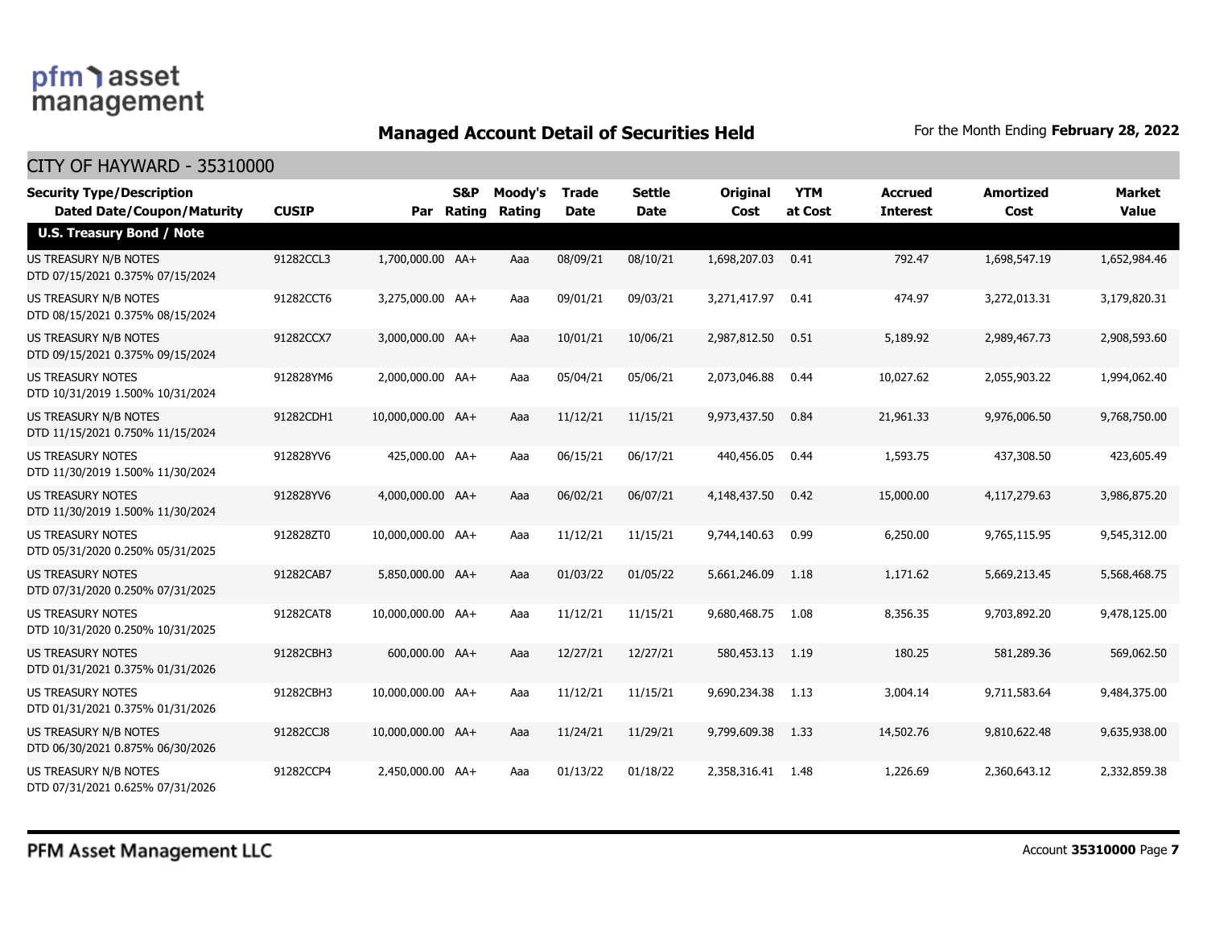## Managed Account Detail of Securities Held

For the Month Ending **February 28, 2022**

CITY OF HAYWARD - 35310000

| Security Type/Description Dated Date/Coupon/Maturity | CUSIP | Par | S&P Rating | Moody's Rating | Trade Date | Settle Date | Original Cost | YTM at Cost | Accrued Interest | Amortized Cost | Market Value |
|---|---|---|---|---|---|---|---|---|---|---|---|
| **U.S. Treasury Bond / Note** | | | | | | | | | | | |
| US TREASURY N/B NOTES DTD 07/15/2021 0.375% 07/15/2024 | 91282CCL3 | 1,700,000.00 | AA+ | Aaa | 08/09/21 | 08/10/21 | 1,698,207.03 | 0.41 | 792.47 | 1,698,547.19 | 1,652,984.46 |
| US TREASURY N/B NOTES DTD 08/15/2021 0.375% 08/15/2024 | 91282CCT6 | 3,275,000.00 | AA+ | Aaa | 09/01/21 | 09/03/21 | 3,271,417.97 | 0.41 | 474.97 | 3,272,013.31 | 3,179,820.31 |
| US TREASURY N/B NOTES DTD 09/15/2021 0.375% 09/15/2024 | 91282CCX7 | 3,000,000.00 | AA+ | Aaa | 10/01/21 | 10/06/21 | 2,987,812.50 | 0.51 | 5,189.92 | 2,989,467.73 | 2,908,593.60 |
| US TREASURY NOTES DTD 10/31/2019 1.500% 10/31/2024 | 912828YM6 | 2,000,000.00 | AA+ | Aaa | 05/04/21 | 05/06/21 | 2,073,046.88 | 0.44 | 10,027.62 | 2,055,903.22 | 1,994,062.40 |
| US TREASURY N/B NOTES DTD 11/15/2021 0.750% 11/15/2024 | 91282CDH1 | 10,000,000.00 | AA+ | Aaa | 11/12/21 | 11/15/21 | 9,973,437.50 | 0.84 | 21,961.33 | 9,976,006.50 | 9,768,750.00 |
| US TREASURY NOTES DTD 11/30/2019 1.500% 11/30/2024 | 912828YV6 | 425,000.00 | AA+ | Aaa | 06/15/21 | 06/17/21 | 440,456.05 | 0.44 | 1,593.75 | 437,308.50 | 423,605.49 |
| US TREASURY NOTES DTD 11/30/2019 1.500% 11/30/2024 | 912828YV6 | 4,000,000.00 | AA+ | Aaa | 06/02/21 | 06/07/21 | 4,148,437.50 | 0.42 | 15,000.00 | 4,117,279.63 | 3,986,875.20 |
| US TREASURY NOTES DTD 05/31/2020 0.250% 05/31/2025 | 912828ZT0 | 10,000,000.00 | AA+ | Aaa | 11/12/21 | 11/15/21 | 9,744,140.63 | 0.99 | 6,250.00 | 9,765,115.95 | 9,545,312.00 |
| US TREASURY NOTES DTD 07/31/2020 0.250% 07/31/2025 | 91282CAB7 | 5,850,000.00 | AA+ | Aaa | 01/03/22 | 01/05/22 | 5,661,246.09 | 1.18 | 1,171.62 | 5,669,213.45 | 5,568,468.75 |
| US TREASURY NOTES DTD 10/31/2020 0.250% 10/31/2025 | 91282CAT8 | 10,000,000.00 | AA+ | Aaa | 11/12/21 | 11/15/21 | 9,680,468.75 | 1.08 | 8,356.35 | 9,703,892.20 | 9,478,125.00 |
| US TREASURY NOTES DTD 01/31/2021 0.375% 01/31/2026 | 91282CBH3 | 600,000.00 | AA+ | Aaa | 12/27/21 | 12/27/21 | 580,453.13 | 1.19 | 180.25 | 581,289.36 | 569,062.50 |
| US TREASURY NOTES DTD 01/31/2021 0.375% 01/31/2026 | 91282CBH3 | 10,000,000.00 | AA+ | Aaa | 11/12/21 | 11/15/21 | 9,690,234.38 | 1.13 | 3,004.14 | 9,711,583.64 | 9,484,375.00 |
| US TREASURY N/B NOTES DTD 06/30/2021 0.875% 06/30/2026 | 91282CCJ8 | 10,000,000.00 | AA+ | Aaa | 11/24/21 | 11/29/21 | 9,799,609.38 | 1.33 | 14,502.76 | 9,810,622.48 | 9,635,938.00 |
| US TREASURY N/B NOTES DTD 07/31/2021 0.625% 07/31/2026 | 91282CCP4 | 2,450,000.00 | AA+ | Aaa | 01/13/22 | 01/18/22 | 2,358,316.41 | 1.48 | 1,226.69 | 2,360,643.12 | 2,332,859.38 |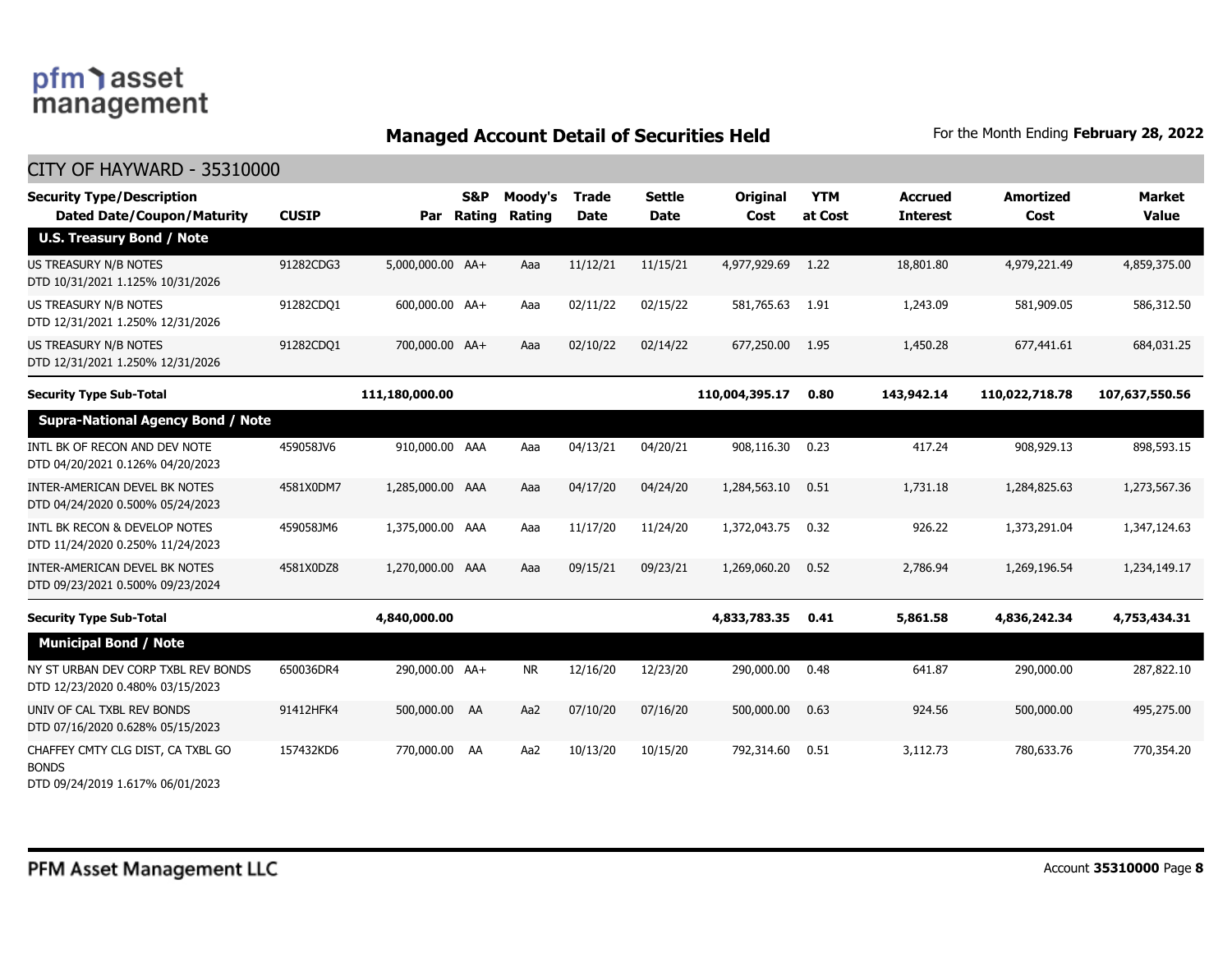## Managed Account Detail of Securities Held

For the Month Ending **February 28, 2022**

CITY OF HAYWARD - 35310000

| Security Type/Description Dated Date/Coupon/Maturity | CUSIP | Par | S&P Rating | Moody's Rating | Trade Date | Settle Date | Original Cost | YTM at Cost | Accrued Interest | Amortized Cost | Market Value |
|---|---|---|---|---|---|---|---|---|---|---|---|
| **U.S. Treasury Bond / Note** | | | | | | | | | | | |
| US TREASURY N/B NOTES DTD 10/31/2021 1.125% 10/31/2026 | 91282CDG3 | 5,000,000.00 | AA+ | Aaa | 11/12/21 | 11/15/21 | 4,977,929.69 | 1.22 | 18,801.80 | 4,979,221.49 | 4,859,375.00 |
| US TREASURY N/B NOTES DTD 12/31/2021 1.250% 12/31/2026 | 91282CDQ1 | 600,000.00 | AA+ | Aaa | 02/11/22 | 02/15/22 | 581,765.63 | 1.91 | 1,243.09 | 581,909.05 | 586,312.50 |
| US TREASURY N/B NOTES DTD 12/31/2021 1.250% 12/31/2026 | 91282CDQ1 | 700,000.00 | AA+ | Aaa | 02/10/22 | 02/14/22 | 677,250.00 | 1.95 | 1,450.28 | 677,441.61 | 684,031.25 |
| **Security Type Sub-Total** | | **111,180,000.00** | | | | | **110,004,395.17** | **0.80** | **143,942.14** | **110,022,718.78** | **107,637,550.56** |
| **Supra-National Agency Bond / Note** | | | | | | | | | | | |
| INTL BK OF RECON AND DEV NOTE DTD 04/20/2021 0.126% 04/20/2023 | 459058JV6 | 910,000.00 | AAA | Aaa | 04/13/21 | 04/20/21 | 908,116.30 | 0.23 | 417.24 | 908,929.13 | 898,593.15 |
| INTER-AMERICAN DEVEL BK NOTES DTD 04/24/2020 0.500% 05/24/2023 | 4581X0DM7 | 1,285,000.00 | AAA | Aaa | 04/17/20 | 04/24/20 | 1,284,563.10 | 0.51 | 1,731.18 | 1,284,825.63 | 1,273,567.36 |
| INTL BK RECON & DEVELOP NOTES DTD 11/24/2020 0.250% 11/24/2023 | 459058JM6 | 1,375,000.00 | AAA | Aaa | 11/17/20 | 11/24/20 | 1,372,043.75 | 0.32 | 926.22 | 1,373,291.04 | 1,347,124.63 |
| INTER-AMERICAN DEVEL BK NOTES DTD 09/23/2021 0.500% 09/23/2024 | 4581X0DZ8 | 1,270,000.00 | AAA | Aaa | 09/15/21 | 09/23/21 | 1,269,060.20 | 0.52 | 2,786.94 | 1,269,196.54 | 1,234,149.17 |
| **Security Type Sub-Total** | | **4,840,000.00** | | | | | **4,833,783.35** | **0.41** | **5,861.58** | **4,836,242.34** | **4,753,434.31** |
| **Municipal Bond / Note** | | | | | | | | | | | |
| NY ST URBAN DEV CORP TXBL REV BONDS DTD 12/23/2020 0.480% 03/15/2023 | 650036DR4 | 290,000.00 | AA+ | NR | 12/16/20 | 12/23/20 | 290,000.00 | 0.48 | 641.87 | 290,000.00 | 287,822.10 |
| UNIV OF CAL TXBL REV BONDS DTD 07/16/2020 0.628% 05/15/2023 | 91412HFK4 | 500,000.00 | AA | Aa2 | 07/10/20 | 07/16/20 | 500,000.00 | 0.63 | 924.56 | 500,000.00 | 495,275.00 |
| CHAFFEY CMTY CLG DIST, CA TXBL GO BONDS DTD 09/24/2019 1.617% 06/01/2023 | 157432KD6 | 770,000.00 | AA | Aa2 | 10/13/20 | 10/15/20 | 792,314.60 | 0.51 | 3,112.73 | 780,633.76 | 770,354.20 |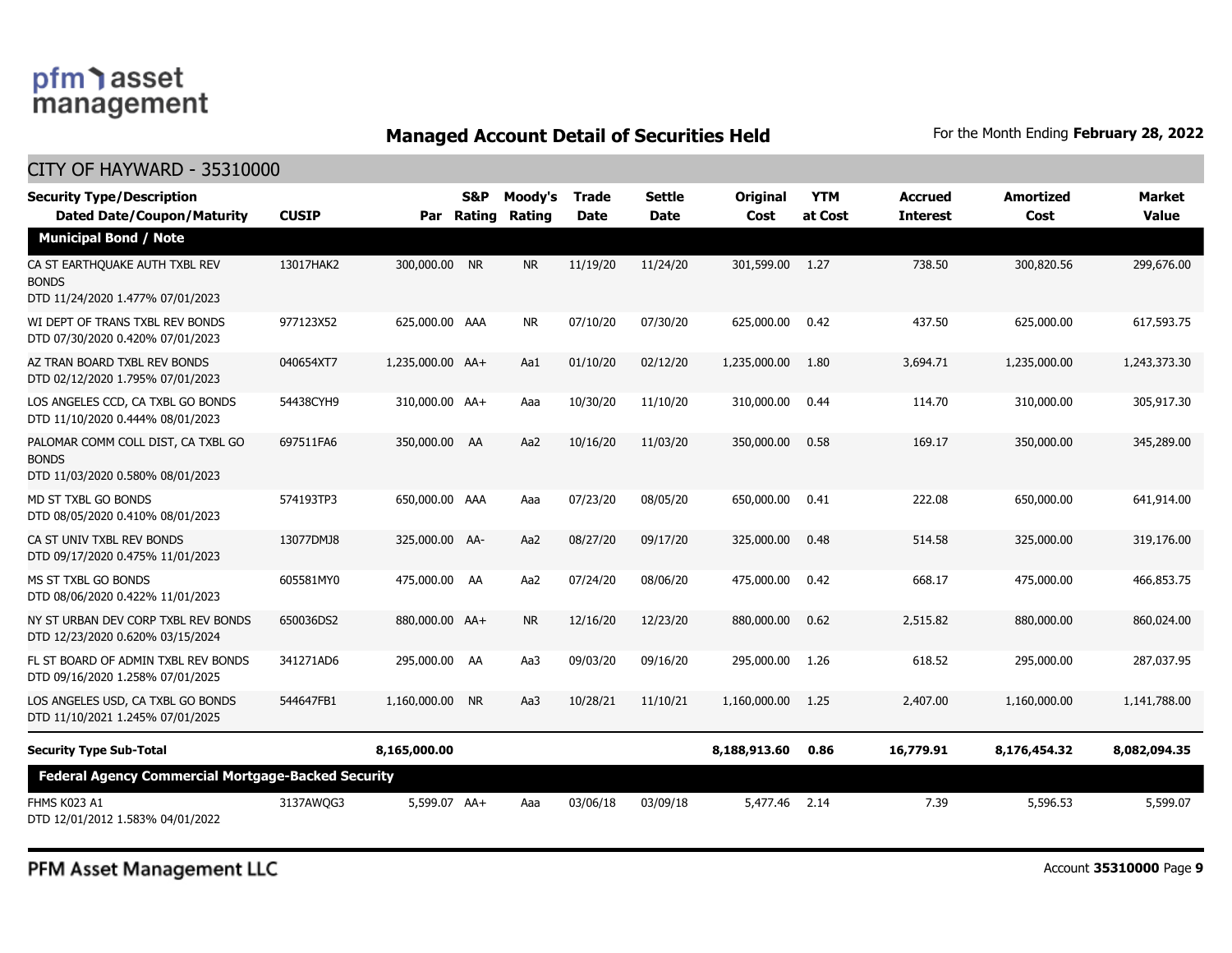## Managed Account Detail of Securities Held

For the Month Ending **February 28, 2022**

CITY OF HAYWARD - 35310000

| Security Type/Description Dated Date/Coupon/Maturity | CUSIP | Par | S&P Rating | Moody's Rating | Trade Date | Settle Date | Original Cost | YTM at Cost | Accrued Interest | Amortized Cost | Market Value |
|---|---|---|---|---|---|---|---|---|---|---|---|
| **Municipal Bond / Note** | | | | | | | | | | | |
| CA ST EARTHQUAKE AUTH TXBL REV BONDS DTD 11/24/2020 1.477% 07/01/2023 | 13017HAK2 | 300,000.00 | NR | NR | 11/19/20 | 11/24/20 | 301,599.00 | 1.27 | 738.50 | 300,820.56 | 299,676.00 |
| WI DEPT OF TRANS TXBL REV BONDS DTD 07/30/2020 0.420% 07/01/2023 | 977123X52 | 625,000.00 | AAA | NR | 07/10/20 | 07/30/20 | 625,000.00 | 0.42 | 437.50 | 625,000.00 | 617,593.75 |
| AZ TRAN BOARD TXBL REV BONDS DTD 02/12/2020 1.795% 07/01/2023 | 040654XT7 | 1,235,000.00 | AA+ | Aa1 | 01/10/20 | 02/12/20 | 1,235,000.00 | 1.80 | 3,694.71 | 1,235,000.00 | 1,243,373.30 |
| LOS ANGELES CCD, CA TXBL GO BONDS DTD 11/10/2020 0.444% 08/01/2023 | 54438CYH9 | 310,000.00 | AA+ | Aaa | 10/30/20 | 11/10/20 | 310,000.00 | 0.44 | 114.70 | 310,000.00 | 305,917.30 |
| PALOMAR COMM COLL DIST, CA TXBL GO BONDS DTD 11/03/2020 0.580% 08/01/2023 | 697511FA6 | 350,000.00 | AA | Aa2 | 10/16/20 | 11/03/20 | 350,000.00 | 0.58 | 169.17 | 350,000.00 | 345,289.00 |
| MD ST TXBL GO BONDS DTD 08/05/2020 0.410% 08/01/2023 | 574193TP3 | 650,000.00 | AAA | Aaa | 07/23/20 | 08/05/20 | 650,000.00 | 0.41 | 222.08 | 650,000.00 | 641,914.00 |
| CA ST UNIV TXBL REV BONDS DTD 09/17/2020 0.475% 11/01/2023 | 13077DMJ8 | 325,000.00 | AA- | Aa2 | 08/27/20 | 09/17/20 | 325,000.00 | 0.48 | 514.58 | 325,000.00 | 319,176.00 |
| MS ST TXBL GO BONDS DTD 08/06/2020 0.422% 11/01/2023 | 605581MY0 | 475,000.00 | AA | Aa2 | 07/24/20 | 08/06/20 | 475,000.00 | 0.42 | 668.17 | 475,000.00 | 466,853.75 |
| NY ST URBAN DEV CORP TXBL REV BONDS DTD 12/23/2020 0.620% 03/15/2024 | 650036DS2 | 880,000.00 | AA+ | NR | 12/16/20 | 12/23/20 | 880,000.00 | 0.62 | 2,515.82 | 880,000.00 | 860,024.00 |
| FL ST BOARD OF ADMIN TXBL REV BONDS DTD 09/16/2020 1.258% 07/01/2025 | 341271AD6 | 295,000.00 | AA | Aa3 | 09/03/20 | 09/16/20 | 295,000.00 | 1.26 | 618.52 | 295,000.00 | 287,037.95 |
| LOS ANGELES USD, CA TXBL GO BONDS DTD 11/10/2021 1.245% 07/01/2025 | 544647FB1 | 1,160,000.00 | NR | Aa3 | 10/28/21 | 11/10/21 | 1,160,000.00 | 1.25 | 2,407.00 | 1,160,000.00 | 1,141,788.00 |
| **Security Type Sub-Total** | | **8,165,000.00** | | | | | **8,188,913.60** | **0.86** | **16,779.91** | **8,176,454.32** | **8,082,094.35** |
| **Federal Agency Commercial Mortgage-Backed Security** | | | | | | | | | | | |
| FHMS K023 A1 DTD 12/01/2012 1.583% 04/01/2022 | 3137AWQG3 | 5,599.07 | AA+ | Aaa | 03/06/18 | 03/09/18 | 5,477.46 | 2.14 | 7.39 | 5,596.53 | 5,599.07 |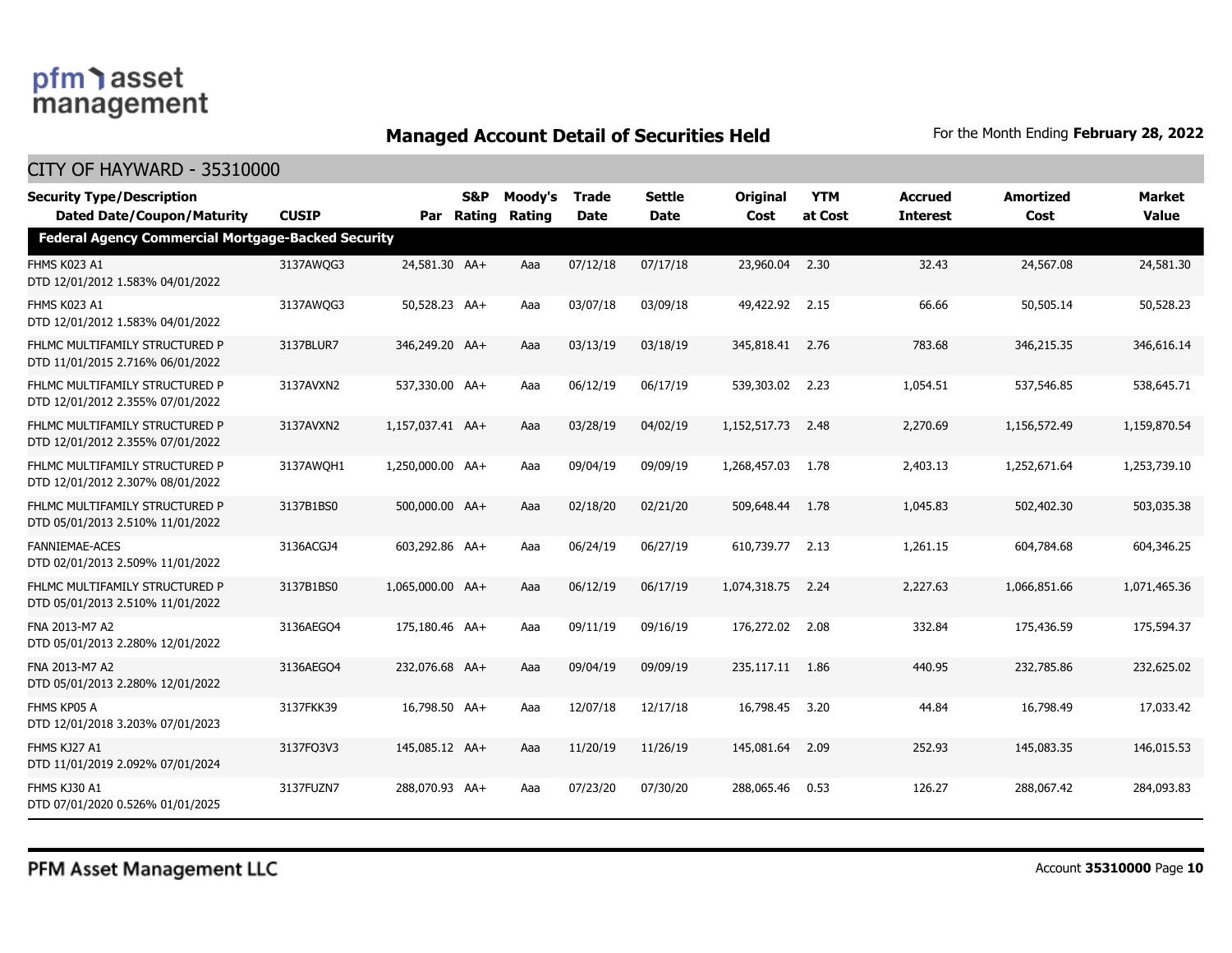## Managed Account Detail of Securities Held

For the Month Ending **February 28, 2022**

CITY OF HAYWARD - 35310000

| Security Type/Description Dated Date/Coupon/Maturity | CUSIP | Par | S&P Rating | Moody's Rating | Trade Date | Settle Date | Original Cost | YTM at Cost | Accrued Interest | Amortized Cost | Market Value |
|---|---|---|---|---|---|---|---|---|---|---|---|
| **Federal Agency Commercial Mortgage-Backed Security** | | | | | | | | | | | |
| FHMS K023 A1<br>DTD 12/01/2012 1.583% 04/01/2022 | 3137AWQG3 | 24,581.30 | AA+ | Aaa | 07/12/18 | 07/17/18 | 23,960.04 | 2.30 | 32.43 | 24,567.08 | 24,581.30 |
| FHMS K023 A1<br>DTD 12/01/2012 1.583% 04/01/2022 | 3137AWQG3 | 50,528.23 | AA+ | Aaa | 03/07/18 | 03/09/18 | 49,422.92 | 2.15 | 66.66 | 50,505.14 | 50,528.23 |
| FHLMC MULTIFAMILY STRUCTURED P<br>DTD 11/01/2015 2.716% 06/01/2022 | 3137BLUR7 | 346,249.20 | AA+ | Aaa | 03/13/19 | 03/18/19 | 345,818.41 | 2.76 | 783.68 | 346,215.35 | 346,616.14 |
| FHLMC MULTIFAMILY STRUCTURED P<br>DTD 12/01/2012 2.355% 07/01/2022 | 3137AVXN2 | 537,330.00 | AA+ | Aaa | 06/12/19 | 06/17/19 | 539,303.02 | 2.23 | 1,054.51 | 537,546.85 | 538,645.71 |
| FHLMC MULTIFAMILY STRUCTURED P<br>DTD 12/01/2012 2.355% 07/01/2022 | 3137AVXN2 | 1,157,037.41 | AA+ | Aaa | 03/28/19 | 04/02/19 | 1,152,517.73 | 2.48 | 2,270.69 | 1,156,572.49 | 1,159,870.54 |
| FHLMC MULTIFAMILY STRUCTURED P<br>DTD 12/01/2012 2.307% 08/01/2022 | 3137AWQH1 | 1,250,000.00 | AA+ | Aaa | 09/04/19 | 09/09/19 | 1,268,457.03 | 1.78 | 2,403.13 | 1,252,671.64 | 1,253,739.10 |
| FHLMC MULTIFAMILY STRUCTURED P<br>DTD 05/01/2013 2.510% 11/01/2022 | 3137B1BS0 | 500,000.00 | AA+ | Aaa | 02/18/20 | 02/21/20 | 509,648.44 | 1.78 | 1,045.83 | 502,402.30 | 503,035.38 |
| FANNIEMAE-ACES<br>DTD 02/01/2013 2.509% 11/01/2022 | 3136ACGJ4 | 603,292.86 | AA+ | Aaa | 06/24/19 | 06/27/19 | 610,739.77 | 2.13 | 1,261.15 | 604,784.68 | 604,346.25 |
| FHLMC MULTIFAMILY STRUCTURED P<br>DTD 05/01/2013 2.510% 11/01/2022 | 3137B1BS0 | 1,065,000.00 | AA+ | Aaa | 06/12/19 | 06/17/19 | 1,074,318.75 | 2.24 | 2,227.63 | 1,066,851.66 | 1,071,465.36 |
| FNA 2013-M7 A2<br>DTD 05/01/2013 2.280% 12/01/2022 | 3136AEGO4 | 175,180.46 | AA+ | Aaa | 09/11/19 | 09/16/19 | 176,272.02 | 2.08 | 332.84 | 175,436.59 | 175,594.37 |
| FNA 2013-M7 A2<br>DTD 05/01/2013 2.280% 12/01/2022 | 3136AEGO4 | 232,076.68 | AA+ | Aaa | 09/04/19 | 09/09/19 | 235,117.11 | 1.86 | 440.95 | 232,785.86 | 232,625.02 |
| FHMS KP05 A<br>DTD 12/01/2018 3.203% 07/01/2023 | 3137FKK39 | 16,798.50 | AA+ | Aaa | 12/07/18 | 12/17/18 | 16,798.45 | 3.20 | 44.84 | 16,798.49 | 17,033.42 |
| FHMS KJ27 A1<br>DTD 11/01/2019 2.092% 07/01/2024 | 3137FQ3V3 | 145,085.12 | AA+ | Aaa | 11/20/19 | 11/26/19 | 145,081.64 | 2.09 | 252.93 | 145,083.35 | 146,015.53 |
| FHMS KJ30 A1<br>DTD 07/01/2020 0.526% 01/01/2025 | 3137FUZN7 | 288,070.93 | AA+ | Aaa | 07/23/20 | 07/30/20 | 288,065.46 | 0.53 | 126.27 | 288,067.42 | 284,093.83 |

PFM Asset Management LLC

Account **35310000**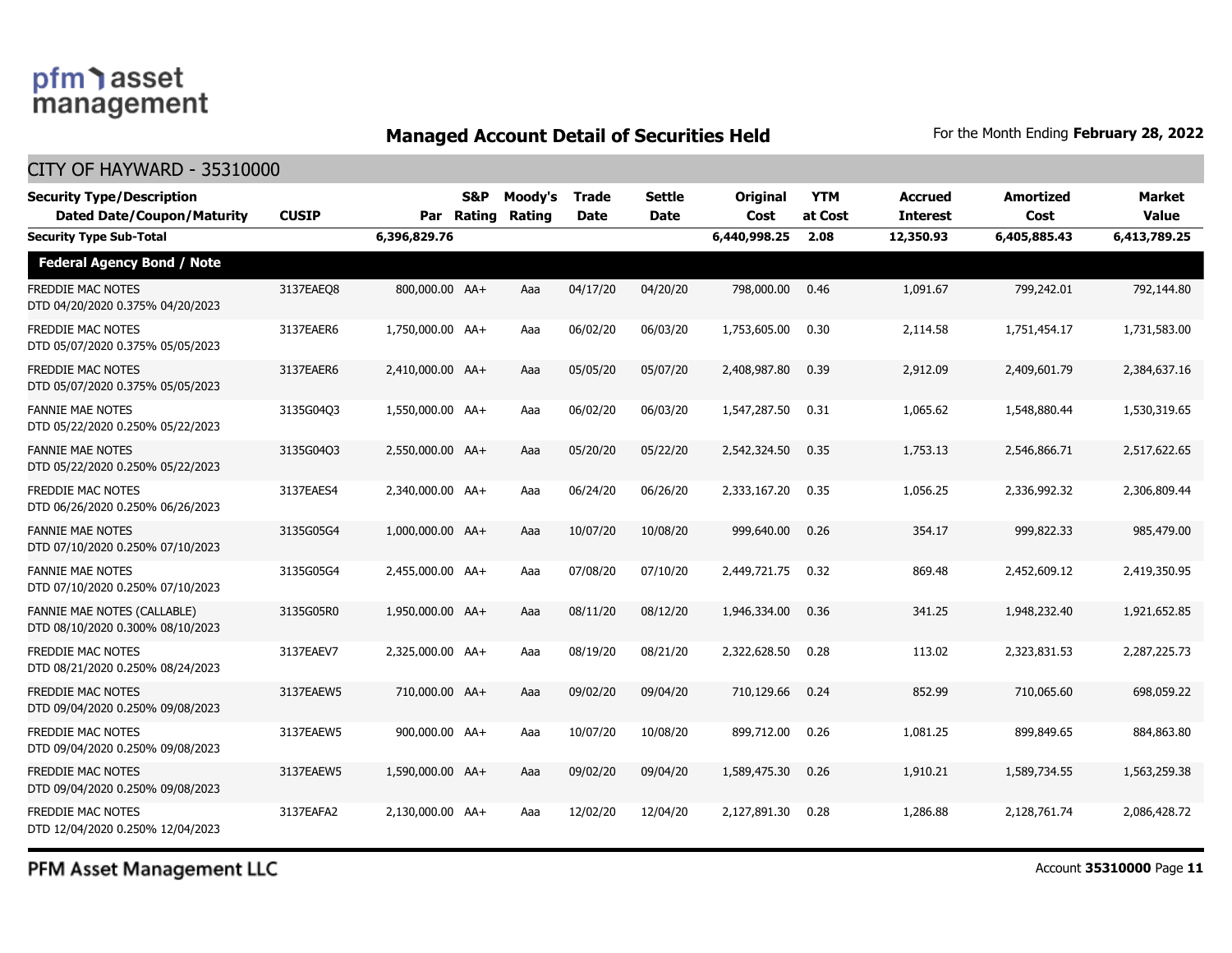## Managed Account Detail of Securities Held

For the Month Ending **February 28, 2022**

CITY OF HAYWARD - 35310000

| Security Type/Description Dated Date/Coupon/Maturity | CUSIP | Par | S&P Rating | Moody's Rating | Trade Date | Settle Date | Original Cost | YTM at Cost | Accrued Interest | Amortized Cost | Market Value |
|---|---|---|---|---|---|---|---|---|---|---|---|
| **Security Type Sub-Total** | | **6,396,829.76** | | | | | **6,440,998.25** | **2.08** | **12,350.93** | **6,405,885.43** | **6,413,789.25** |
| **Federal Agency Bond / Note** | | | | | | | | | | | |
| FREDDIE MAC NOTES DTD 04/20/2020 0.375% 04/20/2023 | 3137EAEQ8 | 800,000.00 | AA+ | Aaa | 04/17/20 | 04/20/20 | 798,000.00 | 0.46 | 1,091.67 | 799,242.01 | 792,144.80 |
| FREDDIE MAC NOTES DTD 05/07/2020 0.375% 05/05/2023 | 3137EAER6 | 1,750,000.00 | AA+ | Aaa | 06/02/20 | 06/03/20 | 1,753,605.00 | 0.30 | 2,114.58 | 1,751,454.17 | 1,731,583.00 |
| FREDDIE MAC NOTES DTD 05/07/2020 0.375% 05/05/2023 | 3137EAER6 | 2,410,000.00 | AA+ | Aaa | 05/05/20 | 05/07/20 | 2,408,987.80 | 0.39 | 2,912.09 | 2,409,601.79 | 2,384,637.16 |
| FANNIE MAE NOTES DTD 05/22/2020 0.250% 05/22/2023 | 3135G04Q3 | 1,550,000.00 | AA+ | Aaa | 06/02/20 | 06/03/20 | 1,547,287.50 | 0.31 | 1,065.62 | 1,548,880.44 | 1,530,319.65 |
| FANNIE MAE NOTES DTD 05/22/2020 0.250% 05/22/2023 | 3135G04Q3 | 2,550,000.00 | AA+ | Aaa | 05/20/20 | 05/22/20 | 2,542,324.50 | 0.35 | 1,753.13 | 2,546,866.71 | 2,517,622.65 |
| FREDDIE MAC NOTES DTD 06/26/2020 0.250% 06/26/2023 | 3137EAES4 | 2,340,000.00 | AA+ | Aaa | 06/24/20 | 06/26/20 | 2,333,167.20 | 0.35 | 1,056.25 | 2,336,992.32 | 2,306,809.44 |
| FANNIE MAE NOTES DTD 07/10/2020 0.250% 07/10/2023 | 3135G05G4 | 1,000,000.00 | AA+ | Aaa | 10/07/20 | 10/08/20 | 999,640.00 | 0.26 | 354.17 | 999,822.33 | 985,479.00 |
| FANNIE MAE NOTES DTD 07/10/2020 0.250% 07/10/2023 | 3135G05G4 | 2,455,000.00 | AA+ | Aaa | 07/08/20 | 07/10/20 | 2,449,721.75 | 0.32 | 869.48 | 2,452,609.12 | 2,419,350.95 |
| FANNIE MAE NOTES (CALLABLE) DTD 08/10/2020 0.300% 08/10/2023 | 3135G05R0 | 1,950,000.00 | AA+ | Aaa | 08/11/20 | 08/12/20 | 1,946,334.00 | 0.36 | 341.25 | 1,948,232.40 | 1,921,652.85 |
| FREDDIE MAC NOTES DTD 08/21/2020 0.250% 08/24/2023 | 3137EAEV7 | 2,325,000.00 | AA+ | Aaa | 08/19/20 | 08/21/20 | 2,322,628.50 | 0.28 | 113.02 | 2,323,831.53 | 2,287,225.73 |
| FREDDIE MAC NOTES DTD 09/04/2020 0.250% 09/08/2023 | 3137EAEW5 | 710,000.00 | AA+ | Aaa | 09/02/20 | 09/04/20 | 710,129.66 | 0.24 | 852.99 | 710,065.60 | 698,059.22 |
| FREDDIE MAC NOTES DTD 09/04/2020 0.250% 09/08/2023 | 3137EAEW5 | 900,000.00 | AA+ | Aaa | 10/07/20 | 10/08/20 | 899,712.00 | 0.26 | 1,081.25 | 899,849.65 | 884,863.80 |
| FREDDIE MAC NOTES DTD 09/04/2020 0.250% 09/08/2023 | 3137EAEW5 | 1,590,000.00 | AA+ | Aaa | 09/02/20 | 09/04/20 | 1,589,475.30 | 0.26 | 1,910.21 | 1,589,734.55 | 1,563,259.38 |
| FREDDIE MAC NOTES DTD 12/04/2020 0.250% 12/04/2023 | 3137EAFA2 | 2,130,000.00 | AA+ | Aaa | 12/02/20 | 12/04/20 | 2,127,891.30 | 0.28 | 1,286.88 | 2,128,761.74 | 2,086,428.72 |

PFM Asset Management LLC

Account **35310000**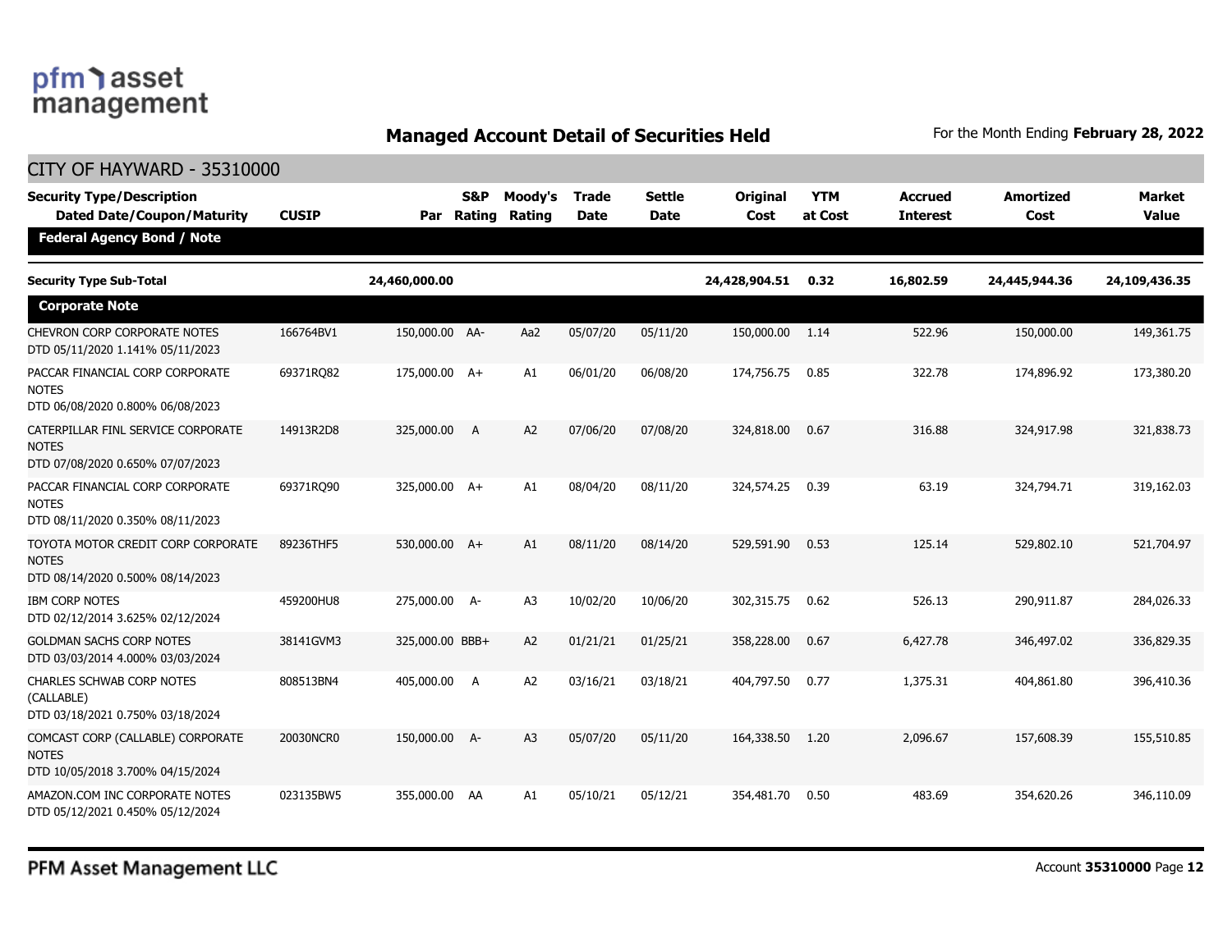## Managed Account Detail of Securities Held

For the Month Ending **February 28, 2022**

CITY OF HAYWARD - 35310000

| Security Type/Description Dated Date/Coupon/Maturity | CUSIP | Par | S&P Rating | Moody's Rating | Trade Date | Settle Date | Original Cost | YTM at Cost | Accrued Interest | Amortized Cost | Market Value |
|---|---|---|---|---|---|---|---|---|---|---|---|
| **Federal Agency Bond / Note** | | | | | | | | | | | |
| **Security Type Sub-Total** | | **24,460,000.00** | | | | | **24,428,904.51** | **0.32** | **16,802.59** | **24,445,944.36** | **24,109,436.35** |
| **Corporate Note** | | | | | | | | | | | |
| CHEVRON CORP CORPORATE NOTES DTD 05/11/2020 1.141% 05/11/2023 | 166764BV1 | 150,000.00 | AA- | Aa2 | 05/07/20 | 05/11/20 | 150,000.00 | 1.14 | 522.96 | 150,000.00 | 149,361.75 |
| PACCAR FINANCIAL CORP CORPORATE NOTES DTD 06/08/2020 0.800% 06/08/2023 | 69371RQ82 | 175,000.00 | A+ | A1 | 06/01/20 | 06/08/20 | 174,756.75 | 0.85 | 322.78 | 174,896.92 | 173,380.20 |
| CATERPILLAR FINL SERVICE CORPORATE NOTES DTD 07/08/2020 0.650% 07/07/2023 | 14913R2D8 | 325,000.00 | A | A2 | 07/06/20 | 07/08/20 | 324,818.00 | 0.67 | 316.88 | 324,917.98 | 321,838.73 |
| PACCAR FINANCIAL CORP CORPORATE NOTES DTD 08/11/2020 0.350% 08/11/2023 | 69371RQ90 | 325,000.00 | A+ | A1 | 08/04/20 | 08/11/20 | 324,574.25 | 0.39 | 63.19 | 324,794.71 | 319,162.03 |
| TOYOTA MOTOR CREDIT CORP CORPORATE NOTES DTD 08/14/2020 0.500% 08/14/2023 | 89236THF5 | 530,000.00 | A+ | A1 | 08/11/20 | 08/14/20 | 529,591.90 | 0.53 | 125.14 | 529,802.10 | 521,704.97 |
| IBM CORP NOTES DTD 02/12/2014 3.625% 02/12/2024 | 459200HU8 | 275,000.00 | A- | A3 | 10/02/20 | 10/06/20 | 302,315.75 | 0.62 | 526.13 | 290,911.87 | 284,026.33 |
| GOLDMAN SACHS CORP NOTES DTD 03/03/2014 4.000% 03/03/2024 | 38141GVM3 | 325,000.00 | BBB+ | A2 | 01/21/21 | 01/25/21 | 358,228.00 | 0.67 | 6,427.78 | 346,497.02 | 336,829.35 |
| CHARLES SCHWAB CORP NOTES (CALLABLE) DTD 03/18/2021 0.750% 03/18/2024 | 808513BN4 | 405,000.00 | A | A2 | 03/16/21 | 03/18/21 | 404,797.50 | 0.77 | 1,375.31 | 404,861.80 | 396,410.36 |
| COMCAST CORP (CALLABLE) CORPORATE NOTES DTD 10/05/2018 3.700% 04/15/2024 | 20030NCR0 | 150,000.00 | A- | A3 | 05/07/20 | 05/11/20 | 164,338.50 | 1.20 | 2,096.67 | 157,608.39 | 155,510.85 |
| AMAZON.COM INC CORPORATE NOTES DTD 05/12/2021 0.450% 05/12/2024 | 023135BW5 | 355,000.00 | AA | A1 | 05/10/21 | 05/12/21 | 354,481.70 | 0.50 | 483.69 | 354,620.26 | 346,110.09 |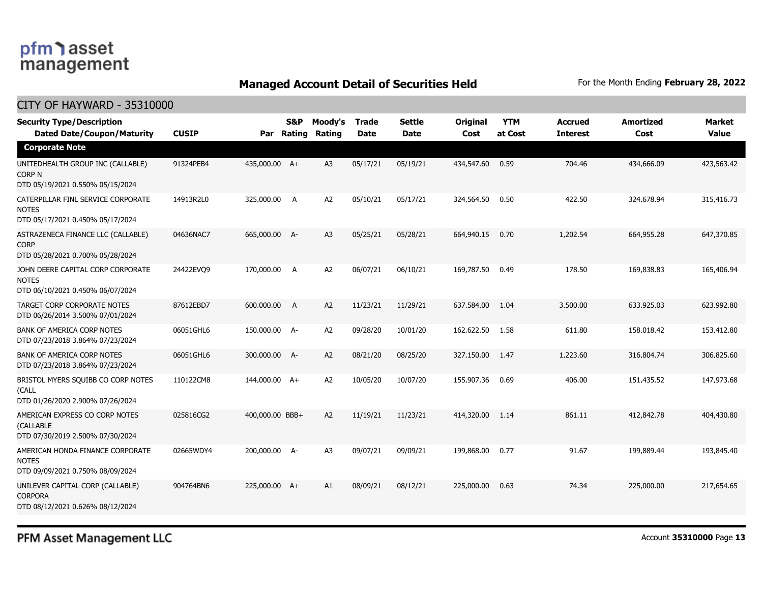# Managed Account Detail of Securities Held

For the Month Ending **February 28, 2022**

## CITY OF HAYWARD - 35310000

| Security Type/Description Dated Date/Coupon/Maturity | CUSIP | Par | S&P Rating | Moody's Rating | Trade Date | Settle Date | Original Cost | YTM at Cost | Accrued Interest | Amortized Cost | Market Value |
|---|---|---|---|---|---|---|---|---|---|---|---|
| **Corporate Note** | | | | | | | | | | | |
| UNITEDHEALTH GROUP INC (CALLABLE) CORP N DTD 05/19/2021 0.550% 05/15/2024 | 91324PEB4 | 435,000.00 | A+ | A3 | 05/17/21 | 05/19/21 | 434,547.60 | 0.59 | 704.46 | 434,666.09 | 423,563.42 |
| CATERPILLAR FINL SERVICE CORPORATE NOTES DTD 05/17/2021 0.450% 05/17/2024 | 14913R2L0 | 325,000.00 | A | A2 | 05/10/21 | 05/17/21 | 324,564.50 | 0.50 | 422.50 | 324,678.94 | 315,416.73 |
| ASTRAZENECA FINANCE LLC (CALLABLE) CORP DTD 05/28/2021 0.700% 05/28/2024 | 04636NAC7 | 665,000.00 | A- | A3 | 05/25/21 | 05/28/21 | 664,940.15 | 0.70 | 1,202.54 | 664,955.28 | 647,370.85 |
| JOHN DEERE CAPITAL CORP CORPORATE NOTES DTD 06/10/2021 0.450% 06/07/2024 | 24422EVQ9 | 170,000.00 | A | A2 | 06/07/21 | 06/10/21 | 169,787.50 | 0.49 | 178.50 | 169,838.83 | 165,406.94 |
| TARGET CORP CORPORATE NOTES DTD 06/26/2014 3.500% 07/01/2024 | 87612EBD7 | 600,000.00 | A | A2 | 11/23/21 | 11/29/21 | 637,584.00 | 1.04 | 3,500.00 | 633,925.03 | 623,992.80 |
| BANK OF AMERICA CORP NOTES DTD 07/23/2018 3.864% 07/23/2024 | 06051GHL6 | 150,000.00 | A- | A2 | 09/28/20 | 10/01/20 | 162,622.50 | 1.58 | 611.80 | 158,018.42 | 153,412.80 |
| BANK OF AMERICA CORP NOTES DTD 07/23/2018 3.864% 07/23/2024 | 06051GHL6 | 300,000.00 | A- | A2 | 08/21/20 | 08/25/20 | 327,150.00 | 1.47 | 1,223.60 | 316,804.74 | 306,825.60 |
| BRISTOL MYERS SQUIBB CO CORP NOTES (CALL DTD 01/26/2020 2.900% 07/26/2024 | 110122CM8 | 144,000.00 | A+ | A2 | 10/05/20 | 10/07/20 | 155,907.36 | 0.69 | 406.00 | 151,435.52 | 147,973.68 |
| AMERICAN EXPRESS CO CORP NOTES (CALLABLE DTD 07/30/2019 2.500% 07/30/2024 | 025816CG2 | 400,000.00 | BBB+ | A2 | 11/19/21 | 11/23/21 | 414,320.00 | 1.14 | 861.11 | 412,842.78 | 404,430.80 |
| AMERICAN HONDA FINANCE CORPORATE NOTES DTD 09/09/2021 0.750% 08/09/2024 | 02665WDY4 | 200,000.00 | A- | A3 | 09/07/21 | 09/09/21 | 199,868.00 | 0.77 | 91.67 | 199,889.44 | 193,845.40 |
| UNILEVER CAPITAL CORP (CALLABLE) CORPORA DTD 08/12/2021 0.626% 08/12/2024 | 904764BN6 | 225,000.00 | A+ | A1 | 08/09/21 | 08/12/21 | 225,000.00 | 0.63 | 74.34 | 225,000.00 | 217,654.65 |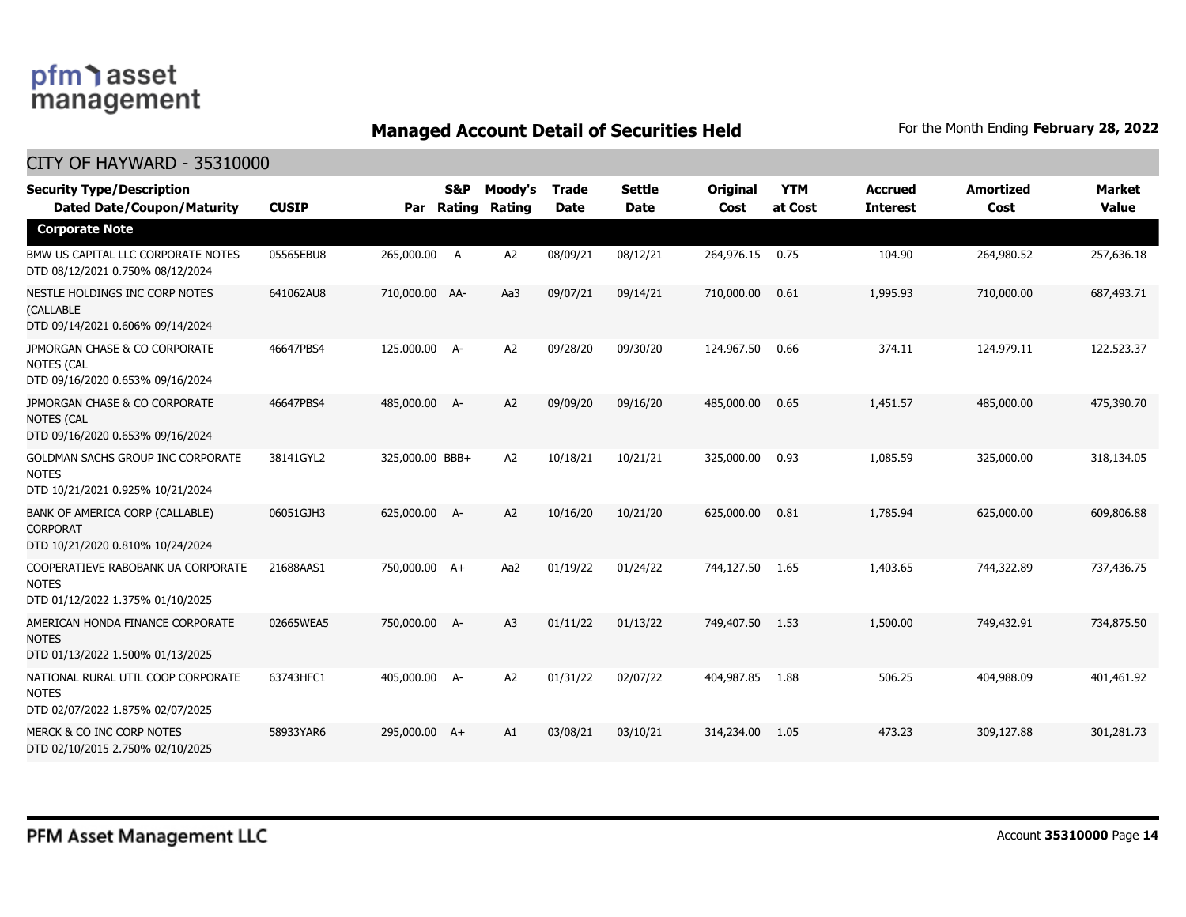## Managed Account Detail of Securities Held

For the Month Ending **February 28, 2022**

CITY OF HAYWARD - 35310000

| Security Type/Description<br>Dated Date/Coupon/Maturity | CUSIP | Par | S&P Rating | Moody's Rating | Trade Date | Settle Date | Original Cost | YTM at Cost | Accrued Interest | Amortized Cost | Market Value |
|---|---|---|---|---|---|---|---|---|---|---|---|
| **Corporate Note** | | | | | | | | | | | |
| BMW US CAPITAL LLC CORPORATE NOTES<br>DTD 08/12/2021 0.750% 08/12/2024 | 05565EBU8 | 265,000.00 | A | A2 | 08/09/21 | 08/12/21 | 264,976.15 | 0.75 | 104.90 | 264,980.52 | 257,636.18 |
| NESTLE HOLDINGS INC CORP NOTES (CALLABLE<br>DTD 09/14/2021 0.606% 09/14/2024 | 641062AU8 | 710,000.00 | AA- | Aa3 | 09/07/21 | 09/14/21 | 710,000.00 | 0.61 | 1,995.93 | 710,000.00 | 687,493.71 |
| JPMORGAN CHASE & CO CORPORATE NOTES (CAL<br>DTD 09/16/2020 0.653% 09/16/2024 | 46647PBS4 | 125,000.00 | A- | A2 | 09/28/20 | 09/30/20 | 124,967.50 | 0.66 | 374.11 | 124,979.11 | 122,523.37 |
| JPMORGAN CHASE & CO CORPORATE NOTES (CAL<br>DTD 09/16/2020 0.653% 09/16/2024 | 46647PBS4 | 485,000.00 | A- | A2 | 09/09/20 | 09/16/20 | 485,000.00 | 0.65 | 1,451.57 | 485,000.00 | 475,390.70 |
| GOLDMAN SACHS GROUP INC CORPORATE NOTES<br>DTD 10/21/2021 0.925% 10/21/2024 | 38141GYL2 | 325,000.00 | BBB+ | A2 | 10/18/21 | 10/21/21 | 325,000.00 | 0.93 | 1,085.59 | 325,000.00 | 318,134.05 |
| BANK OF AMERICA CORP (CALLABLE) CORPORAT<br>DTD 10/21/2020 0.810% 10/24/2024 | 06051GJH3 | 625,000.00 | A- | A2 | 10/16/20 | 10/21/20 | 625,000.00 | 0.81 | 1,785.94 | 625,000.00 | 609,806.88 |
| COOPERATIEVE RABOBANK UA CORPORATE NOTES<br>DTD 01/12/2022 1.375% 01/10/2025 | 21688AAS1 | 750,000.00 | A+ | Aa2 | 01/19/22 | 01/24/22 | 744,127.50 | 1.65 | 1,403.65 | 744,322.89 | 737,436.75 |
| AMERICAN HONDA FINANCE CORPORATE NOTES<br>DTD 01/13/2022 1.500% 01/13/2025 | 02665WEA5 | 750,000.00 | A- | A3 | 01/11/22 | 01/13/22 | 749,407.50 | 1.53 | 1,500.00 | 749,432.91 | 734,875.50 |
| NATIONAL RURAL UTIL COOP CORPORATE NOTES<br>DTD 02/07/2022 1.875% 02/07/2025 | 63743HFC1 | 405,000.00 | A- | A2 | 01/31/22 | 02/07/22 | 404,987.85 | 1.88 | 506.25 | 404,988.09 | 401,461.92 |
| MERCK & CO INC CORP NOTES<br>DTD 02/10/2015 2.750% 02/10/2025 | 58933YAR6 | 295,000.00 | A+ | A1 | 03/08/21 | 03/10/21 | 314,234.00 | 1.05 | 473.23 | 309,127.88 | 301,281.73 |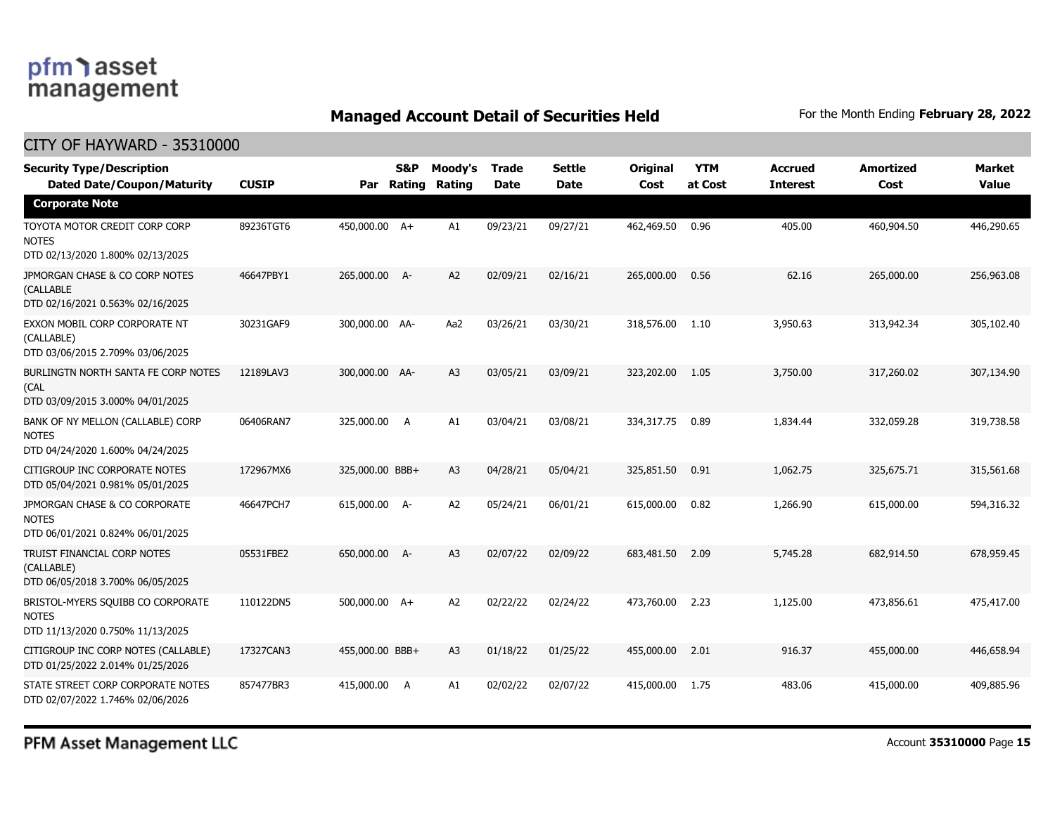# Managed Account Detail of Securities Held

For the Month Ending **February 28, 2022**

## CITY OF HAYWARD - 35310000

| Security Type/Description Dated Date/Coupon/Maturity | CUSIP | Par | S&P Rating | Moody's Rating | Trade Date | Settle Date | Original Cost | YTM at Cost | Accrued Interest | Amortized Cost | Market Value |
|---|---|---|---|---|---|---|---|---|---|---|---|
| **Corporate Note** | | | | | | | | | | | |
| TOYOTA MOTOR CREDIT CORP CORP NOTES DTD 02/13/2020 1.800% 02/13/2025 | 89236TGT6 | 450,000.00 | A+ | A1 | 09/23/21 | 09/27/21 | 462,469.50 | 0.96 | 405.00 | 460,904.50 | 446,290.65 |
| JPMORGAN CHASE & CO CORP NOTES (CALLABLE DTD 02/16/2021 0.563% 02/16/2025 | 46647PBY1 | 265,000.00 | A- | A2 | 02/09/21 | 02/16/21 | 265,000.00 | 0.56 | 62.16 | 265,000.00 | 256,963.08 |
| EXXON MOBIL CORP CORPORATE NT (CALLABLE) DTD 03/06/2015 2.709% 03/06/2025 | 30231GAF9 | 300,000.00 | AA- | Aa2 | 03/26/21 | 03/30/21 | 318,576.00 | 1.10 | 3,950.63 | 313,942.34 | 305,102.40 |
| BURLINGTN NORTH SANTA FE CORP NOTES (CAL DTD 03/09/2015 3.000% 04/01/2025 | 12189LAV3 | 300,000.00 | AA- | A3 | 03/05/21 | 03/09/21 | 323,202.00 | 1.05 | 3,750.00 | 317,260.02 | 307,134.90 |
| BANK OF NY MELLON (CALLABLE) CORP NOTES DTD 04/24/2020 1.600% 04/24/2025 | 06406RAN7 | 325,000.00 | A | A1 | 03/04/21 | 03/08/21 | 334,317.75 | 0.89 | 1,834.44 | 332,059.28 | 319,738.58 |
| CITIGROUP INC CORPORATE NOTES DTD 05/04/2021 0.981% 05/01/2025 | 172967MX6 | 325,000.00 | BBB+ | A3 | 04/28/21 | 05/04/21 | 325,851.50 | 0.91 | 1,062.75 | 325,675.71 | 315,561.68 |
| JPMORGAN CHASE & CO CORPORATE NOTES DTD 06/01/2021 0.824% 06/01/2025 | 46647PCH7 | 615,000.00 | A- | A2 | 05/24/21 | 06/01/21 | 615,000.00 | 0.82 | 1,266.90 | 615,000.00 | 594,316.32 |
| TRUIST FINANCIAL CORP NOTES (CALLABLE) DTD 06/05/2018 3.700% 06/05/2025 | 05531FBE2 | 650,000.00 | A- | A3 | 02/07/22 | 02/09/22 | 683,481.50 | 2.09 | 5,745.28 | 682,914.50 | 678,959.45 |
| BRISTOL-MYERS SQUIBB CO CORPORATE NOTES DTD 11/13/2020 0.750% 11/13/2025 | 110122DN5 | 500,000.00 | A+ | A2 | 02/22/22 | 02/24/22 | 473,760.00 | 2.23 | 1,125.00 | 473,856.61 | 475,417.00 |
| CITIGROUP INC CORP NOTES (CALLABLE) DTD 01/25/2022 2.014% 01/25/2026 | 17327CAN3 | 455,000.00 | BBB+ | A3 | 01/18/22 | 01/25/22 | 455,000.00 | 2.01 | 916.37 | 455,000.00 | 446,658.94 |
| STATE STREET CORP CORPORATE NOTES DTD 02/07/2022 1.746% 02/06/2026 | 857477BR3 | 415,000.00 | A | A1 | 02/02/22 | 02/07/22 | 415,000.00 | 1.75 | 483.06 | 415,000.00 | 409,885.96 |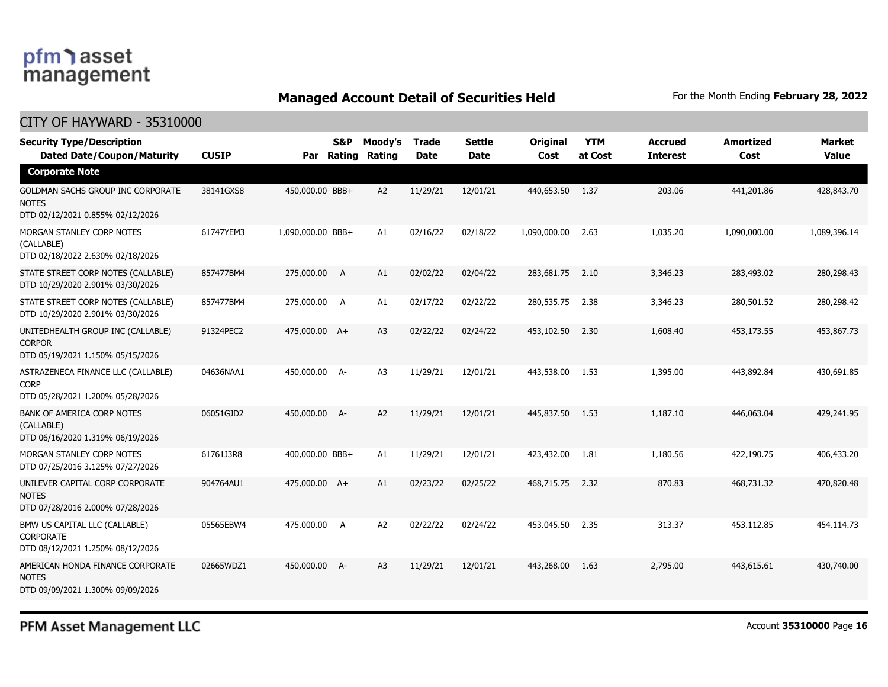## Managed Account Detail of Securities Held

For the Month Ending **February 28, 2022**

### CITY OF HAYWARD - 35310000

| Security Type/Description<br>Dated Date/Coupon/Maturity | CUSIP | Par | S&P Rating | Moody's Rating | Trade Date | Settle Date | Original Cost | YTM at Cost | Accrued Interest | Amortized Cost | Market Value |
|---|---|---|---|---|---|---|---|---|---|---|---|
| **Corporate Note** | | | | | | | | | | | |
| GOLDMAN SACHS GROUP INC CORPORATE NOTES<br>DTD 02/12/2021 0.855% 02/12/2026 | 38141GXS8 | 450,000.00 | BBB+ | A2 | 11/29/21 | 12/01/21 | 440,653.50 | 1.37 | 203.06 | 441,201.86 | 428,843.70 |
| MORGAN STANLEY CORP NOTES (CALLABLE)<br>DTD 02/18/2022 2.630% 02/18/2026 | 61747YEM3 | 1,090,000.00 | BBB+ | A1 | 02/16/22 | 02/18/22 | 1,090,000.00 | 2.63 | 1,035.20 | 1,090,000.00 | 1,089,396.14 |
| STATE STREET CORP NOTES (CALLABLE)<br>DTD 10/29/2020 2.901% 03/30/2026 | 857477BM4 | 275,000.00 | A | A1 | 02/02/22 | 02/04/22 | 283,681.75 | 2.10 | 3,346.23 | 283,493.02 | 280,298.43 |
| STATE STREET CORP NOTES (CALLABLE)<br>DTD 10/29/2020 2.901% 03/30/2026 | 857477BM4 | 275,000.00 | A | A1 | 02/17/22 | 02/22/22 | 280,535.75 | 2.38 | 3,346.23 | 280,501.52 | 280,298.42 |
| UNITEDHEALTH GROUP INC (CALLABLE) CORPOR<br>DTD 05/19/2021 1.150% 05/15/2026 | 91324PEC2 | 475,000.00 | A+ | A3 | 02/22/22 | 02/24/22 | 453,102.50 | 2.30 | 1,608.40 | 453,173.55 | 453,867.73 |
| ASTRAZENECA FINANCE LLC (CALLABLE) CORP<br>DTD 05/28/2021 1.200% 05/28/2026 | 04636NAA1 | 450,000.00 | A- | A3 | 11/29/21 | 12/01/21 | 443,538.00 | 1.53 | 1,395.00 | 443,892.84 | 430,691.85 |
| BANK OF AMERICA CORP NOTES (CALLABLE)<br>DTD 06/16/2020 1.319% 06/19/2026 | 06051GJD2 | 450,000.00 | A- | A2 | 11/29/21 | 12/01/21 | 445,837.50 | 1.53 | 1,187.10 | 446,063.04 | 429,241.95 |
| MORGAN STANLEY CORP NOTES<br>DTD 07/25/2016 3.125% 07/27/2026 | 61761J3R8 | 400,000.00 | BBB+ | A1 | 11/29/21 | 12/01/21 | 423,432.00 | 1.81 | 1,180.56 | 422,190.75 | 406,433.20 |
| UNILEVER CAPITAL CORP CORPORATE NOTES<br>DTD 07/28/2016 2.000% 07/28/2026 | 904764AU1 | 475,000.00 | A+ | A1 | 02/23/22 | 02/25/22 | 468,715.75 | 2.32 | 870.83 | 468,731.32 | 470,820.48 |
| BMW US CAPITAL LLC (CALLABLE) CORPORATE<br>DTD 08/12/2021 1.250% 08/12/2026 | 05565EBW4 | 475,000.00 | A | A2 | 02/22/22 | 02/24/22 | 453,045.50 | 2.35 | 313.37 | 453,112.85 | 454,114.73 |
| AMERICAN HONDA FINANCE CORPORATE NOTES<br>DTD 09/09/2021 1.300% 09/09/2026 | 02665WDZ1 | 450,000.00 | A- | A3 | 11/29/21 | 12/01/21 | 443,268.00 | 1.63 | 2,795.00 | 443,615.61 | 430,740.00 |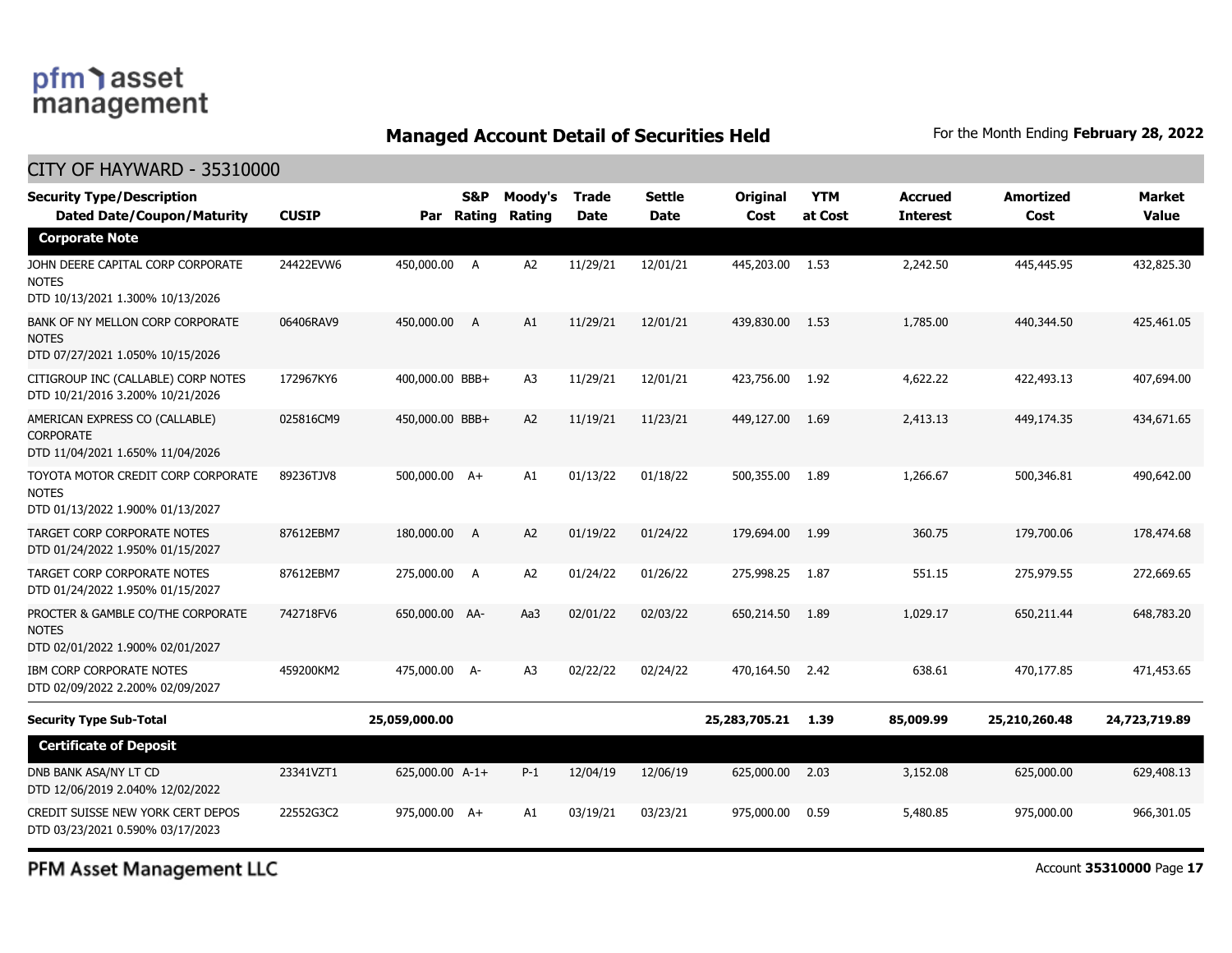**pfm asset management**

## Managed Account Detail of Securities Held

For the Month Ending **February 28, 2022**

### CITY OF HAYWARD - 35310000

| Security Type/Description Dated Date/Coupon/Maturity | CUSIP | Par | S&P Rating | Moody's Rating | Trade Date | Settle Date | Original Cost | YTM at Cost | Accrued Interest | Amortized Cost | Market Value |
|---|---|---|---|---|---|---|---|---|---|---|---|
| **Corporate Note** | | | | | | | | | | | |
| JOHN DEERE CAPITAL CORP CORPORATE NOTES DTD 10/13/2021 1.300% 10/13/2026 | 24422EVW6 | 450,000.00 | A | A2 | 11/29/21 | 12/01/21 | 445,203.00 | 1.53 | 2,242.50 | 445,445.95 | 432,825.30 |
| BANK OF NY MELLON CORP CORPORATE NOTES DTD 07/27/2021 1.050% 10/15/2026 | 06406RAV9 | 450,000.00 | A | A1 | 11/29/21 | 12/01/21 | 439,830.00 | 1.53 | 1,785.00 | 440,344.50 | 425,461.05 |
| CITIGROUP INC (CALLABLE) CORP NOTES DTD 10/21/2016 3.200% 10/21/2026 | 172967KY6 | 400,000.00 | BBB+ | A3 | 11/29/21 | 12/01/21 | 423,756.00 | 1.92 | 4,622.22 | 422,493.13 | 407,694.00 |
| AMERICAN EXPRESS CO (CALLABLE) CORPORATE DTD 11/04/2021 1.650% 11/04/2026 | 025816CM9 | 450,000.00 | BBB+ | A2 | 11/19/21 | 11/23/21 | 449,127.00 | 1.69 | 2,413.13 | 449,174.35 | 434,671.65 |
| TOYOTA MOTOR CREDIT CORP CORPORATE NOTES DTD 01/13/2022 1.900% 01/13/2027 | 89236TJV8 | 500,000.00 | A+ | A1 | 01/13/22 | 01/18/22 | 500,355.00 | 1.89 | 1,266.67 | 500,346.81 | 490,642.00 |
| TARGET CORP CORPORATE NOTES DTD 01/24/2022 1.950% 01/15/2027 | 87612EBM7 | 180,000.00 | A | A2 | 01/19/22 | 01/24/22 | 179,694.00 | 1.99 | 360.75 | 179,700.06 | 178,474.68 |
| TARGET CORP CORPORATE NOTES DTD 01/24/2022 1.950% 01/15/2027 | 87612EBM7 | 275,000.00 | A | A2 | 01/24/22 | 01/26/22 | 275,998.25 | 1.87 | 551.15 | 275,979.55 | 272,669.65 |
| PROCTER & GAMBLE CO/THE CORPORATE NOTES DTD 02/01/2022 1.900% 02/01/2027 | 742718FV6 | 650,000.00 | AA- | Aa3 | 02/01/22 | 02/03/22 | 650,214.50 | 1.89 | 1,029.17 | 650,211.44 | 648,783.20 |
| IBM CORP CORPORATE NOTES DTD 02/09/2022 2.200% 02/09/2027 | 459200KM2 | 475,000.00 | A- | A3 | 02/22/22 | 02/24/22 | 470,164.50 | 2.42 | 638.61 | 470,177.85 | 471,453.65 |
| **Security Type Sub-Total** | | **25,059,000.00** | | | | | **25,283,705.21** | **1.39** | **85,009.99** | **25,210,260.48** | **24,723,719.89** |
| **Certificate of Deposit** | | | | | | | | | | | |
| DNB BANK ASA/NY LT CD DTD 12/06/2019 2.040% 12/02/2022 | 23341VZT1 | 625,000.00 | A-1+ | P-1 | 12/04/19 | 12/06/19 | 625,000.00 | 2.03 | 3,152.08 | 625,000.00 | 629,408.13 |
| CREDIT SUISSE NEW YORK CERT DEPOS DTD 03/23/2021 0.590% 03/17/2023 | 22552G3C2 | 975,000.00 | A+ | A1 | 03/19/21 | 03/23/21 | 975,000.00 | 0.59 | 5,480.85 | 975,000.00 | 966,301.05 |

PFM Asset Management LLC

Account **35310000** Page **17**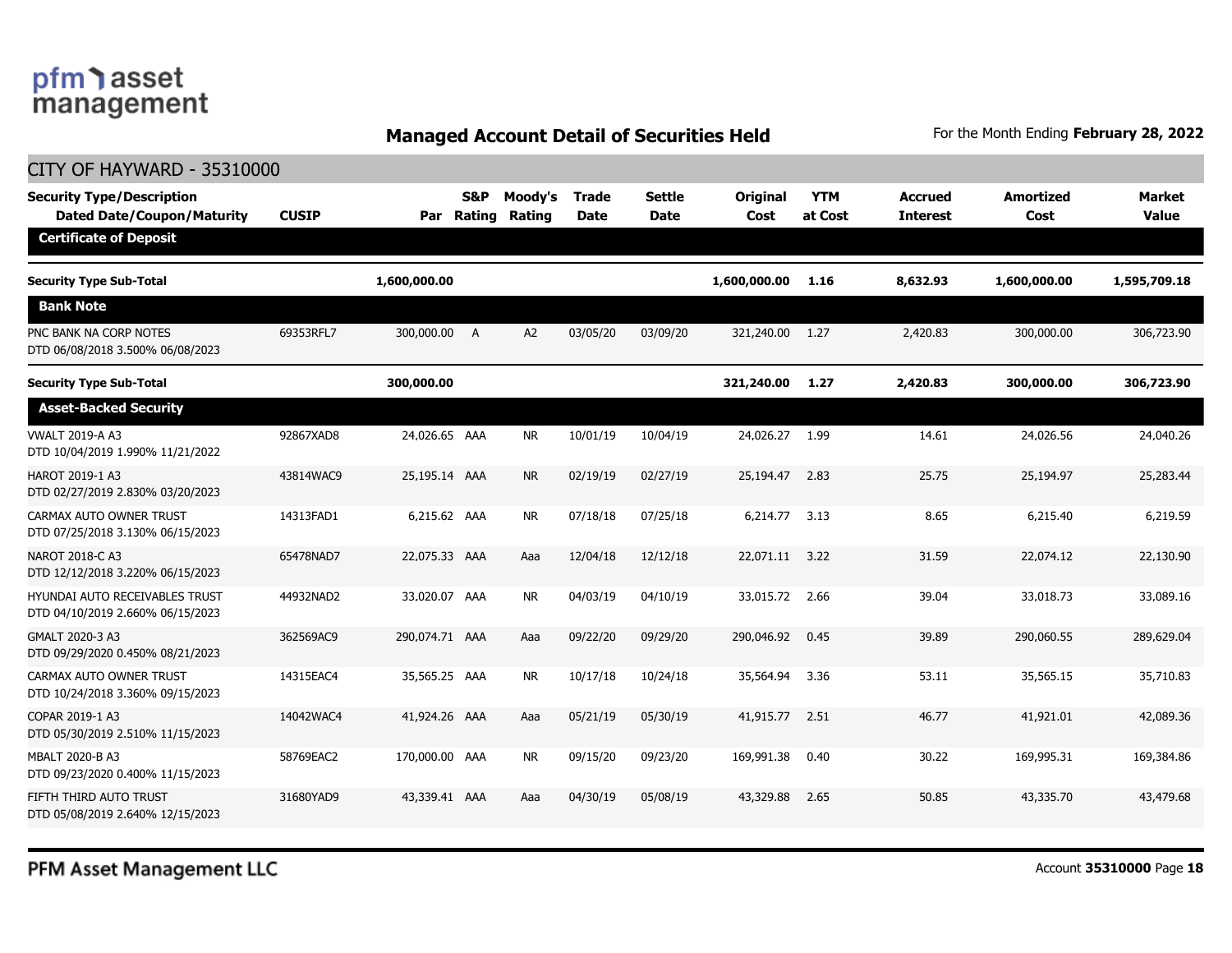## Managed Account Detail of Securities Held

For the Month Ending **February 28, 2022**

CITY OF HAYWARD - 35310000

| Security Type/Description Dated Date/Coupon/Maturity | CUSIP | Par | S&P Rating | Moody's Rating | Trade Date | Settle Date | Original Cost | YTM at Cost | Accrued Interest | Amortized Cost | Market Value |
|---|---|---|---|---|---|---|---|---|---|---|---|
| **Certificate of Deposit** | | | | | | | | | | | |
| **Security Type Sub-Total** | | **1,600,000.00** | | | | | **1,600,000.00** | **1.16** | **8,632.93** | **1,600,000.00** | **1,595,709.18** |
| **Bank Note** | | | | | | | | | | | |
| PNC BANK NA CORP NOTES DTD 06/08/2018 3.500% 06/08/2023 | 69353RFL7 | 300,000.00 | A | A2 | 03/05/20 | 03/09/20 | 321,240.00 | 1.27 | 2,420.83 | 300,000.00 | 306,723.90 |
| **Security Type Sub-Total** | | **300,000.00** | | | | | **321,240.00** | **1.27** | **2,420.83** | **300,000.00** | **306,723.90** |
| **Asset-Backed Security** | | | | | | | | | | | |
| VWALT 2019-A A3 DTD 10/04/2019 1.990% 11/21/2022 | 92867XAD8 | 24,026.65 | AAA | NR | 10/01/19 | 10/04/19 | 24,026.27 | 1.99 | 14.61 | 24,026.56 | 24,040.26 |
| HAROT 2019-1 A3 DTD 02/27/2019 2.830% 03/20/2023 | 43814WAC9 | 25,195.14 | AAA | NR | 02/19/19 | 02/27/19 | 25,194.47 | 2.83 | 25.75 | 25,194.97 | 25,283.44 |
| CARMAX AUTO OWNER TRUST DTD 07/25/2018 3.130% 06/15/2023 | 14313FAD1 | 6,215.62 | AAA | NR | 07/18/18 | 07/25/18 | 6,214.77 | 3.13 | 8.65 | 6,215.40 | 6,219.59 |
| NAROT 2018-C A3 DTD 12/12/2018 3.220% 06/15/2023 | 65478NAD7 | 22,075.33 | AAA | Aaa | 12/04/18 | 12/12/18 | 22,071.11 | 3.22 | 31.59 | 22,074.12 | 22,130.90 |
| HYUNDAI AUTO RECEIVABLES TRUST DTD 04/10/2019 2.660% 06/15/2023 | 44932NAD2 | 33,020.07 | AAA | NR | 04/03/19 | 04/10/19 | 33,015.72 | 2.66 | 39.04 | 33,018.73 | 33,089.16 |
| GMALT 2020-3 A3 DTD 09/29/2020 0.450% 08/21/2023 | 362569AC9 | 290,074.71 | AAA | Aaa | 09/22/20 | 09/29/20 | 290,046.92 | 0.45 | 39.89 | 290,060.55 | 289,629.04 |
| CARMAX AUTO OWNER TRUST DTD 10/24/2018 3.360% 09/15/2023 | 14315EAC4 | 35,565.25 | AAA | NR | 10/17/18 | 10/24/18 | 35,564.94 | 3.36 | 53.11 | 35,565.15 | 35,710.83 |
| COPAR 2019-1 A3 DTD 05/30/2019 2.510% 11/15/2023 | 14042WAC4 | 41,924.26 | AAA | Aaa | 05/21/19 | 05/30/19 | 41,915.77 | 2.51 | 46.77 | 41,921.01 | 42,089.36 |
| MBALT 2020-B A3 DTD 09/23/2020 0.400% 11/15/2023 | 58769EAC2 | 170,000.00 | AAA | NR | 09/15/20 | 09/23/20 | 169,991.38 | 0.40 | 30.22 | 169,995.31 | 169,384.86 |
| FIFTH THIRD AUTO TRUST DTD 05/08/2019 2.640% 12/15/2023 | 31680YAD9 | 43,339.41 | AAA | Aaa | 04/30/19 | 05/08/19 | 43,329.88 | 2.65 | 50.85 | 43,335.70 | 43,479.68 |

PFM Asset Management LLC

Account **35310000**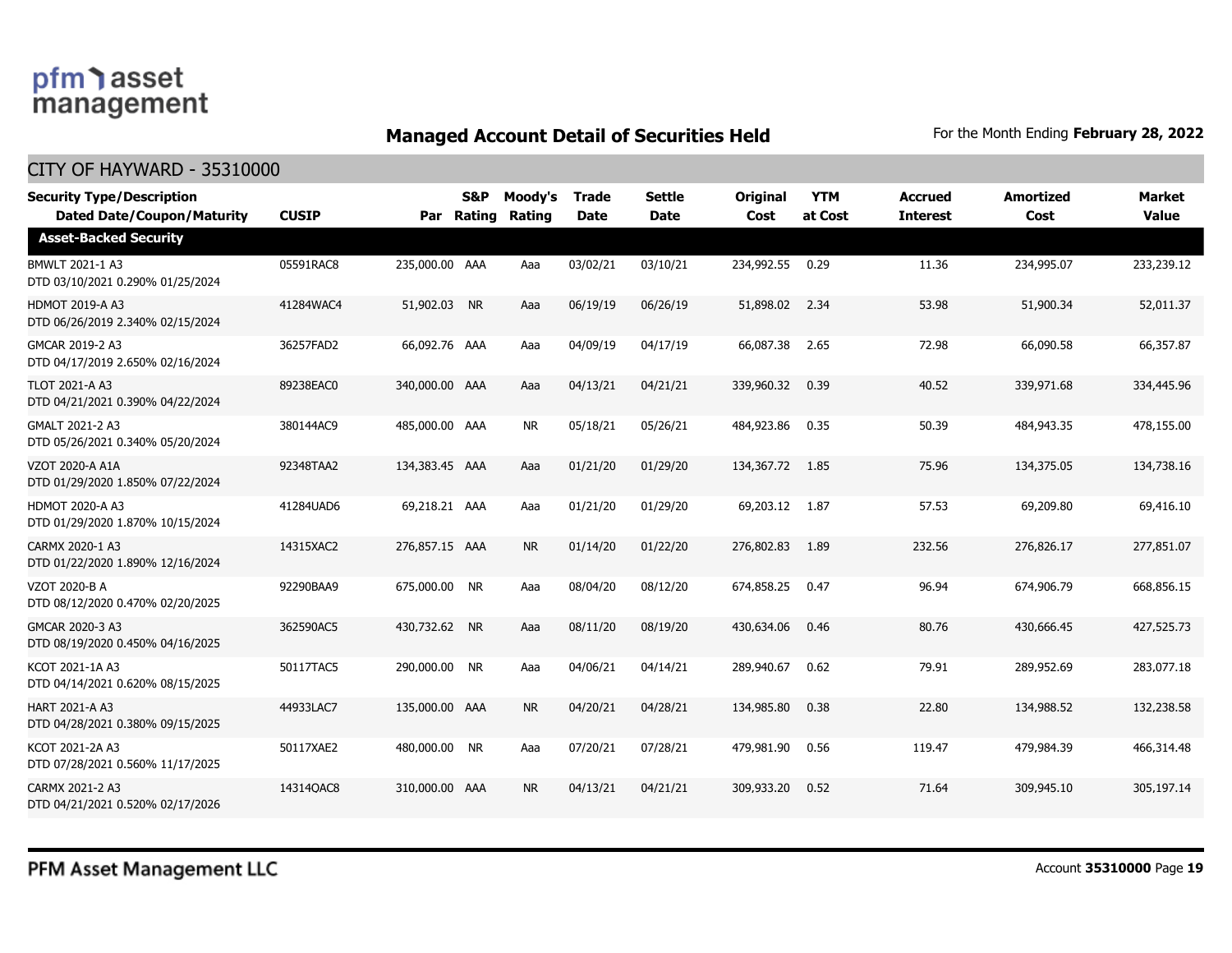**pfm asset management**

## Managed Account Detail of Securities Held

For the Month Ending **February 28, 2022**

### CITY OF HAYWARD - 35310000

| Security Type/Description Dated Date/Coupon/Maturity | CUSIP | Par | S&P Rating | Moody's Rating | Trade Date | Settle Date | Original Cost | YTM at Cost | Accrued Interest | Amortized Cost | Market Value |
|---|---|---|---|---|---|---|---|---|---|---|---|
| **Asset-Backed Security** | | | | | | | | | | | |
| BMWLT 2021-1 A3 DTD 03/10/2021 0.290% 01/25/2024 | 05591RAC8 | 235,000.00 | AAA | Aaa | 03/02/21 | 03/10/21 | 234,992.55 | 0.29 | 11.36 | 234,995.07 | 233,239.12 |
| HDMOT 2019-A A3 DTD 06/26/2019 2.340% 02/15/2024 | 41284WAC4 | 51,902.03 | NR | Aaa | 06/19/19 | 06/26/19 | 51,898.02 | 2.34 | 53.98 | 51,900.34 | 52,011.37 |
| GMCAR 2019-2 A3 DTD 04/17/2019 2.650% 02/16/2024 | 36257FAD2 | 66,092.76 | AAA | Aaa | 04/09/19 | 04/17/19 | 66,087.38 | 2.65 | 72.98 | 66,090.58 | 66,357.87 |
| TLOT 2021-A A3 DTD 04/21/2021 0.390% 04/22/2024 | 89238EAC0 | 340,000.00 | AAA | Aaa | 04/13/21 | 04/21/21 | 339,960.32 | 0.39 | 40.52 | 339,971.68 | 334,445.96 |
| GMALT 2021-2 A3 DTD 05/26/2021 0.340% 05/20/2024 | 380144AC9 | 485,000.00 | AAA | NR | 05/18/21 | 05/26/21 | 484,923.86 | 0.35 | 50.39 | 484,943.35 | 478,155.00 |
| VZOT 2020-A A1A DTD 01/29/2020 1.850% 07/22/2024 | 92348TAA2 | 134,383.45 | AAA | Aaa | 01/21/20 | 01/29/20 | 134,367.72 | 1.85 | 75.96 | 134,375.05 | 134,738.16 |
| HDMOT 2020-A A3 DTD 01/29/2020 1.870% 10/15/2024 | 41284UAD6 | 69,218.21 | AAA | Aaa | 01/21/20 | 01/29/20 | 69,203.12 | 1.87 | 57.53 | 69,209.80 | 69,416.10 |
| CARMX 2020-1 A3 DTD 01/22/2020 1.890% 12/16/2024 | 14315XAC2 | 276,857.15 | AAA | NR | 01/14/20 | 01/22/20 | 276,802.83 | 1.89 | 232.56 | 276,826.17 | 277,851.07 |
| VZOT 2020-B A DTD 08/12/2020 0.470% 02/20/2025 | 92290BAA9 | 675,000.00 | NR | Aaa | 08/04/20 | 08/12/20 | 674,858.25 | 0.47 | 96.94 | 674,906.79 | 668,856.15 |
| GMCAR 2020-3 A3 DTD 08/19/2020 0.450% 04/16/2025 | 362590AC5 | 430,732.62 | NR | Aaa | 08/11/20 | 08/19/20 | 430,634.06 | 0.46 | 80.76 | 430,666.45 | 427,525.73 |
| KCOT 2021-1A A3 DTD 04/14/2021 0.620% 08/15/2025 | 50117TAC5 | 290,000.00 | NR | Aaa | 04/06/21 | 04/14/21 | 289,940.67 | 0.62 | 79.91 | 289,952.69 | 283,077.18 |
| HART 2021-A A3 DTD 04/28/2021 0.380% 09/15/2025 | 44933LAC7 | 135,000.00 | AAA | NR | 04/20/21 | 04/28/21 | 134,985.80 | 0.38 | 22.80 | 134,988.52 | 132,238.58 |
| KCOT 2021-2A A3 DTD 07/28/2021 0.560% 11/17/2025 | 50117XAE2 | 480,000.00 | NR | Aaa | 07/20/21 | 07/28/21 | 479,981.90 | 0.56 | 119.47 | 479,984.39 | 466,314.48 |
| CARMX 2021-2 A3 DTD 04/21/2021 0.520% 02/17/2026 | 14314QAC8 | 310,000.00 | AAA | NR | 04/13/21 | 04/21/21 | 309,933.20 | 0.52 | 71.64 | 309,945.10 | 305,197.14 |

PFM Asset Management LLC

Account **35310000**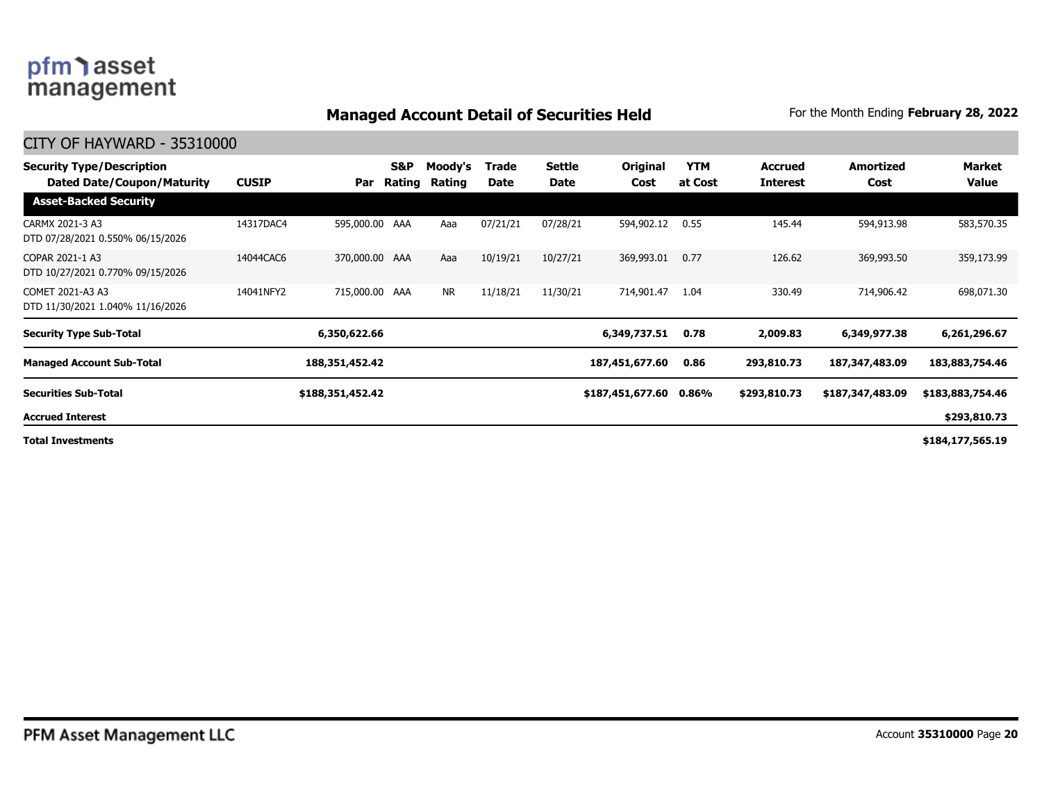## Managed Account Detail of Securities Held

For the Month Ending **February 28, 2022**

### CITY OF HAYWARD - 35310000

| Security Type/Description Dated Date/Coupon/Maturity | CUSIP | Par | S&P Rating | Moody's Rating | Trade Date | Settle Date | Original Cost | YTM at Cost | Accrued Interest | Amortized Cost | Market Value |
|---|---|---|---|---|---|---|---|---|---|---|---|
| **Asset-Backed Security** | | | | | | | | | | | |
| CARMX 2021-3 A3 DTD 07/28/2021 0.550% 06/15/2026 | 14317DAC4 | 595,000.00 | AAA | Aaa | 07/21/21 | 07/28/21 | 594,902.12 | 0.55 | 145.44 | 594,913.98 | 583,570.35 |
| COPAR 2021-1 A3 DTD 10/27/2021 0.770% 09/15/2026 | 14044CAC6 | 370,000.00 | AAA | Aaa | 10/19/21 | 10/27/21 | 369,993.01 | 0.77 | 126.62 | 369,993.50 | 359,173.99 |
| COMET 2021-A3 A3 DTD 11/30/2021 1.040% 11/16/2026 | 14041NFY2 | 715,000.00 | AAA | NR | 11/18/21 | 11/30/21 | 714,901.47 | 1.04 | 330.49 | 714,906.42 | 698,071.30 |
| **Security Type Sub-Total** | | **6,350,622.66** | | | | | **6,349,737.51** | **0.78** | **2,009.83** | **6,349,977.38** | **6,261,296.67** |
| **Managed Account Sub-Total** | | **188,351,452.42** | | | | | **187,451,677.60** | **0.86** | **293,810.73** | **187,347,483.09** | **183,883,754.46** |
| **Securities Sub-Total** | | **$188,351,452.42** | | | | | **$187,451,677.60** | **0.86%** | **$293,810.73** | **$187,347,483.09** | **$183,883,754.46** |
| **Accrued Interest** | | | | | | | | | | | **$293,810.73** |
| **Total Investments** | | | | | | | | | | | **$184,177,565.19** |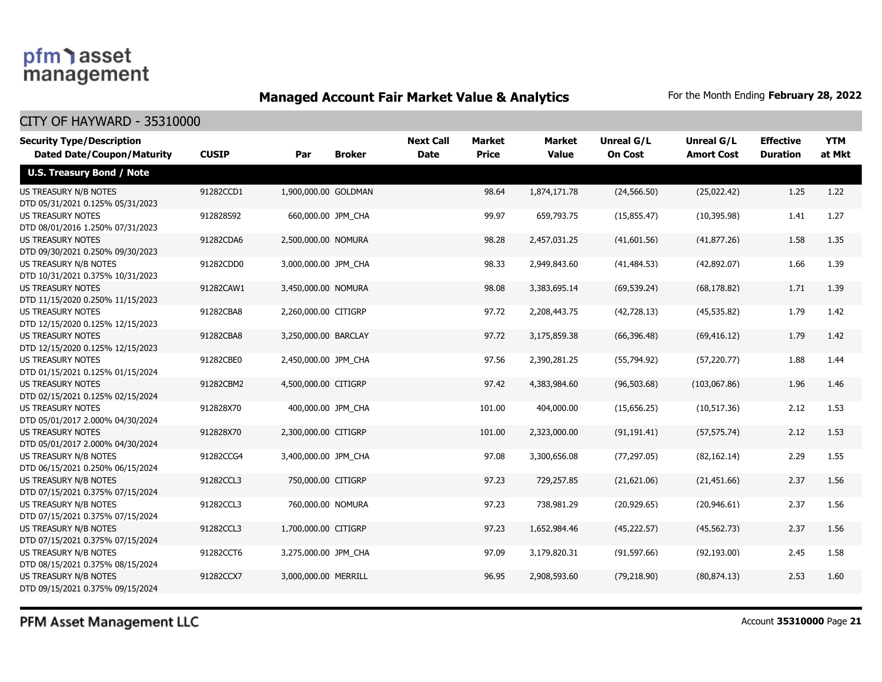## Managed Account Fair Market Value & Analytics

For the Month Ending **February 28, 2022**

CITY OF HAYWARD - 35310000

| Security Type/Description Dated Date/Coupon/Maturity | CUSIP | Par | Broker | Next Call Date | Market Price | Market Value | Unreal G/L On Cost | Unreal G/L Amort Cost | Effective Duration | YTM at Mkt |
|---|---|---|---|---|---|---|---|---|---|---|
| **U.S. Treasury Bond / Note** | | | | | | | | | | |
| US TREASURY N/B NOTES DTD 05/31/2021 0.125% 05/31/2023 | 91282CCD1 | 1,900,000.00 | GOLDMAN | | 98.64 | 1,874,171.78 | (24,566.50) | (25,022.42) | 1.25 | 1.22 |
| US TREASURY NOTES DTD 08/01/2016 1.250% 07/31/2023 | 912828S92 | 660,000.00 | JPM_CHA | | 99.97 | 659,793.75 | (15,855.47) | (10,395.98) | 1.41 | 1.27 |
| US TREASURY NOTES DTD 09/30/2021 0.250% 09/30/2023 | 91282CDA6 | 2,500,000.00 | NOMURA | | 98.28 | 2,457,031.25 | (41,601.56) | (41,877.26) | 1.58 | 1.35 |
| US TREASURY N/B NOTES DTD 10/31/2021 0.375% 10/31/2023 | 91282CDD0 | 3,000,000.00 | JPM_CHA | | 98.33 | 2,949,843.60 | (41,484.53) | (42,892.07) | 1.66 | 1.39 |
| US TREASURY NOTES DTD 11/15/2020 0.250% 11/15/2023 | 91282CAW1 | 3,450,000.00 | NOMURA | | 98.08 | 3,383,695.14 | (69,539.24) | (68,178.82) | 1.71 | 1.39 |
| US TREASURY NOTES DTD 12/15/2020 0.125% 12/15/2023 | 91282CBA8 | 2,260,000.00 | CITIGRP | | 97.72 | 2,208,443.75 | (42,728.13) | (45,535.82) | 1.79 | 1.42 |
| US TREASURY NOTES DTD 12/15/2020 0.125% 12/15/2023 | 91282CBA8 | 3,250,000.00 | BARCLAY | | 97.72 | 3,175,859.38 | (66,396.48) | (69,416.12) | 1.79 | 1.42 |
| US TREASURY NOTES DTD 01/15/2021 0.125% 01/15/2024 | 91282CBE0 | 2,450,000.00 | JPM_CHA | | 97.56 | 2,390,281.25 | (55,794.92) | (57,220.77) | 1.88 | 1.44 |
| US TREASURY NOTES DTD 02/15/2021 0.125% 02/15/2024 | 91282CBM2 | 4,500,000.00 | CITIGRP | | 97.42 | 4,383,984.60 | (96,503.68) | (103,067.86) | 1.96 | 1.46 |
| US TREASURY NOTES DTD 05/01/2017 2.000% 04/30/2024 | 912828X70 | 400,000.00 | JPM_CHA | | 101.00 | 404,000.00 | (15,656.25) | (10,517.36) | 2.12 | 1.53 |
| US TREASURY NOTES DTD 05/01/2017 2.000% 04/30/2024 | 912828X70 | 2,300,000.00 | CITIGRP | | 101.00 | 2,323,000.00 | (91,191.41) | (57,575.74) | 2.12 | 1.53 |
| US TREASURY N/B NOTES DTD 06/15/2021 0.250% 06/15/2024 | 91282CCG4 | 3,400,000.00 | JPM_CHA | | 97.08 | 3,300,656.08 | (77,297.05) | (82,162.14) | 2.29 | 1.55 |
| US TREASURY N/B NOTES DTD 07/15/2021 0.375% 07/15/2024 | 91282CCL3 | 750,000.00 | CITIGRP | | 97.23 | 729,257.85 | (21,621.06) | (21,451.66) | 2.37 | 1.56 |
| US TREASURY N/B NOTES DTD 07/15/2021 0.375% 07/15/2024 | 91282CCL3 | 760,000.00 | NOMURA | | 97.23 | 738,981.29 | (20,929.65) | (20,946.61) | 2.37 | 1.56 |
| US TREASURY N/B NOTES DTD 07/15/2021 0.375% 07/15/2024 | 91282CCL3 | 1,700,000.00 | CITIGRP | | 97.23 | 1,652,984.46 | (45,222.57) | (45,562.73) | 2.37 | 1.56 |
| US TREASURY N/B NOTES DTD 08/15/2021 0.375% 08/15/2024 | 91282CCT6 | 3,275,000.00 | JPM_CHA | | 97.09 | 3,179,820.31 | (91,597.66) | (92,193.00) | 2.45 | 1.58 |
| US TREASURY N/B NOTES DTD 09/15/2021 0.375% 09/15/2024 | 91282CCX7 | 3,000,000.00 | MERRILL | | 96.95 | 2,908,593.60 | (79,218.90) | (80,874.13) | 2.53 | 1.60 |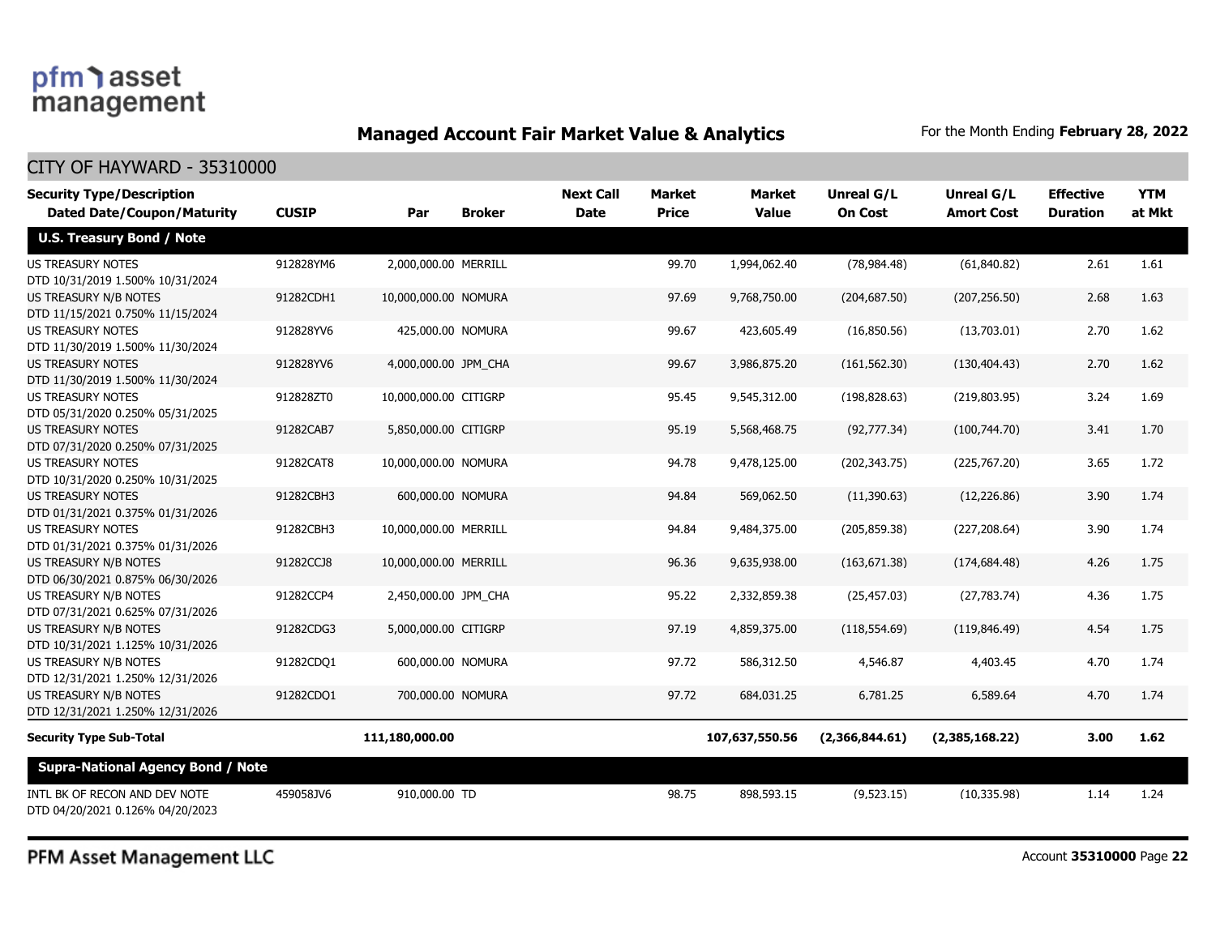## Managed Account Fair Market Value & Analytics

For the Month Ending **February 28, 2022**

### CITY OF HAYWARD - 35310000

| Security Type/Description Dated Date/Coupon/Maturity | CUSIP | Par | Broker | Next Call Date | Market Price | Market Value | Unreal G/L On Cost | Unreal G/L Amort Cost | Effective Duration | YTM at Mkt |
|---|---|---|---|---|---|---|---|---|---|---|
| **U.S. Treasury Bond / Note** | | | | | | | | | | |
| US TREASURY NOTES DTD 10/31/2019 1.500% 10/31/2024 | 912828YM6 | 2,000,000.00 | MERRILL | | 99.70 | 1,994,062.40 | (78,984.48) | (61,840.82) | 2.61 | 1.61 |
| US TREASURY N/B NOTES DTD 11/15/2021 0.750% 11/15/2024 | 91282CDH1 | 10,000,000.00 | NOMURA | | 97.69 | 9,768,750.00 | (204,687.50) | (207,256.50) | 2.68 | 1.63 |
| US TREASURY NOTES DTD 11/30/2019 1.500% 11/30/2024 | 912828YV6 | 425,000.00 | NOMURA | | 99.67 | 423,605.49 | (16,850.56) | (13,703.01) | 2.70 | 1.62 |
| US TREASURY NOTES DTD 11/30/2019 1.500% 11/30/2024 | 912828YV6 | 4,000,000.00 | JPM_CHA | | 99.67 | 3,986,875.20 | (161,562.30) | (130,404.43) | 2.70 | 1.62 |
| US TREASURY NOTES DTD 05/31/2020 0.250% 05/31/2025 | 912828ZT0 | 10,000,000.00 | CITIGRP | | 95.45 | 9,545,312.00 | (198,828.63) | (219,803.95) | 3.24 | 1.69 |
| US TREASURY NOTES DTD 07/31/2020 0.250% 07/31/2025 | 91282CAB7 | 5,850,000.00 | CITIGRP | | 95.19 | 5,568,468.75 | (92,777.34) | (100,744.70) | 3.41 | 1.70 |
| US TREASURY NOTES DTD 10/31/2020 0.250% 10/31/2025 | 91282CAT8 | 10,000,000.00 | NOMURA | | 94.78 | 9,478,125.00 | (202,343.75) | (225,767.20) | 3.65 | 1.72 |
| US TREASURY NOTES DTD 01/31/2021 0.375% 01/31/2026 | 91282CBH3 | 600,000.00 | NOMURA | | 94.84 | 569,062.50 | (11,390.63) | (12,226.86) | 3.90 | 1.74 |
| US TREASURY NOTES DTD 01/31/2021 0.375% 01/31/2026 | 91282CBH3 | 10,000,000.00 | MERRILL | | 94.84 | 9,484,375.00 | (205,859.38) | (227,208.64) | 3.90 | 1.74 |
| US TREASURY N/B NOTES DTD 06/30/2021 0.875% 06/30/2026 | 91282CCJ8 | 10,000,000.00 | MERRILL | | 96.36 | 9,635,938.00 | (163,671.38) | (174,684.48) | 4.26 | 1.75 |
| US TREASURY N/B NOTES DTD 07/31/2021 0.625% 07/31/2026 | 91282CCP4 | 2,450,000.00 | JPM_CHA | | 95.22 | 2,332,859.38 | (25,457.03) | (27,783.74) | 4.36 | 1.75 |
| US TREASURY N/B NOTES DTD 10/31/2021 1.125% 10/31/2026 | 91282CDG3 | 5,000,000.00 | CITIGRP | | 97.19 | 4,859,375.00 | (118,554.69) | (119,846.49) | 4.54 | 1.75 |
| US TREASURY N/B NOTES DTD 12/31/2021 1.250% 12/31/2026 | 91282CDQ1 | 600,000.00 | NOMURA | | 97.72 | 586,312.50 | 4,546.87 | 4,403.45 | 4.70 | 1.74 |
| US TREASURY N/B NOTES DTD 12/31/2021 1.250% 12/31/2026 | 91282CDQ1 | 700,000.00 | NOMURA | | 97.72 | 684,031.25 | 6,781.25 | 6,589.64 | 4.70 | 1.74 |
| **Security Type Sub-Total** | | **111,180,000.00** | | | | **107,637,550.56** | **(2,366,844.61)** | **(2,385,168.22)** | **3.00** | **1.62** |
| **Supra-National Agency Bond / Note** | | | | | | | | | | |
| INTL BK OF RECON AND DEV NOTE DTD 04/20/2021 0.126% 04/20/2023 | 459058JV6 | 910,000.00 | TD | | 98.75 | 898,593.15 | (9,523.15) | (10,335.98) | 1.14 | 1.24 |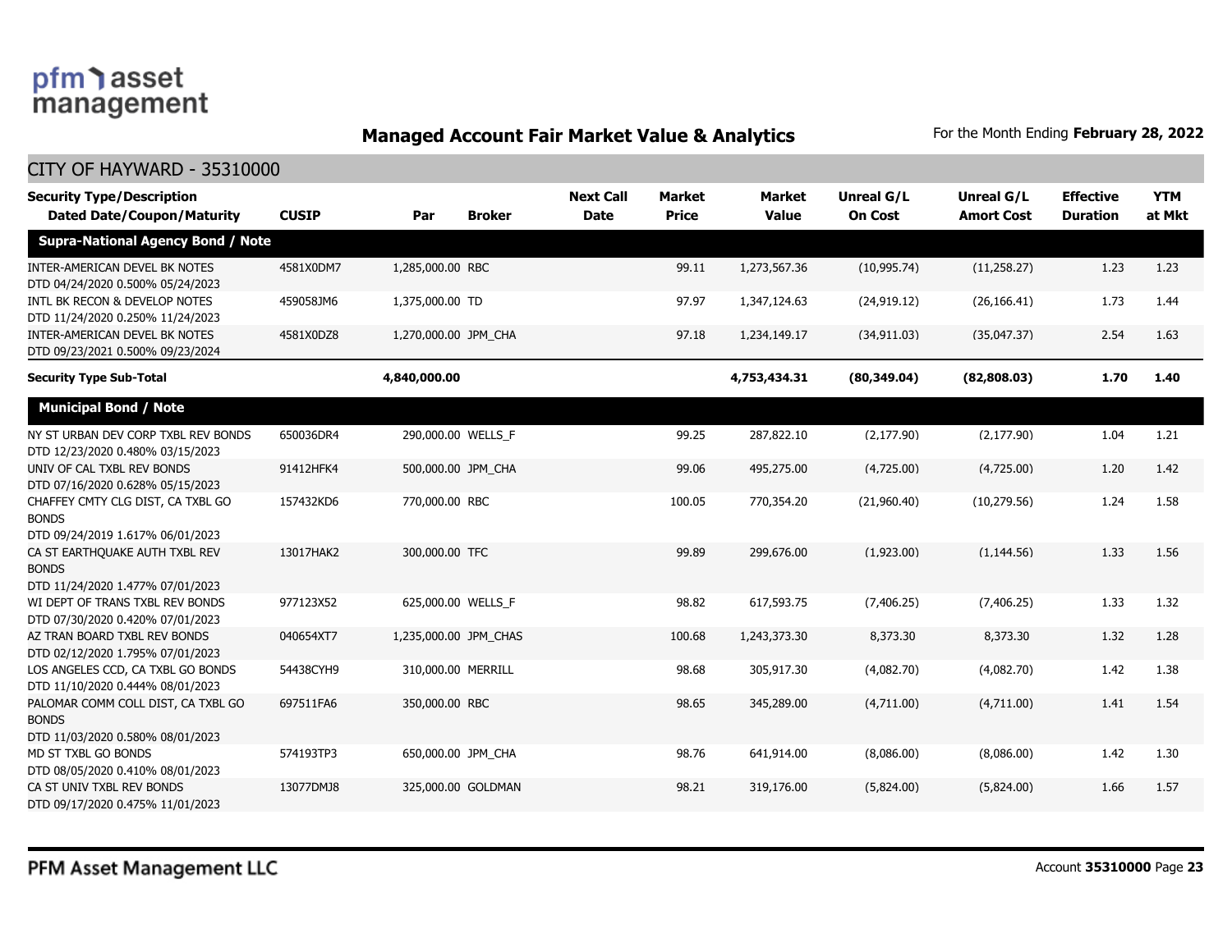## Managed Account Fair Market Value & Analytics

For the Month Ending **February 28, 2022**

CITY OF HAYWARD - 35310000

| Security Type/Description Dated Date/Coupon/Maturity | CUSIP | Par | Broker | Next Call Date | Market Price | Market Value | Unreal G/L On Cost | Unreal G/L Amort Cost | Effective Duration | YTM at Mkt |
|---|---|---|---|---|---|---|---|---|---|---|
| **Supra-National Agency Bond / Note** | | | | | | | | | | |
| INTER-AMERICAN DEVEL BK NOTES DTD 04/24/2020 0.500% 05/24/2023 | 4581X0DM7 | 1,285,000.00 | RBC | | 99.11 | 1,273,567.36 | (10,995.74) | (11,258.27) | 1.23 | 1.23 |
| INTL BK RECON & DEVELOP NOTES DTD 11/24/2020 0.250% 11/24/2023 | 459058JM6 | 1,375,000.00 | TD | | 97.97 | 1,347,124.63 | (24,919.12) | (26,166.41) | 1.73 | 1.44 |
| INTER-AMERICAN DEVEL BK NOTES DTD 09/23/2021 0.500% 09/23/2024 | 4581X0DZ8 | 1,270,000.00 | JPM_CHA | | 97.18 | 1,234,149.17 | (34,911.03) | (35,047.37) | 2.54 | 1.63 |
| **Security Type Sub-Total** | | **4,840,000.00** | | | | **4,753,434.31** | **(80,349.04)** | **(82,808.03)** | **1.70** | **1.40** |
| **Municipal Bond / Note** | | | | | | | | | | |
| NY ST URBAN DEV CORP TXBL REV BONDS DTD 12/23/2020 0.480% 03/15/2023 | 650036DR4 | 290,000.00 | WELLS_F | | 99.25 | 287,822.10 | (2,177.90) | (2,177.90) | 1.04 | 1.21 |
| UNIV OF CAL TXBL REV BONDS DTD 07/16/2020 0.628% 05/15/2023 | 91412HFK4 | 500,000.00 | JPM_CHA | | 99.06 | 495,275.00 | (4,725.00) | (4,725.00) | 1.20 | 1.42 |
| CHAFFEY CMTY CLG DIST, CA TXBL GO BONDS DTD 09/24/2019 1.617% 06/01/2023 | 157432KD6 | 770,000.00 | RBC | | 100.05 | 770,354.20 | (21,960.40) | (10,279.56) | 1.24 | 1.58 |
| CA ST EARTHQUAKE AUTH TXBL REV BONDS DTD 11/24/2020 1.477% 07/01/2023 | 13017HAK2 | 300,000.00 | TFC | | 99.89 | 299,676.00 | (1,923.00) | (1,144.56) | 1.33 | 1.56 |
| WI DEPT OF TRANS TXBL REV BONDS DTD 07/30/2020 0.420% 07/01/2023 | 977123X52 | 625,000.00 | WELLS_F | | 98.82 | 617,593.75 | (7,406.25) | (7,406.25) | 1.33 | 1.32 |
| AZ TRAN BOARD TXBL REV BONDS DTD 02/12/2020 1.795% 07/01/2023 | 040654XT7 | 1,235,000.00 | JPM_CHAS | | 100.68 | 1,243,373.30 | 8,373.30 | 8,373.30 | 1.32 | 1.28 |
| LOS ANGELES CCD, CA TXBL GO BONDS DTD 11/10/2020 0.444% 08/01/2023 | 54438CYH9 | 310,000.00 | MERRILL | | 98.68 | 305,917.30 | (4,082.70) | (4,082.70) | 1.42 | 1.38 |
| PALOMAR COMM COLL DIST, CA TXBL GO BONDS DTD 11/03/2020 0.580% 08/01/2023 | 697511FA6 | 350,000.00 | RBC | | 98.65 | 345,289.00 | (4,711.00) | (4,711.00) | 1.41 | 1.54 |
| MD ST TXBL GO BONDS DTD 08/05/2020 0.410% 08/01/2023 | 574193TP3 | 650,000.00 | JPM_CHA | | 98.76 | 641,914.00 | (8,086.00) | (8,086.00) | 1.42 | 1.30 |
| CA ST UNIV TXBL REV BONDS DTD 09/17/2020 0.475% 11/01/2023 | 13077DMJ8 | 325,000.00 | GOLDMAN | | 98.21 | 319,176.00 | (5,824.00) | (5,824.00) | 1.66 | 1.57 |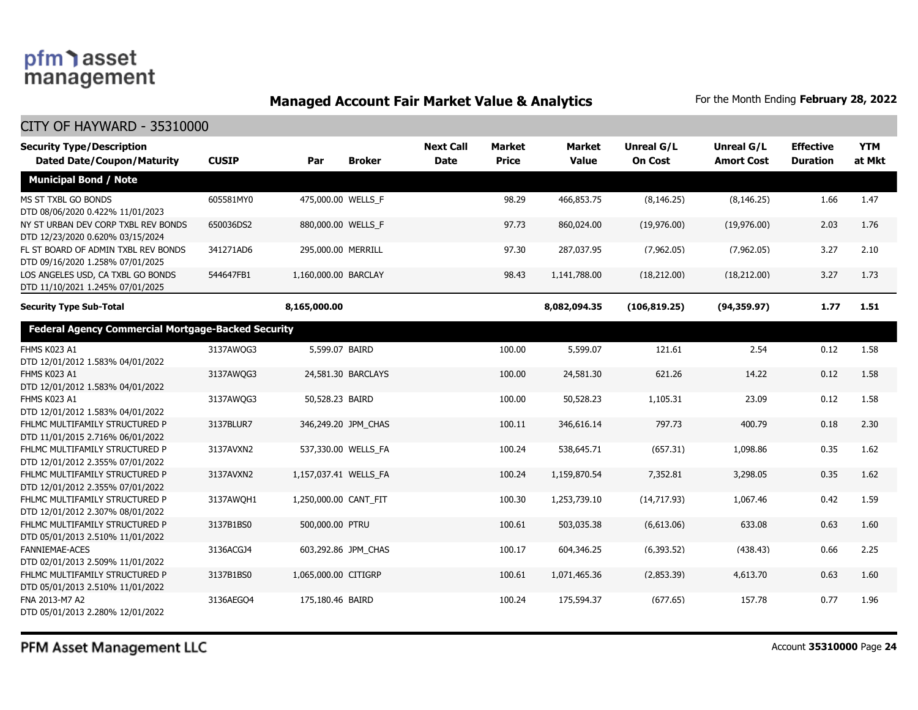## Managed Account Fair Market Value & Analytics

For the Month Ending **February 28, 2022**

CITY OF HAYWARD - 35310000

| Security Type/Description Dated Date/Coupon/Maturity | CUSIP | Par | Broker | Next Call Date | Market Price | Market Value | Unreal G/L On Cost | Unreal G/L Amort Cost | Effective Duration | YTM at Mkt |
|---|---|---|---|---|---|---|---|---|---|---|
| **Municipal Bond / Note** | | | | | | | | | | |
| MS ST TXBL GO BONDS DTD 08/06/2020 0.422% 11/01/2023 | 605581MY0 | 475,000.00 | WELLS_F | | 98.29 | 466,853.75 | (8,146.25) | (8,146.25) | 1.66 | 1.47 |
| NY ST URBAN DEV CORP TXBL REV BONDS DTD 12/23/2020 0.620% 03/15/2024 | 650036DS2 | 880,000.00 | WELLS_F | | 97.73 | 860,024.00 | (19,976.00) | (19,976.00) | 2.03 | 1.76 |
| FL ST BOARD OF ADMIN TXBL REV BONDS DTD 09/16/2020 1.258% 07/01/2025 | 341271AD6 | 295,000.00 | MERRILL | | 97.30 | 287,037.95 | (7,962.05) | (7,962.05) | 3.27 | 2.10 |
| LOS ANGELES USD, CA TXBL GO BONDS DTD 11/10/2021 1.245% 07/01/2025 | 544647FB1 | 1,160,000.00 | BARCLAY | | 98.43 | 1,141,788.00 | (18,212.00) | (18,212.00) | 3.27 | 1.73 |
| **Security Type Sub-Total** | | **8,165,000.00** | | | | **8,082,094.35** | **(106,819.25)** | **(94,359.97)** | **1.77** | **1.51** |
| **Federal Agency Commercial Mortgage-Backed Security** | | | | | | | | | | |
| FHMS K023 A1 DTD 12/01/2012 1.583% 04/01/2022 | 3137AWQG3 | 5,599.07 | BAIRD | | 100.00 | 5,599.07 | 121.61 | 2.54 | 0.12 | 1.58 |
| FHMS K023 A1 DTD 12/01/2012 1.583% 04/01/2022 | 3137AWQG3 | 24,581.30 | BARCLAYS | | 100.00 | 24,581.30 | 621.26 | 14.22 | 0.12 | 1.58 |
| FHMS K023 A1 DTD 12/01/2012 1.583% 04/01/2022 | 3137AWQG3 | 50,528.23 | BAIRD | | 100.00 | 50,528.23 | 1,105.31 | 23.09 | 0.12 | 1.58 |
| FHLMC MULTIFAMILY STRUCTURED P DTD 11/01/2015 2.716% 06/01/2022 | 3137BLUR7 | 346,249.20 | JPM_CHAS | | 100.11 | 346,616.14 | 797.73 | 400.79 | 0.18 | 2.30 |
| FHLMC MULTIFAMILY STRUCTURED P DTD 12/01/2012 2.355% 07/01/2022 | 3137AVXN2 | 537,330.00 | WELLS_FA | | 100.24 | 538,645.71 | (657.31) | 1,098.86 | 0.35 | 1.62 |
| FHLMC MULTIFAMILY STRUCTURED P DTD 12/01/2012 2.355% 07/01/2022 | 3137AVXN2 | 1,157,037.41 | WELLS_FA | | 100.24 | 1,159,870.54 | 7,352.81 | 3,298.05 | 0.35 | 1.62 |
| FHLMC MULTIFAMILY STRUCTURED P DTD 12/01/2012 2.307% 08/01/2022 | 3137AWQH1 | 1,250,000.00 | CANT_FIT | | 100.30 | 1,253,739.10 | (14,717.93) | 1,067.46 | 0.42 | 1.59 |
| FHLMC MULTIFAMILY STRUCTURED P DTD 05/01/2013 2.510% 11/01/2022 | 3137B1BS0 | 500,000.00 | PTRU | | 100.61 | 503,035.38 | (6,613.06) | 633.08 | 0.63 | 1.60 |
| FANNIEMAE-ACES DTD 02/01/2013 2.509% 11/01/2022 | 3136ACGJ4 | 603,292.86 | JPM_CHAS | | 100.17 | 604,346.25 | (6,393.52) | (438.43) | 0.66 | 2.25 |
| FHLMC MULTIFAMILY STRUCTURED P DTD 05/01/2013 2.510% 11/01/2022 | 3137B1BS0 | 1,065,000.00 | CITIGRP | | 100.61 | 1,071,465.36 | (2,853.39) | 4,613.70 | 0.63 | 1.60 |
| FNA 2013-M7 A2 DTD 05/01/2013 2.280% 12/01/2022 | 3136AEGO4 | 175,180.46 | BAIRD | | 100.24 | 175,594.37 | (677.65) | 157.78 | 0.77 | 1.96 |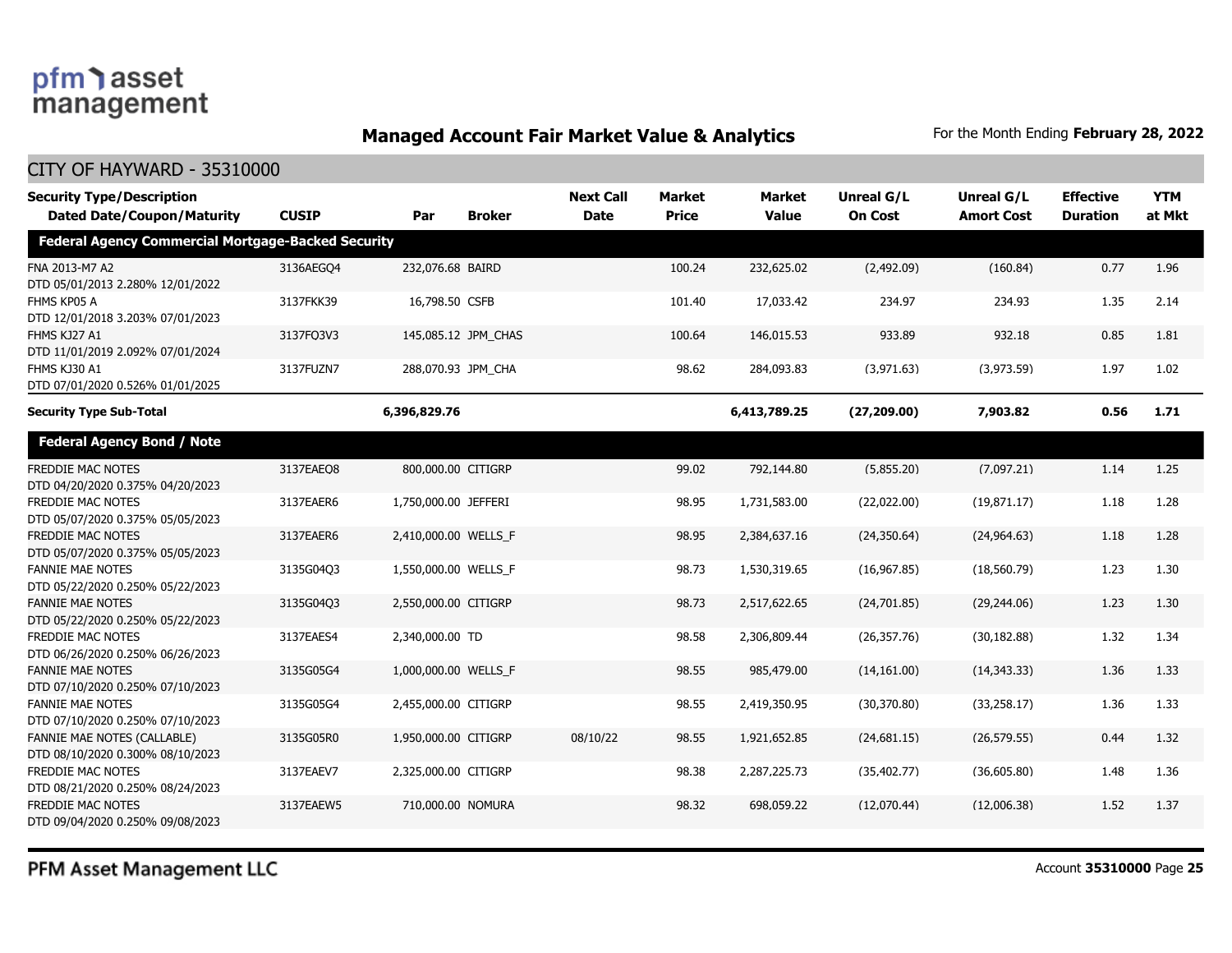## Managed Account Fair Market Value & Analytics

For the Month Ending **February 28, 2022**

### CITY OF HAYWARD - 35310000

| Security Type/Description<br>Dated Date/Coupon/Maturity | CUSIP | Par | Broker | Next Call Date | Market Price | Market Value | Unreal G/L On Cost | Unreal G/L Amort Cost | Effective Duration | YTM at Mkt |
|---|---|---|---|---|---|---|---|---|---|---|
| **Federal Agency Commercial Mortgage-Backed Security** | | | | | | | | | | |
| FNA 2013-M7 A2<br>DTD 05/01/2013 2.280% 12/01/2022 | 3136AEGQ4 | 232,076.68 | BAIRD | | 100.24 | 232,625.02 | (2,492.09) | (160.84) | 0.77 | 1.96 |
| FHMS KP05 A<br>DTD 12/01/2018 3.203% 07/01/2023 | 3137FKK39 | 16,798.50 | CSFB | | 101.40 | 17,033.42 | 234.97 | 234.93 | 1.35 | 2.14 |
| FHMS KJ27 A1<br>DTD 11/01/2019 2.092% 07/01/2024 | 3137FQ3V3 | 145,085.12 | JPM_CHAS | | 100.64 | 146,015.53 | 933.89 | 932.18 | 0.85 | 1.81 |
| FHMS KJ30 A1<br>DTD 07/01/2020 0.526% 01/01/2025 | 3137FUZN7 | 288,070.93 | JPM_CHA | | 98.62 | 284,093.83 | (3,971.63) | (3,973.59) | 1.97 | 1.02 |
| **Security Type Sub-Total** | | **6,396,829.76** | | | | **6,413,789.25** | **(27,209.00)** | **7,903.82** | **0.56** | **1.71** |
| **Federal Agency Bond / Note** | | | | | | | | | | |
| FREDDIE MAC NOTES<br>DTD 04/20/2020 0.375% 04/20/2023 | 3137EAEQ8 | 800,000.00 | CITIGRP | | 99.02 | 792,144.80 | (5,855.20) | (7,097.21) | 1.14 | 1.25 |
| FREDDIE MAC NOTES<br>DTD 05/07/2020 0.375% 05/05/2023 | 3137EAER6 | 1,750,000.00 | JEFFERI | | 98.95 | 1,731,583.00 | (22,022.00) | (19,871.17) | 1.18 | 1.28 |
| FREDDIE MAC NOTES<br>DTD 05/07/2020 0.375% 05/05/2023 | 3137EAER6 | 2,410,000.00 | WELLS_F | | 98.95 | 2,384,637.16 | (24,350.64) | (24,964.63) | 1.18 | 1.28 |
| FANNIE MAE NOTES<br>DTD 05/22/2020 0.250% 05/22/2023 | 3135G04Q3 | 1,550,000.00 | WELLS_F | | 98.73 | 1,530,319.65 | (16,967.85) | (18,560.79) | 1.23 | 1.30 |
| FANNIE MAE NOTES<br>DTD 05/22/2020 0.250% 05/22/2023 | 3135G04Q3 | 2,550,000.00 | CITIGRP | | 98.73 | 2,517,622.65 | (24,701.85) | (29,244.06) | 1.23 | 1.30 |
| FREDDIE MAC NOTES<br>DTD 06/26/2020 0.250% 06/26/2023 | 3137EAES4 | 2,340,000.00 | TD | | 98.58 | 2,306,809.44 | (26,357.76) | (30,182.88) | 1.32 | 1.34 |
| FANNIE MAE NOTES<br>DTD 07/10/2020 0.250% 07/10/2023 | 3135G05G4 | 1,000,000.00 | WELLS_F | | 98.55 | 985,479.00 | (14,161.00) | (14,343.33) | 1.36 | 1.33 |
| FANNIE MAE NOTES<br>DTD 07/10/2020 0.250% 07/10/2023 | 3135G05G4 | 2,455,000.00 | CITIGRP | | 98.55 | 2,419,350.95 | (30,370.80) | (33,258.17) | 1.36 | 1.33 |
| FANNIE MAE NOTES (CALLABLE)<br>DTD 08/10/2020 0.300% 08/10/2023 | 3135G05R0 | 1,950,000.00 | CITIGRP | 08/10/22 | 98.55 | 1,921,652.85 | (24,681.15) | (26,579.55) | 0.44 | 1.32 |
| FREDDIE MAC NOTES<br>DTD 08/21/2020 0.250% 08/24/2023 | 3137EAEV7 | 2,325,000.00 | CITIGRP | | 98.38 | 2,287,225.73 | (35,402.77) | (36,605.80) | 1.48 | 1.36 |
| FREDDIE MAC NOTES<br>DTD 09/04/2020 0.250% 09/08/2023 | 3137EAEW5 | 710,000.00 | NOMURA | | 98.32 | 698,059.22 | (12,070.44) | (12,006.38) | 1.52 | 1.37 |

PFM Asset Management LLC

Account **35310000**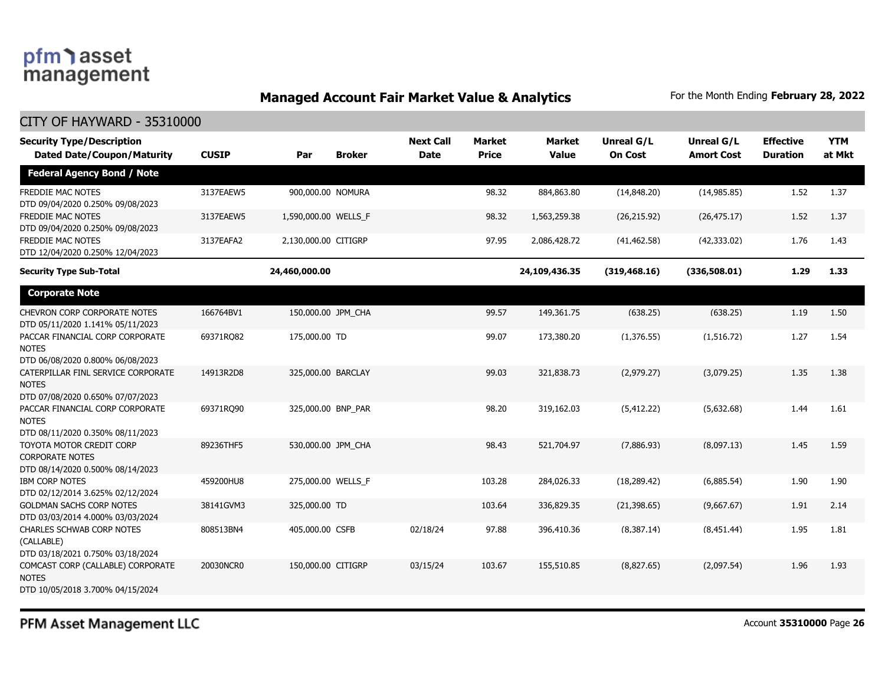## Managed Account Fair Market Value & Analytics

For the Month Ending **February 28, 2022**

CITY OF HAYWARD - 35310000

| Security Type/Description Dated Date/Coupon/Maturity | CUSIP | Par | Broker | Next Call Date | Market Price | Market Value | Unreal G/L On Cost | Unreal G/L Amort Cost | Effective Duration | YTM at Mkt |
|---|---|---|---|---|---|---|---|---|---|---|
| **Federal Agency Bond / Note** | | | | | | | | | | |
| FREDDIE MAC NOTES DTD 09/04/2020 0.250% 09/08/2023 | 3137EAEW5 | 900,000.00 | NOMURA | | 98.32 | 884,863.80 | (14,848.20) | (14,985.85) | 1.52 | 1.37 |
| FREDDIE MAC NOTES DTD 09/04/2020 0.250% 09/08/2023 | 3137EAEW5 | 1,590,000.00 | WELLS_F | | 98.32 | 1,563,259.38 | (26,215.92) | (26,475.17) | 1.52 | 1.37 |
| FREDDIE MAC NOTES DTD 12/04/2020 0.250% 12/04/2023 | 3137EAFA2 | 2,130,000.00 | CITIGRP | | 97.95 | 2,086,428.72 | (41,462.58) | (42,333.02) | 1.76 | 1.43 |
| **Security Type Sub-Total** | | **24,460,000.00** | | | | **24,109,436.35** | **(319,468.16)** | **(336,508.01)** | **1.29** | **1.33** |
| **Corporate Note** | | | | | | | | | | |
| CHEVRON CORP CORPORATE NOTES DTD 05/11/2020 1.141% 05/11/2023 | 166764BV1 | 150,000.00 | JPM_CHA | | 99.57 | 149,361.75 | (638.25) | (638.25) | 1.19 | 1.50 |
| PACCAR FINANCIAL CORP CORPORATE NOTES DTD 06/08/2020 0.800% 06/08/2023 | 69371RQ82 | 175,000.00 | TD | | 99.07 | 173,380.20 | (1,376.55) | (1,516.72) | 1.27 | 1.54 |
| CATERPILLAR FINL SERVICE CORPORATE NOTES DTD 07/08/2020 0.650% 07/07/2023 | 14913R2D8 | 325,000.00 | BARCLAY | | 99.03 | 321,838.73 | (2,979.27) | (3,079.25) | 1.35 | 1.38 |
| PACCAR FINANCIAL CORP CORPORATE NOTES DTD 08/11/2020 0.350% 08/11/2023 | 69371RQ90 | 325,000.00 | BNP_PAR | | 98.20 | 319,162.03 | (5,412.22) | (5,632.68) | 1.44 | 1.61 |
| TOYOTA MOTOR CREDIT CORP CORPORATE NOTES DTD 08/14/2020 0.500% 08/14/2023 | 89236THF5 | 530,000.00 | JPM_CHA | | 98.43 | 521,704.97 | (7,886.93) | (8,097.13) | 1.45 | 1.59 |
| IBM CORP NOTES DTD 02/12/2014 3.625% 02/12/2024 | 459200HU8 | 275,000.00 | WELLS_F | | 103.28 | 284,026.33 | (18,289.42) | (6,885.54) | 1.90 | 1.90 |
| GOLDMAN SACHS CORP NOTES DTD 03/03/2014 4.000% 03/03/2024 | 38141GVM3 | 325,000.00 | TD | | 103.64 | 336,829.35 | (21,398.65) | (9,667.67) | 1.91 | 2.14 |
| CHARLES SCHWAB CORP NOTES (CALLABLE) DTD 03/18/2021 0.750% 03/18/2024 | 808513BN4 | 405,000.00 | CSFB | 02/18/24 | 97.88 | 396,410.36 | (8,387.14) | (8,451.44) | 1.95 | 1.81 |
| COMCAST CORP (CALLABLE) CORPORATE NOTES DTD 10/05/2018 3.700% 04/15/2024 | 20030NCR0 | 150,000.00 | CITIGRP | 03/15/24 | 103.67 | 155,510.85 | (8,827.65) | (2,097.54) | 1.96 | 1.93 |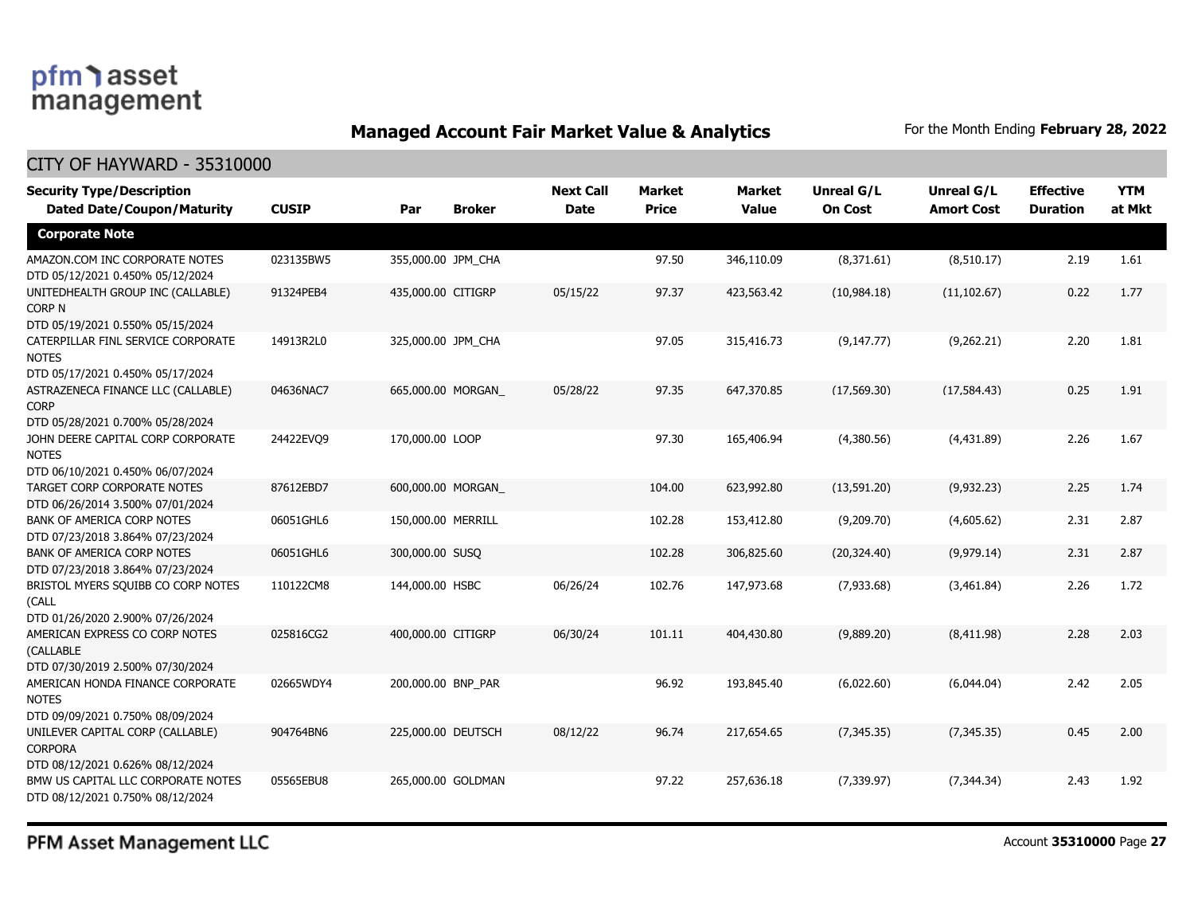**Managed Account Fair Market Value & Analytics**

For the Month Ending **February 28, 2022**

## CITY OF HAYWARD - 35310000

| Security Type/Description Dated Date/Coupon/Maturity | CUSIP | Par | Broker | Next Call Date | Market Price | Market Value | Unreal G/L On Cost | Unreal G/L Amort Cost | Effective Duration | YTM at Mkt |
|---|---|---|---|---|---|---|---|---|---|---|
| **Corporate Note** | | | | | | | | | | |
| AMAZON.COM INC CORPORATE NOTES DTD 05/12/2021 0.450% 05/12/2024 | 023135BW5 | 355,000.00 | JPM_CHA | | 97.50 | 346,110.09 | (8,371.61) | (8,510.17) | 2.19 | 1.61 |
| UNITEDHEALTH GROUP INC (CALLABLE) CORP N DTD 05/19/2021 0.550% 05/15/2024 | 91324PEB4 | 435,000.00 | CITIGRP | 05/15/22 | 97.37 | 423,563.42 | (10,984.18) | (11,102.67) | 0.22 | 1.77 |
| CATERPILLAR FINL SERVICE CORPORATE NOTES DTD 05/17/2021 0.450% 05/17/2024 | 14913R2L0 | 325,000.00 | JPM_CHA | | 97.05 | 315,416.73 | (9,147.77) | (9,262.21) | 2.20 | 1.81 |
| ASTRAZENECA FINANCE LLC (CALLABLE) CORP DTD 05/28/2021 0.700% 05/28/2024 | 04636NAC7 | 665,000.00 | MORGAN_ | 05/28/22 | 97.35 | 647,370.85 | (17,569.30) | (17,584.43) | 0.25 | 1.91 |
| JOHN DEERE CAPITAL CORP CORPORATE NOTES DTD 06/10/2021 0.450% 06/07/2024 | 24422EVQ9 | 170,000.00 | LOOP | | 97.30 | 165,406.94 | (4,380.56) | (4,431.89) | 2.26 | 1.67 |
| TARGET CORP CORPORATE NOTES DTD 06/26/2014 3.500% 07/01/2024 | 87612EBD7 | 600,000.00 | MORGAN_ | | 104.00 | 623,992.80 | (13,591.20) | (9,932.23) | 2.25 | 1.74 |
| BANK OF AMERICA CORP NOTES DTD 07/23/2018 3.864% 07/23/2024 | 06051GHL6 | 150,000.00 | MERRILL | | 102.28 | 153,412.80 | (9,209.70) | (4,605.62) | 2.31 | 2.87 |
| BANK OF AMERICA CORP NOTES DTD 07/23/2018 3.864% 07/23/2024 | 06051GHL6 | 300,000.00 | SUSQ | | 102.28 | 306,825.60 | (20,324.40) | (9,979.14) | 2.31 | 2.87 |
| BRISTOL MYERS SQUIBB CO CORP NOTES (CALL DTD 01/26/2020 2.900% 07/26/2024 | 110122CM8 | 144,000.00 | HSBC | 06/26/24 | 102.76 | 147,973.68 | (7,933.68) | (3,461.84) | 2.26 | 1.72 |
| AMERICAN EXPRESS CO CORP NOTES (CALLABLE DTD 07/30/2019 2.500% 07/30/2024 | 025816CG2 | 400,000.00 | CITIGRP | 06/30/24 | 101.11 | 404,430.80 | (9,889.20) | (8,411.98) | 2.28 | 2.03 |
| AMERICAN HONDA FINANCE CORPORATE NOTES DTD 09/09/2021 0.750% 08/09/2024 | 02665WDY4 | 200,000.00 | BNP_PAR | | 96.92 | 193,845.40 | (6,022.60) | (6,044.04) | 2.42 | 2.05 |
| UNILEVER CAPITAL CORP (CALLABLE) CORPORA DTD 08/12/2021 0.626% 08/12/2024 | 904764BN6 | 225,000.00 | DEUTSCH | 08/12/22 | 96.74 | 217,654.65 | (7,345.35) | (7,345.35) | 0.45 | 2.00 |
| BMW US CAPITAL LLC CORPORATE NOTES DTD 08/12/2021 0.750% 08/12/2024 | 05565EBU8 | 265,000.00 | GOLDMAN | | 97.22 | 257,636.18 | (7,339.97) | (7,344.34) | 2.43 | 1.92 |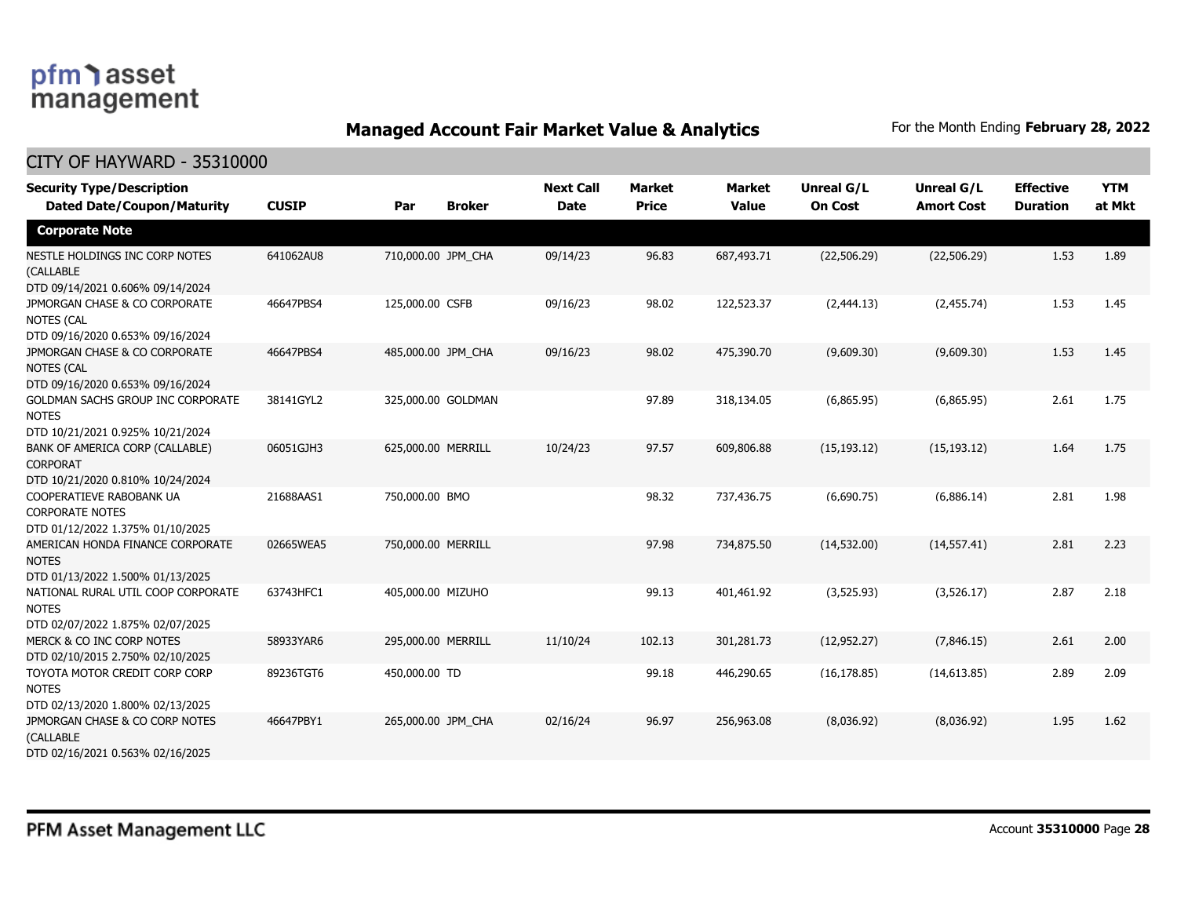# Managed Account Fair Market Value & Analytics

For the Month Ending **February 28, 2022**

## CITY OF HAYWARD - 35310000

| Security Type/Description Dated Date/Coupon/Maturity | CUSIP | Par | Broker | Next Call Date | Market Price | Market Value | Unreal G/L On Cost | Unreal G/L Amort Cost | Effective Duration | YTM at Mkt |
|---|---|---|---|---|---|---|---|---|---|---|
| **Corporate Note** | | | | | | | | | | |
| NESTLE HOLDINGS INC CORP NOTES (CALLABLE DTD 09/14/2021 0.606% 09/14/2024 | 641062AU8 | 710,000.00 | JPM_CHA | 09/14/23 | 96.83 | 687,493.71 | (22,506.29) | (22,506.29) | 1.53 | 1.89 |
| JPMORGAN CHASE & CO CORPORATE NOTES (CAL DTD 09/16/2020 0.653% 09/16/2024 | 46647PBS4 | 125,000.00 | CSFB | 09/16/23 | 98.02 | 122,523.37 | (2,444.13) | (2,455.74) | 1.53 | 1.45 |
| JPMORGAN CHASE & CO CORPORATE NOTES (CAL DTD 09/16/2020 0.653% 09/16/2024 | 46647PBS4 | 485,000.00 | JPM_CHA | 09/16/23 | 98.02 | 475,390.70 | (9,609.30) | (9,609.30) | 1.53 | 1.45 |
| GOLDMAN SACHS GROUP INC CORPORATE NOTES DTD 10/21/2021 0.925% 10/21/2024 | 38141GYL2 | 325,000.00 | GOLDMAN | | 97.89 | 318,134.05 | (6,865.95) | (6,865.95) | 2.61 | 1.75 |
| BANK OF AMERICA CORP (CALLABLE) CORPORAT DTD 10/21/2020 0.810% 10/24/2024 | 06051GJH3 | 625,000.00 | MERRILL | 10/24/23 | 97.57 | 609,806.88 | (15,193.12) | (15,193.12) | 1.64 | 1.75 |
| COOPERATIEVE RABOBANK UA CORPORATE NOTES DTD 01/12/2022 1.375% 01/10/2025 | 21688AAS1 | 750,000.00 | BMO | | 98.32 | 737,436.75 | (6,690.75) | (6,886.14) | 2.81 | 1.98 |
| AMERICAN HONDA FINANCE CORPORATE NOTES DTD 01/13/2022 1.500% 01/13/2025 | 02665WEA5 | 750,000.00 | MERRILL | | 97.98 | 734,875.50 | (14,532.00) | (14,557.41) | 2.81 | 2.23 |
| NATIONAL RURAL UTIL COOP CORPORATE NOTES DTD 02/07/2022 1.875% 02/07/2025 | 63743HFC1 | 405,000.00 | MIZUHO | | 99.13 | 401,461.92 | (3,525.93) | (3,526.17) | 2.87 | 2.18 |
| MERCK & CO INC CORP NOTES DTD 02/10/2015 2.750% 02/10/2025 | 58933YAR6 | 295,000.00 | MERRILL | 11/10/24 | 102.13 | 301,281.73 | (12,952.27) | (7,846.15) | 2.61 | 2.00 |
| TOYOTA MOTOR CREDIT CORP CORP NOTES DTD 02/13/2020 1.800% 02/13/2025 | 89236TGT6 | 450,000.00 | TD | | 99.18 | 446,290.65 | (16,178.85) | (14,613.85) | 2.89 | 2.09 |
| JPMORGAN CHASE & CO CORP NOTES (CALLABLE DTD 02/16/2021 0.563% 02/16/2025 | 46647PBY1 | 265,000.00 | JPM_CHA | 02/16/24 | 96.97 | 256,963.08 | (8,036.92) | (8,036.92) | 1.95 | 1.62 |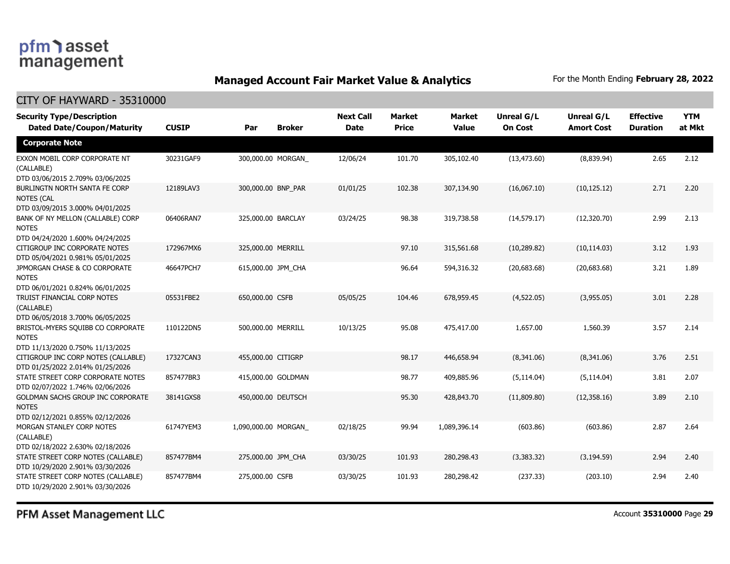## Managed Account Fair Market Value & Analytics

For the Month Ending **February 28, 2022**

CITY OF HAYWARD - 35310000

| Security Type/Description<br>Dated Date/Coupon/Maturity | CUSIP | Par | Broker | Next Call Date | Market Price | Market Value | Unreal G/L On Cost | Unreal G/L Amort Cost | Effective Duration | YTM at Mkt |
|---|---|---|---|---|---|---|---|---|---|---|
| **Corporate Note** | | | | | | | | | | |
| EXXON MOBIL CORP CORPORATE NT (CALLABLE)<br>DTD 03/06/2015 2.709% 03/06/2025 | 30231GAF9 | 300,000.00 | MORGAN_ | 12/06/24 | 101.70 | 305,102.40 | (13,473.60) | (8,839.94) | 2.65 | 2.12 |
| BURLINGTN NORTH SANTA FE CORP NOTES (CAL<br>DTD 03/09/2015 3.000% 04/01/2025 | 12189LAV3 | 300,000.00 | BNP_PAR | 01/01/25 | 102.38 | 307,134.90 | (16,067.10) | (10,125.12) | 2.71 | 2.20 |
| BANK OF NY MELLON (CALLABLE) CORP NOTES<br>DTD 04/24/2020 1.600% 04/24/2025 | 06406RAN7 | 325,000.00 | BARCLAY | 03/24/25 | 98.38 | 319,738.58 | (14,579.17) | (12,320.70) | 2.99 | 2.13 |
| CITIGROUP INC CORPORATE NOTES<br>DTD 05/04/2021 0.981% 05/01/2025 | 172967MX6 | 325,000.00 | MERRILL | | 97.10 | 315,561.68 | (10,289.82) | (10,114.03) | 3.12 | 1.93 |
| JPMORGAN CHASE & CO CORPORATE NOTES<br>DTD 06/01/2021 0.824% 06/01/2025 | 46647PCH7 | 615,000.00 | JPM_CHA | | 96.64 | 594,316.32 | (20,683.68) | (20,683.68) | 3.21 | 1.89 |
| TRUIST FINANCIAL CORP NOTES (CALLABLE)<br>DTD 06/05/2018 3.700% 06/05/2025 | 05531FBE2 | 650,000.00 | CSFB | 05/05/25 | 104.46 | 678,959.45 | (4,522.05) | (3,955.05) | 3.01 | 2.28 |
| BRISTOL-MYERS SQUIBB CO CORPORATE NOTES<br>DTD 11/13/2020 0.750% 11/13/2025 | 110122DN5 | 500,000.00 | MERRILL | 10/13/25 | 95.08 | 475,417.00 | 1,657.00 | 1,560.39 | 3.57 | 2.14 |
| CITIGROUP INC CORP NOTES (CALLABLE)<br>DTD 01/25/2022 2.014% 01/25/2026 | 17327CAN3 | 455,000.00 | CITIGRP | | 98.17 | 446,658.94 | (8,341.06) | (8,341.06) | 3.76 | 2.51 |
| STATE STREET CORP CORPORATE NOTES<br>DTD 02/07/2022 1.746% 02/06/2026 | 857477BR3 | 415,000.00 | GOLDMAN | | 98.77 | 409,885.96 | (5,114.04) | (5,114.04) | 3.81 | 2.07 |
| GOLDMAN SACHS GROUP INC CORPORATE NOTES<br>DTD 02/12/2021 0.855% 02/12/2026 | 38141GXS8 | 450,000.00 | DEUTSCH | | 95.30 | 428,843.70 | (11,809.80) | (12,358.16) | 3.89 | 2.10 |
| MORGAN STANLEY CORP NOTES (CALLABLE)<br>DTD 02/18/2022 2.630% 02/18/2026 | 61747YEM3 | 1,090,000.00 | MORGAN_ | 02/18/25 | 99.94 | 1,089,396.14 | (603.86) | (603.86) | 2.87 | 2.64 |
| STATE STREET CORP NOTES (CALLABLE)<br>DTD 10/29/2020 2.901% 03/30/2026 | 857477BM4 | 275,000.00 | JPM_CHA | 03/30/25 | 101.93 | 280,298.43 | (3,383.32) | (3,194.59) | 2.94 | 2.40 |
| STATE STREET CORP NOTES (CALLABLE)<br>DTD 10/29/2020 2.901% 03/30/2026 | 857477BM4 | 275,000.00 | CSFB | 03/30/25 | 101.93 | 280,298.42 | (237.33) | (203.10) | 2.94 | 2.40 |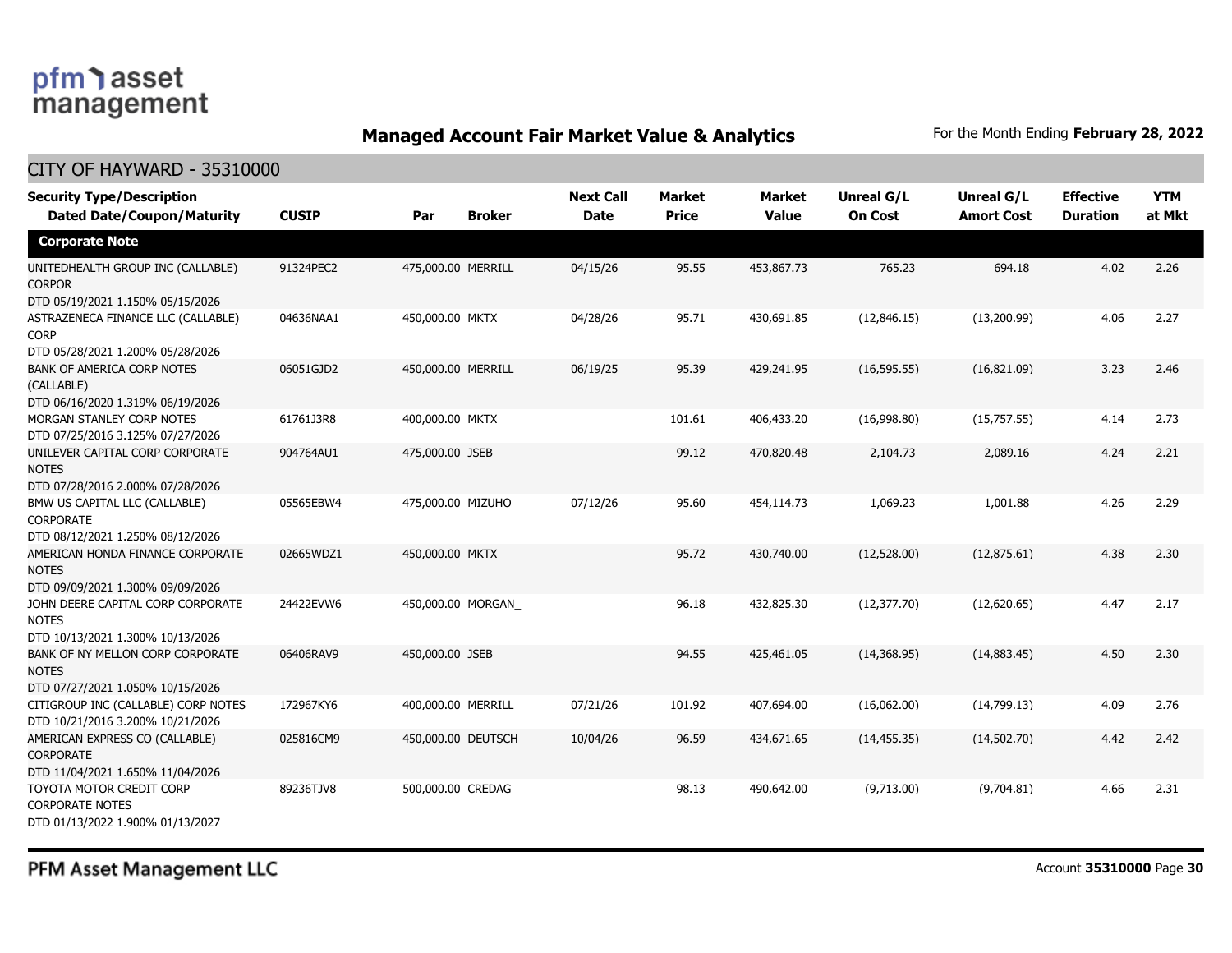## Managed Account Fair Market Value & Analytics

For the Month Ending **February 28, 2022**

CITY OF HAYWARD - 35310000

| Security Type/Description Dated Date/Coupon/Maturity | CUSIP | Par | Broker | Next Call Date | Market Price | Market Value | Unreal G/L On Cost | Unreal G/L Amort Cost | Effective Duration | YTM at Mkt |
|---|---|---|---|---|---|---|---|---|---|---|
| **Corporate Note** | | | | | | | | | | |
| UNITEDHEALTH GROUP INC (CALLABLE) CORPOR DTD 05/19/2021 1.150% 05/15/2026 | 91324PEC2 | 475,000.00 | MERRILL | 04/15/26 | 95.55 | 453,867.73 | 765.23 | 694.18 | 4.02 | 2.26 |
| ASTRAZENECA FINANCE LLC (CALLABLE) CORP DTD 05/28/2021 1.200% 05/28/2026 | 04636NAA1 | 450,000.00 | MKTX | 04/28/26 | 95.71 | 430,691.85 | (12,846.15) | (13,200.99) | 4.06 | 2.27 |
| BANK OF AMERICA CORP NOTES (CALLABLE) DTD 06/16/2020 1.319% 06/19/2026 | 06051GJD2 | 450,000.00 | MERRILL | 06/19/25 | 95.39 | 429,241.95 | (16,595.55) | (16,821.09) | 3.23 | 2.46 |
| MORGAN STANLEY CORP NOTES DTD 07/25/2016 3.125% 07/27/2026 | 61761J3R8 | 400,000.00 | MKTX | | 101.61 | 406,433.20 | (16,998.80) | (15,757.55) | 4.14 | 2.73 |
| UNILEVER CAPITAL CORP CORPORATE NOTES DTD 07/28/2016 2.000% 07/28/2026 | 904764AU1 | 475,000.00 | JSEB | | 99.12 | 470,820.48 | 2,104.73 | 2,089.16 | 4.24 | 2.21 |
| BMW US CAPITAL LLC (CALLABLE) CORPORATE DTD 08/12/2021 1.250% 08/12/2026 | 05565EBW4 | 475,000.00 | MIZUHO | 07/12/26 | 95.60 | 454,114.73 | 1,069.23 | 1,001.88 | 4.26 | 2.29 |
| AMERICAN HONDA FINANCE CORPORATE NOTES DTD 09/09/2021 1.300% 09/09/2026 | 02665WDZ1 | 450,000.00 | MKTX | | 95.72 | 430,740.00 | (12,528.00) | (12,875.61) | 4.38 | 2.30 |
| JOHN DEERE CAPITAL CORP CORPORATE NOTES DTD 10/13/2021 1.300% 10/13/2026 | 24422EVW6 | 450,000.00 | MORGAN_ | | 96.18 | 432,825.30 | (12,377.70) | (12,620.65) | 4.47 | 2.17 |
| BANK OF NY MELLON CORP CORPORATE NOTES DTD 07/27/2021 1.050% 10/15/2026 | 06406RAV9 | 450,000.00 | JSEB | | 94.55 | 425,461.05 | (14,368.95) | (14,883.45) | 4.50 | 2.30 |
| CITIGROUP INC (CALLABLE) CORP NOTES DTD 10/21/2016 3.200% 10/21/2026 | 172967KY6 | 400,000.00 | MERRILL | 07/21/26 | 101.92 | 407,694.00 | (16,062.00) | (14,799.13) | 4.09 | 2.76 |
| AMERICAN EXPRESS CO (CALLABLE) CORPORATE DTD 11/04/2021 1.650% 11/04/2026 | 025816CM9 | 450,000.00 | DEUTSCH | 10/04/26 | 96.59 | 434,671.65 | (14,455.35) | (14,502.70) | 4.42 | 2.42 |
| TOYOTA MOTOR CREDIT CORP CORPORATE NOTES DTD 01/13/2022 1.900% 01/13/2027 | 89236TJV8 | 500,000.00 | CREDAG | | 98.13 | 490,642.00 | (9,713.00) | (9,704.81) | 4.66 | 2.31 |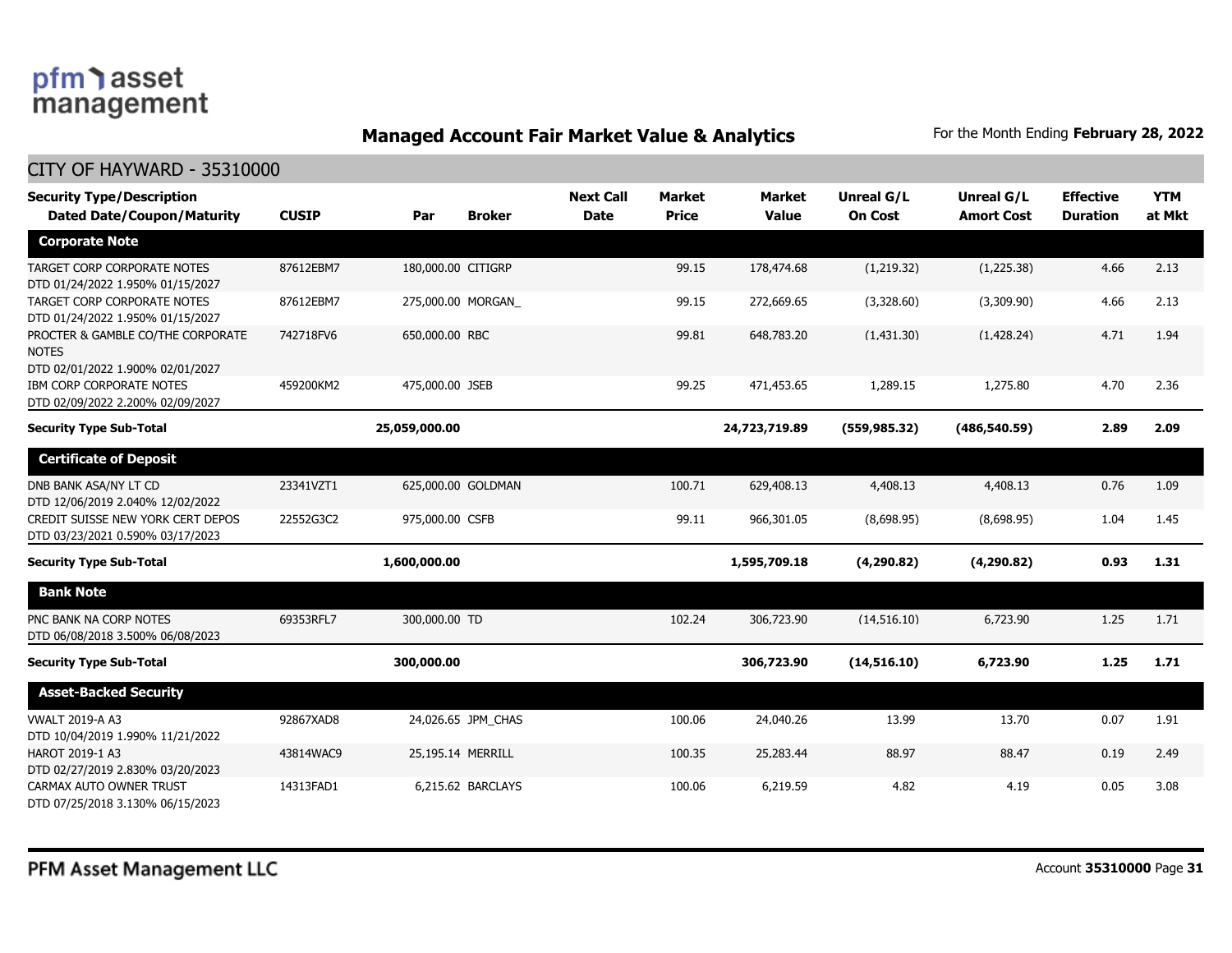# Managed Account Fair Market Value & Analytics

For the Month Ending **February 28, 2022**

## CITY OF HAYWARD - 35310000

| Security Type/Description Dated Date/Coupon/Maturity | CUSIP | Par | Broker | Next Call Date | Market Price | Market Value | Unreal G/L On Cost | Unreal G/L Amort Cost | Effective Duration | YTM at Mkt |
|---|---|---|---|---|---|---|---|---|---|---|
| **Corporate Note** | | | | | | | | | | |
| TARGET CORP CORPORATE NOTES DTD 01/24/2022 1.950% 01/15/2027 | 87612EBM7 | 180,000.00 | CITIGRP | | 99.15 | 178,474.68 | (1,219.32) | (1,225.38) | 4.66 | 2.13 |
| TARGET CORP CORPORATE NOTES DTD 01/24/2022 1.950% 01/15/2027 | 87612EBM7 | 275,000.00 | MORGAN_ | | 99.15 | 272,669.65 | (3,328.60) | (3,309.90) | 4.66 | 2.13 |
| PROCTER & GAMBLE CO/THE CORPORATE NOTES DTD 02/01/2022 1.900% 02/01/2027 | 742718FV6 | 650,000.00 | RBC | | 99.81 | 648,783.20 | (1,431.30) | (1,428.24) | 4.71 | 1.94 |
| IBM CORP CORPORATE NOTES DTD 02/09/2022 2.200% 02/09/2027 | 459200KM2 | 475,000.00 | JSEB | | 99.25 | 471,453.65 | 1,289.15 | 1,275.80 | 4.70 | 2.36 |
| **Security Type Sub-Total** | | **25,059,000.00** | | | | **24,723,719.89** | **(559,985.32)** | **(486,540.59)** | **2.89** | **2.09** |
| **Certificate of Deposit** | | | | | | | | | | |
| DNB BANK ASA/NY LT CD DTD 12/06/2019 2.040% 12/02/2022 | 23341VZT1 | 625,000.00 | GOLDMAN | | 100.71 | 629,408.13 | 4,408.13 | 4,408.13 | 0.76 | 1.09 |
| CREDIT SUISSE NEW YORK CERT DEPOS DTD 03/23/2021 0.590% 03/17/2023 | 22552G3C2 | 975,000.00 | CSFB | | 99.11 | 966,301.05 | (8,698.95) | (8,698.95) | 1.04 | 1.45 |
| **Security Type Sub-Total** | | **1,600,000.00** | | | | **1,595,709.18** | **(4,290.82)** | **(4,290.82)** | **0.93** | **1.31** |
| **Bank Note** | | | | | | | | | | |
| PNC BANK NA CORP NOTES DTD 06/08/2018 3.500% 06/08/2023 | 69353RFL7 | 300,000.00 | TD | | 102.24 | 306,723.90 | (14,516.10) | 6,723.90 | 1.25 | 1.71 |
| **Security Type Sub-Total** | | **300,000.00** | | | | **306,723.90** | **(14,516.10)** | **6,723.90** | **1.25** | **1.71** |
| **Asset-Backed Security** | | | | | | | | | | |
| VWALT 2019-A A3 DTD 10/04/2019 1.990% 11/21/2022 | 92867XAD8 | 24,026.65 | JPM_CHAS | | 100.06 | 24,040.26 | 13.99 | 13.70 | 0.07 | 1.91 |
| HAROT 2019-1 A3 DTD 02/27/2019 2.830% 03/20/2023 | 43814WAC9 | 25,195.14 | MERRILL | | 100.35 | 25,283.44 | 88.97 | 88.47 | 0.19 | 2.49 |
| CARMAX AUTO OWNER TRUST DTD 07/25/2018 3.130% 06/15/2023 | 14313FAD1 | 6,215.62 | BARCLAYS | | 100.06 | 6,219.59 | 4.82 | 4.19 | 0.05 | 3.08 |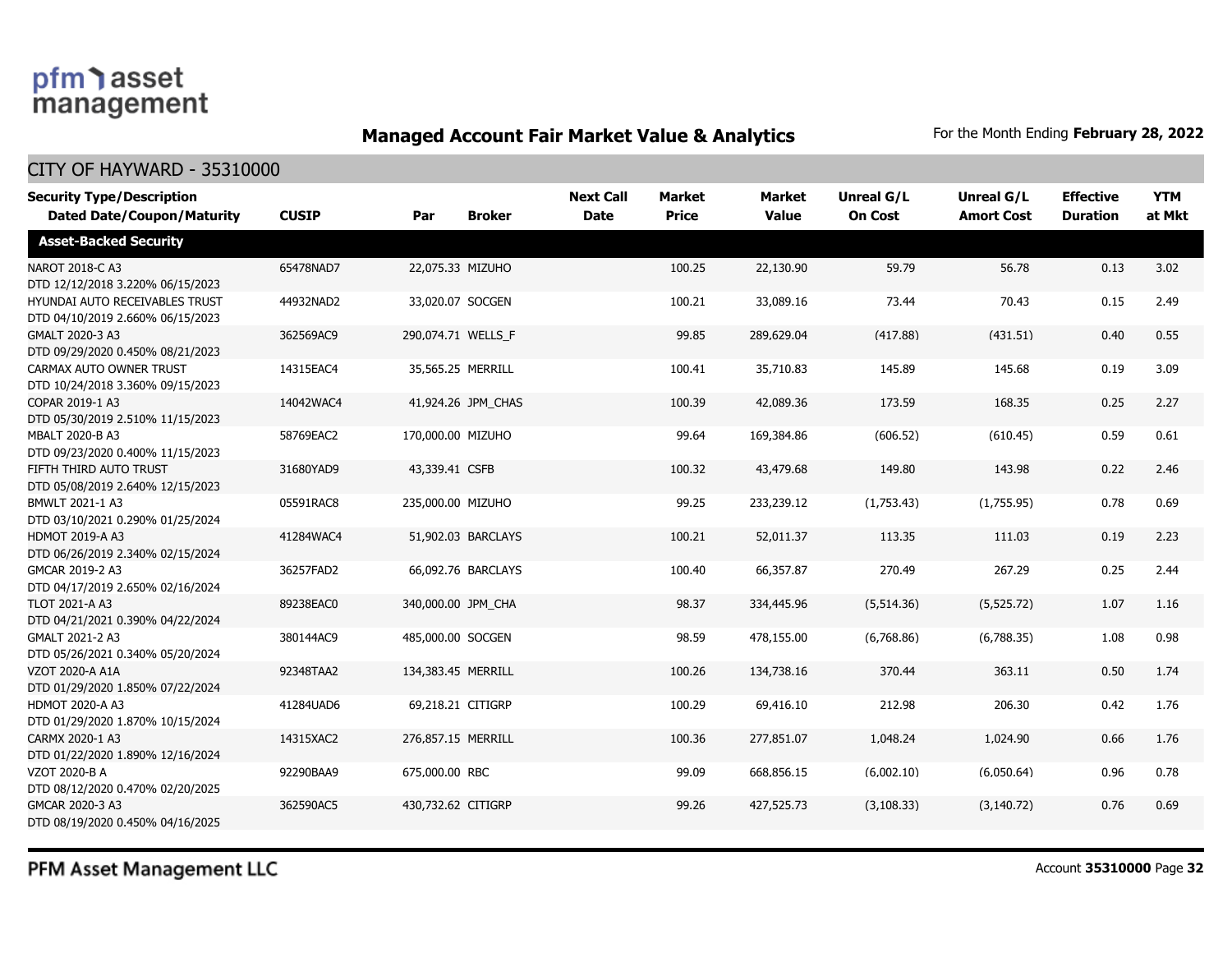## Managed Account Fair Market Value & Analytics

For the Month Ending **February 28, 2022**

### CITY OF HAYWARD - 35310000

| Security Type/Description Dated Date/Coupon/Maturity | CUSIP | Par | Broker | Next Call Date | Market Price | Market Value | Unreal G/L On Cost | Unreal G/L Amort Cost | Effective Duration | YTM at Mkt |
|---|---|---|---|---|---|---|---|---|---|---|
| **Asset-Backed Security** | | | | | | | | | | |
| NAROT 2018-C A3 DTD 12/12/2018 3.220% 06/15/2023 | 65478NAD7 | 22,075.33 | MIZUHO | | 100.25 | 22,130.90 | 59.79 | 56.78 | 0.13 | 3.02 |
| HYUNDAI AUTO RECEIVABLES TRUST DTD 04/10/2019 2.660% 06/15/2023 | 44932NAD2 | 33,020.07 | SOCGEN | | 100.21 | 33,089.16 | 73.44 | 70.43 | 0.15 | 2.49 |
| GMALT 2020-3 A3 DTD 09/29/2020 0.450% 08/21/2023 | 362569AC9 | 290,074.71 | WELLS_F | | 99.85 | 289,629.04 | (417.88) | (431.51) | 0.40 | 0.55 |
| CARMAX AUTO OWNER TRUST DTD 10/24/2018 3.360% 09/15/2023 | 14315EAC4 | 35,565.25 | MERRILL | | 100.41 | 35,710.83 | 145.89 | 145.68 | 0.19 | 3.09 |
| COPAR 2019-1 A3 DTD 05/30/2019 2.510% 11/15/2023 | 14042WAC4 | 41,924.26 | JPM_CHAS | | 100.39 | 42,089.36 | 173.59 | 168.35 | 0.25 | 2.27 |
| MBALT 2020-B A3 DTD 09/23/2020 0.400% 11/15/2023 | 58769EAC2 | 170,000.00 | MIZUHO | | 99.64 | 169,384.86 | (606.52) | (610.45) | 0.59 | 0.61 |
| FIFTH THIRD AUTO TRUST DTD 05/08/2019 2.640% 12/15/2023 | 31680YAD9 | 43,339.41 | CSFB | | 100.32 | 43,479.68 | 149.80 | 143.98 | 0.22 | 2.46 |
| BMWLT 2021-1 A3 DTD 03/10/2021 0.290% 01/25/2024 | 05591RAC8 | 235,000.00 | MIZUHO | | 99.25 | 233,239.12 | (1,753.43) | (1,755.95) | 0.78 | 0.69 |
| HDMOT 2019-A A3 DTD 06/26/2019 2.340% 02/15/2024 | 41284WAC4 | 51,902.03 | BARCLAYS | | 100.21 | 52,011.37 | 113.35 | 111.03 | 0.19 | 2.23 |
| GMCAR 2019-2 A3 DTD 04/17/2019 2.650% 02/16/2024 | 36257FAD2 | 66,092.76 | BARCLAYS | | 100.40 | 66,357.87 | 270.49 | 267.29 | 0.25 | 2.44 |
| TLOT 2021-A A3 DTD 04/21/2021 0.390% 04/22/2024 | 89238EAC0 | 340,000.00 | JPM_CHA | | 98.37 | 334,445.96 | (5,514.36) | (5,525.72) | 1.07 | 1.16 |
| GMALT 2021-2 A3 DTD 05/26/2021 0.340% 05/20/2024 | 380144AC9 | 485,000.00 | SOCGEN | | 98.59 | 478,155.00 | (6,768.86) | (6,788.35) | 1.08 | 0.98 |
| VZOT 2020-A A1A DTD 01/29/2020 1.850% 07/22/2024 | 92348TAA2 | 134,383.45 | MERRILL | | 100.26 | 134,738.16 | 370.44 | 363.11 | 0.50 | 1.74 |
| HDMOT 2020-A A3 DTD 01/29/2020 1.870% 10/15/2024 | 41284UAD6 | 69,218.21 | CITIGRP | | 100.29 | 69,416.10 | 212.98 | 206.30 | 0.42 | 1.76 |
| CARMX 2020-1 A3 DTD 01/22/2020 1.890% 12/16/2024 | 14315XAC2 | 276,857.15 | MERRILL | | 100.36 | 277,851.07 | 1,048.24 | 1,024.90 | 0.66 | 1.76 |
| VZOT 2020-B A DTD 08/12/2020 0.470% 02/20/2025 | 92290BAA9 | 675,000.00 | RBC | | 99.09 | 668,856.15 | (6,002.10) | (6,050.64) | 0.96 | 0.78 |
| GMCAR 2020-3 A3 DTD 08/19/2020 0.450% 04/16/2025 | 362590AC5 | 430,732.62 | CITIGRP | | 99.26 | 427,525.73 | (3,108.33) | (3,140.72) | 0.76 | 0.69 |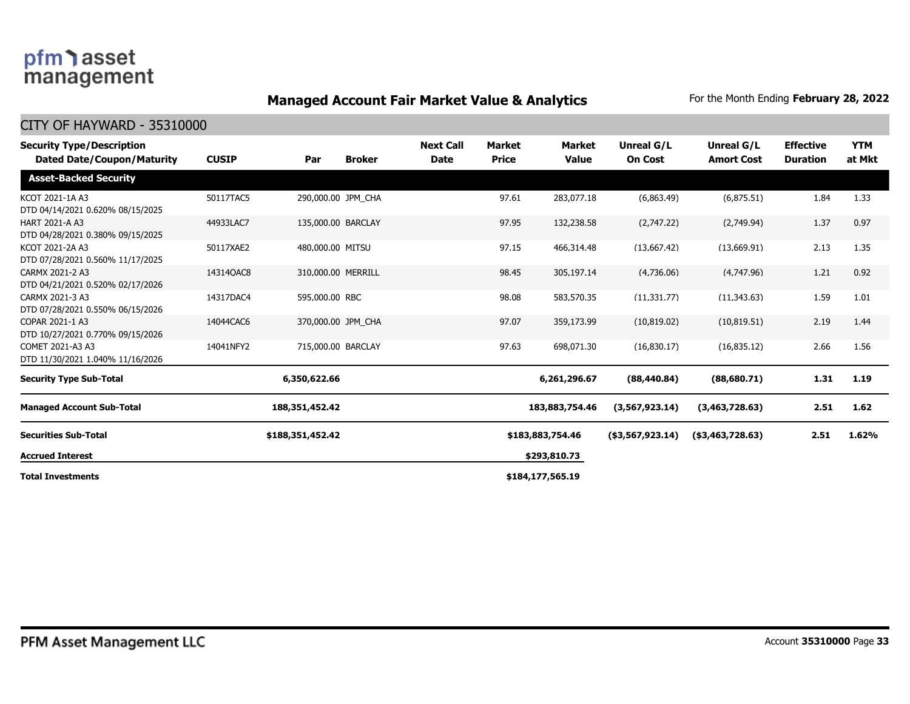## Managed Account Fair Market Value & Analytics

For the Month Ending **February 28, 2022**

CITY OF HAYWARD - 35310000

| Security Type/Description Dated Date/Coupon/Maturity | CUSIP | Par | Broker | Next Call Date | Market Price | Market Value | Unreal G/L On Cost | Unreal G/L Amort Cost | Effective Duration | YTM at Mkt |
|---|---|---|---|---|---|---|---|---|---|---|
| **Asset-Backed Security** | | | | | | | | | | |
| KCOT 2021-1A A3 DTD 04/14/2021 0.620% 08/15/2025 | 50117TAC5 | 290,000.00 | JPM_CHA | | 97.61 | 283,077.18 | (6,863.49) | (6,875.51) | 1.84 | 1.33 |
| HART 2021-A A3 DTD 04/28/2021 0.380% 09/15/2025 | 44933LAC7 | 135,000.00 | BARCLAY | | 97.95 | 132,238.58 | (2,747.22) | (2,749.94) | 1.37 | 0.97 |
| KCOT 2021-2A A3 DTD 07/28/2021 0.560% 11/17/2025 | 50117XAE2 | 480,000.00 | MITSU | | 97.15 | 466,314.48 | (13,667.42) | (13,669.91) | 2.13 | 1.35 |
| CARMX 2021-2 A3 DTD 04/21/2021 0.520% 02/17/2026 | 14314QAC8 | 310,000.00 | MERRILL | | 98.45 | 305,197.14 | (4,736.06) | (4,747.96) | 1.21 | 0.92 |
| CARMX 2021-3 A3 DTD 07/28/2021 0.550% 06/15/2026 | 14317DAC4 | 595,000.00 | RBC | | 98.08 | 583,570.35 | (11,331.77) | (11,343.63) | 1.59 | 1.01 |
| COPAR 2021-1 A3 DTD 10/27/2021 0.770% 09/15/2026 | 14044CAC6 | 370,000.00 | JPM_CHA | | 97.07 | 359,173.99 | (10,819.02) | (10,819.51) | 2.19 | 1.44 |
| COMET 2021-A3 A3 DTD 11/30/2021 1.040% 11/16/2026 | 14041NFY2 | 715,000.00 | BARCLAY | | 97.63 | 698,071.30 | (16,830.17) | (16,835.12) | 2.66 | 1.56 |
| **Security Type Sub-Total** | | **6,350,622.66** | | | | **6,261,296.67** | **(88,440.84)** | **(88,680.71)** | **1.31** | **1.19** |
| **Managed Account Sub-Total** | | **188,351,452.42** | | | | **183,883,754.46** | **(3,567,923.14)** | **(3,463,728.63)** | **2.51** | **1.62** |
| **Securities Sub-Total** | | **$188,351,452.42** | | | | **$183,883,754.46** | **($3,567,923.14)** | **($3,463,728.63)** | **2.51** | **1.62%** |
| **Accrued Interest** | | | | | | **$293,810.73** | | | | |
| **Total Investments** | | | | | | **$184,177,565.19** | | | | |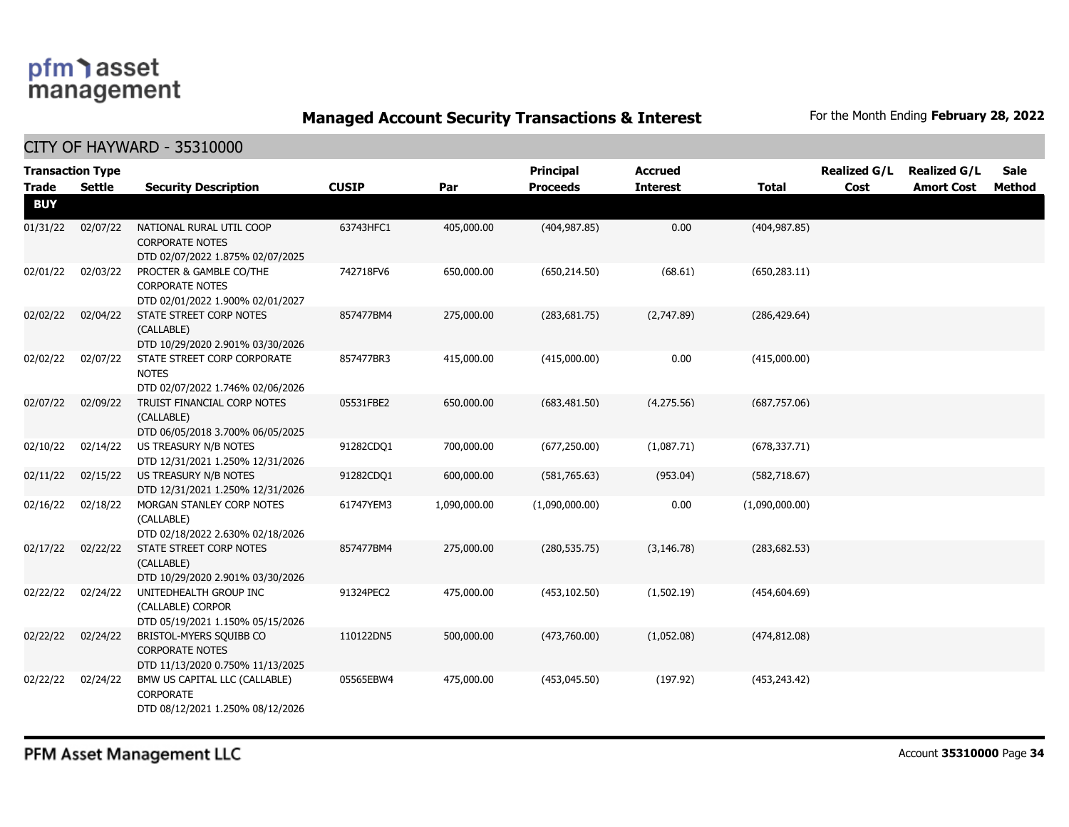## Managed Account Security Transactions & Interest

For the Month Ending **February 28, 2022**

### CITY OF HAYWARD - 35310000

| Transaction Type Trade | Settle | Security Description | CUSIP | Par | Principal Proceeds | Accrued Interest | Total | Realized G/L Cost | Realized G/L Amort Cost | Sale Method |
|---|---|---|---|---|---|---|---|---|---|---|
| **BUY** | | | | | | | | | | |
| 01/31/22 | 02/07/22 | NATIONAL RURAL UTIL COOP CORPORATE NOTES DTD 02/07/2022 1.875% 02/07/2025 | 63743HFC1 | 405,000.00 | (404,987.85) | 0.00 | (404,987.85) | | | |
| 02/01/22 | 02/03/22 | PROCTER & GAMBLE CO/THE CORPORATE NOTES DTD 02/01/2022 1.900% 02/01/2027 | 742718FV6 | 650,000.00 | (650,214.50) | (68.61) | (650,283.11) | | | |
| 02/02/22 | 02/04/22 | STATE STREET CORP NOTES (CALLABLE) DTD 10/29/2020 2.901% 03/30/2026 | 857477BM4 | 275,000.00 | (283,681.75) | (2,747.89) | (286,429.64) | | | |
| 02/02/22 | 02/07/22 | STATE STREET CORP CORPORATE NOTES DTD 02/07/2022 1.746% 02/06/2026 | 857477BR3 | 415,000.00 | (415,000.00) | 0.00 | (415,000.00) | | | |
| 02/07/22 | 02/09/22 | TRUIST FINANCIAL CORP NOTES (CALLABLE) DTD 06/05/2018 3.700% 06/05/2025 | 05531FBE2 | 650,000.00 | (683,481.50) | (4,275.56) | (687,757.06) | | | |
| 02/10/22 | 02/14/22 | US TREASURY N/B NOTES DTD 12/31/2021 1.250% 12/31/2026 | 91282CDQ1 | 700,000.00 | (677,250.00) | (1,087.71) | (678,337.71) | | | |
| 02/11/22 | 02/15/22 | US TREASURY N/B NOTES DTD 12/31/2021 1.250% 12/31/2026 | 91282CDQ1 | 600,000.00 | (581,765.63) | (953.04) | (582,718.67) | | | |
| 02/16/22 | 02/18/22 | MORGAN STANLEY CORP NOTES (CALLABLE) DTD 02/18/2022 2.630% 02/18/2026 | 61747YEM3 | 1,090,000.00 | (1,090,000.00) | 0.00 | (1,090,000.00) | | | |
| 02/17/22 | 02/22/22 | STATE STREET CORP NOTES (CALLABLE) DTD 10/29/2020 2.901% 03/30/2026 | 857477BM4 | 275,000.00 | (280,535.75) | (3,146.78) | (283,682.53) | | | |
| 02/22/22 | 02/24/22 | UNITEDHEALTH GROUP INC (CALLABLE) CORPOR DTD 05/19/2021 1.150% 05/15/2026 | 91324PEC2 | 475,000.00 | (453,102.50) | (1,502.19) | (454,604.69) | | | |
| 02/22/22 | 02/24/22 | BRISTOL-MYERS SQUIBB CO CORPORATE NOTES DTD 11/13/2020 0.750% 11/13/2025 | 110122DN5 | 500,000.00 | (473,760.00) | (1,052.08) | (474,812.08) | | | |
| 02/22/22 | 02/24/22 | BMW US CAPITAL LLC (CALLABLE) CORPORATE DTD 08/12/2021 1.250% 08/12/2026 | 05565EBW4 | 475,000.00 | (453,045.50) | (197.92) | (453,243.42) | | | |

PFM Asset Management LLC

Account **35310000** Page **34**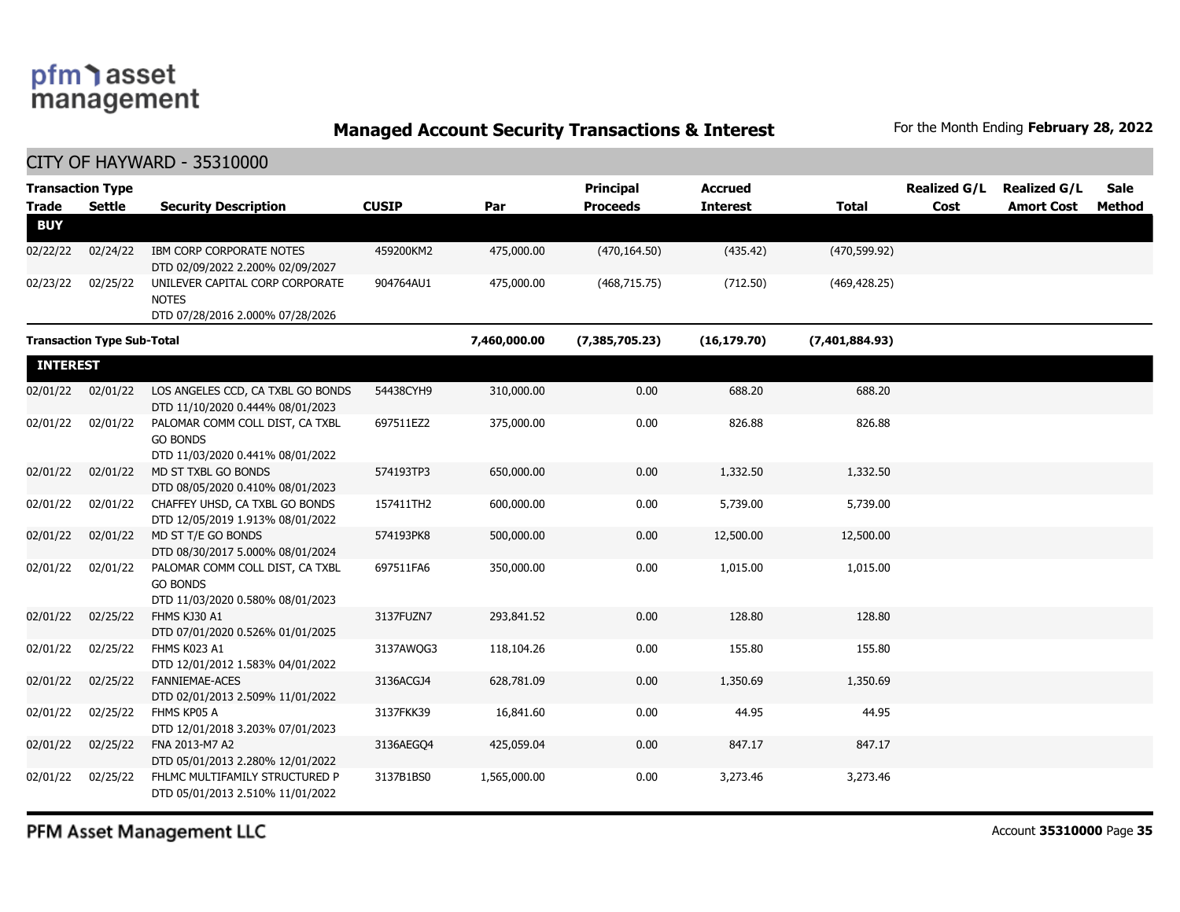# Managed Account Security Transactions & Interest

For the Month Ending **February 28, 2022**

## CITY OF HAYWARD - 35310000

| Transaction Type Trade | Settle | Security Description | CUSIP | Par | Principal Proceeds | Accrued Interest | Total | Realized G/L Cost | Realized G/L Amort Cost | Sale Method |
|---|---|---|---|---|---|---|---|---|---|---|
| **BUY** | | | | | | | | | | |
| 02/22/22 | 02/24/22 | IBM CORP CORPORATE NOTES DTD 02/09/2022 2.200% 02/09/2027 | 459200KM2 | 475,000.00 | (470,164.50) | (435.42) | (470,599.92) | | | |
| 02/23/22 | 02/25/22 | UNILEVER CAPITAL CORP CORPORATE NOTES DTD 07/28/2016 2.000% 07/28/2026 | 904764AU1 | 475,000.00 | (468,715.75) | (712.50) | (469,428.25) | | | |
| **Transaction Type Sub-Total** | | | | **7,460,000.00** | **(7,385,705.23)** | **(16,179.70)** | **(7,401,884.93)** | | | |
| **INTEREST** | | | | | | | | | | |
| 02/01/22 | 02/01/22 | LOS ANGELES CCD, CA TXBL GO BONDS DTD 11/10/2020 0.444% 08/01/2023 | 54438CYH9 | 310,000.00 | 0.00 | 688.20 | 688.20 | | | |
| 02/01/22 | 02/01/22 | PALOMAR COMM COLL DIST, CA TXBL GO BONDS DTD 11/03/2020 0.441% 08/01/2022 | 697511EZ2 | 375,000.00 | 0.00 | 826.88 | 826.88 | | | |
| 02/01/22 | 02/01/22 | MD ST TXBL GO BONDS DTD 08/05/2020 0.410% 08/01/2023 | 574193TP3 | 650,000.00 | 0.00 | 1,332.50 | 1,332.50 | | | |
| 02/01/22 | 02/01/22 | CHAFFEY UHSD, CA TXBL GO BONDS DTD 12/05/2019 1.913% 08/01/2022 | 157411TH2 | 600,000.00 | 0.00 | 5,739.00 | 5,739.00 | | | |
| 02/01/22 | 02/01/22 | MD ST T/E GO BONDS DTD 08/30/2017 5.000% 08/01/2024 | 574193PK8 | 500,000.00 | 0.00 | 12,500.00 | 12,500.00 | | | |
| 02/01/22 | 02/01/22 | PALOMAR COMM COLL DIST, CA TXBL GO BONDS DTD 11/03/2020 0.580% 08/01/2023 | 697511FA6 | 350,000.00 | 0.00 | 1,015.00 | 1,015.00 | | | |
| 02/01/22 | 02/25/22 | FHMS KJ30 A1 DTD 07/01/2020 0.526% 01/01/2025 | 3137FUZN7 | 293,841.52 | 0.00 | 128.80 | 128.80 | | | |
| 02/01/22 | 02/25/22 | FHMS K023 A1 DTD 12/01/2012 1.583% 04/01/2022 | 3137AWQG3 | 118,104.26 | 0.00 | 155.80 | 155.80 | | | |
| 02/01/22 | 02/25/22 | FANNIEMAE-ACES DTD 02/01/2013 2.509% 11/01/2022 | 3136ACGJ4 | 628,781.09 | 0.00 | 1,350.69 | 1,350.69 | | | |
| 02/01/22 | 02/25/22 | FHMS KP05 A DTD 12/01/2018 3.203% 07/01/2023 | 3137FKK39 | 16,841.60 | 0.00 | 44.95 | 44.95 | | | |
| 02/01/22 | 02/25/22 | FNA 2013-M7 A2 DTD 05/01/2013 2.280% 12/01/2022 | 3136AEGQ4 | 425,059.04 | 0.00 | 847.17 | 847.17 | | | |
| 02/01/22 | 02/25/22 | FHLMC MULTIFAMILY STRUCTURED P DTD 05/01/2013 2.510% 11/01/2022 | 3137B1BS0 | 1,565,000.00 | 0.00 | 3,273.46 | 3,273.46 | | | |

PFM Asset Management LLC

Account **35310000**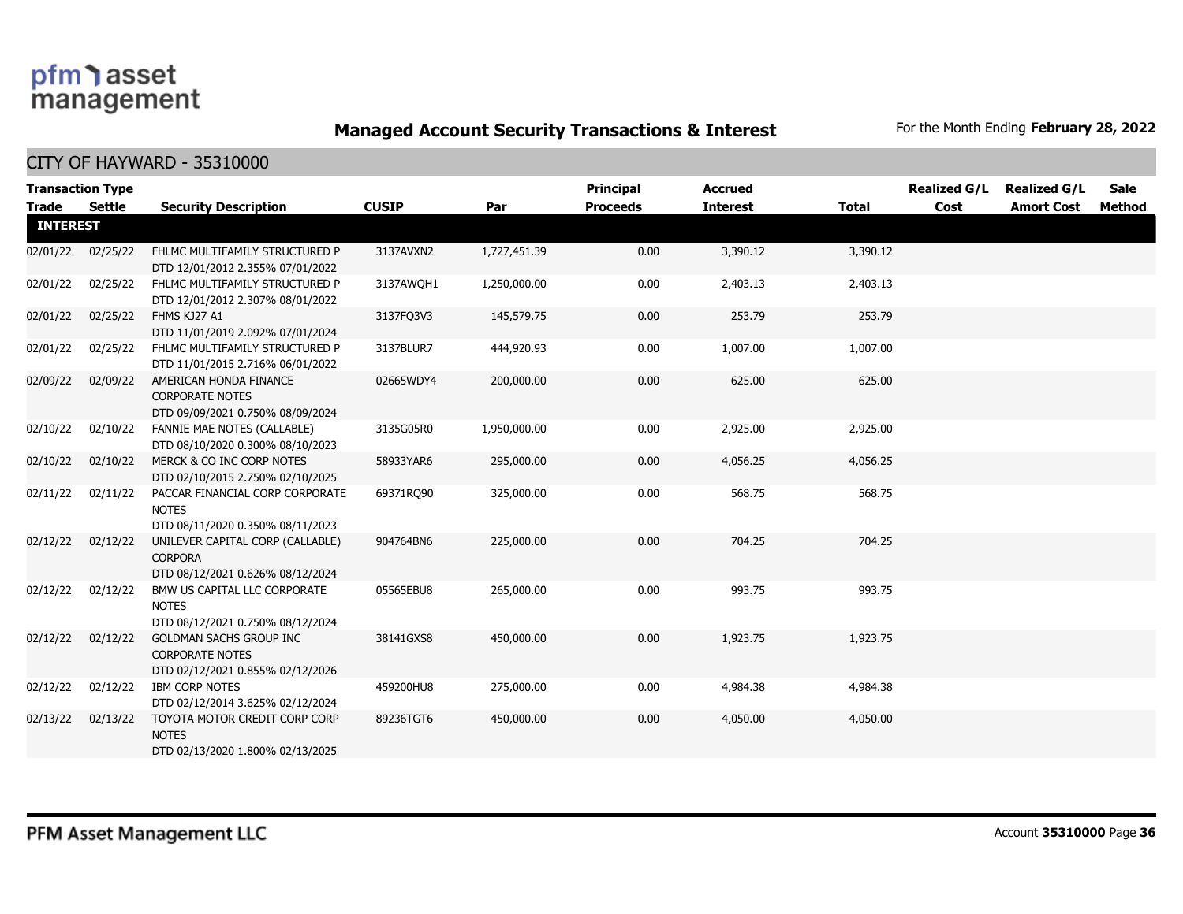# Managed Account Security Transactions & Interest

For the Month Ending **February 28, 2022**

## CITY OF HAYWARD - 35310000

| Transaction Type Trade | Settle | Security Description | CUSIP | Par | Principal Proceeds | Accrued Interest | Total | Realized G/L Cost | Realized G/L Amort Cost | Sale Method |
|---|---|---|---|---|---|---|---|---|---|---|
| **INTEREST** | | | | | | | | | | |
| 02/01/22 | 02/25/22 | FHLMC MULTIFAMILY STRUCTURED P DTD 12/01/2012 2.355% 07/01/2022 | 3137AVXN2 | 1,727,451.39 | 0.00 | 3,390.12 | 3,390.12 | | | |
| 02/01/22 | 02/25/22 | FHLMC MULTIFAMILY STRUCTURED P DTD 12/01/2012 2.307% 08/01/2022 | 3137AWQH1 | 1,250,000.00 | 0.00 | 2,403.13 | 2,403.13 | | | |
| 02/01/22 | 02/25/22 | FHMS KJ27 A1 DTD 11/01/2019 2.092% 07/01/2024 | 3137FQ3V3 | 145,579.75 | 0.00 | 253.79 | 253.79 | | | |
| 02/01/22 | 02/25/22 | FHLMC MULTIFAMILY STRUCTURED P DTD 11/01/2015 2.716% 06/01/2022 | 3137BLUR7 | 444,920.93 | 0.00 | 1,007.00 | 1,007.00 | | | |
| 02/09/22 | 02/09/22 | AMERICAN HONDA FINANCE CORPORATE NOTES DTD 09/09/2021 0.750% 08/09/2024 | 02665WDY4 | 200,000.00 | 0.00 | 625.00 | 625.00 | | | |
| 02/10/22 | 02/10/22 | FANNIE MAE NOTES (CALLABLE) DTD 08/10/2020 0.300% 08/10/2023 | 3135G05R0 | 1,950,000.00 | 0.00 | 2,925.00 | 2,925.00 | | | |
| 02/10/22 | 02/10/22 | MERCK & CO INC CORP NOTES DTD 02/10/2015 2.750% 02/10/2025 | 58933YAR6 | 295,000.00 | 0.00 | 4,056.25 | 4,056.25 | | | |
| 02/11/22 | 02/11/22 | PACCAR FINANCIAL CORP CORPORATE NOTES DTD 08/11/2020 0.350% 08/11/2023 | 69371RQ90 | 325,000.00 | 0.00 | 568.75 | 568.75 | | | |
| 02/12/22 | 02/12/22 | UNILEVER CAPITAL CORP (CALLABLE) CORPORA DTD 08/12/2021 0.626% 08/12/2024 | 904764BN6 | 225,000.00 | 0.00 | 704.25 | 704.25 | | | |
| 02/12/22 | 02/12/22 | BMW US CAPITAL LLC CORPORATE NOTES DTD 08/12/2021 0.750% 08/12/2024 | 05565EBU8 | 265,000.00 | 0.00 | 993.75 | 993.75 | | | |
| 02/12/22 | 02/12/22 | GOLDMAN SACHS GROUP INC CORPORATE NOTES DTD 02/12/2021 0.855% 02/12/2026 | 38141GXS8 | 450,000.00 | 0.00 | 1,923.75 | 1,923.75 | | | |
| 02/12/22 | 02/12/22 | IBM CORP NOTES DTD 02/12/2014 3.625% 02/12/2024 | 459200HU8 | 275,000.00 | 0.00 | 4,984.38 | 4,984.38 | | | |
| 02/13/22 | 02/13/22 | TOYOTA MOTOR CREDIT CORP CORP NOTES DTD 02/13/2020 1.800% 02/13/2025 | 89236TGT6 | 450,000.00 | 0.00 | 4,050.00 | 4,050.00 | | | |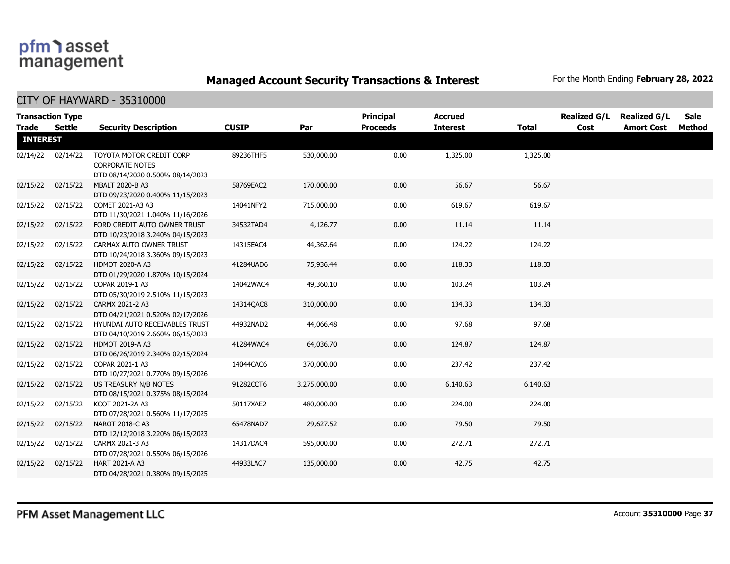pfm asset management

## Managed Account Security Transactions & Interest

For the Month Ending **February 28, 2022**

### CITY OF HAYWARD - 35310000

| Transaction Type Trade | Settle | Security Description | CUSIP | Par | Principal Proceeds | Accrued Interest | Total | Realized G/L Cost | Realized G/L Amort Cost | Sale Method |
|---|---|---|---|---|---|---|---|---|---|---|
| **INTEREST** | | | | | | | | | | |
| 02/14/22 | 02/14/22 | TOYOTA MOTOR CREDIT CORP CORPORATE NOTES DTD 08/14/2020 0.500% 08/14/2023 | 89236THF5 | 530,000.00 | 0.00 | 1,325.00 | 1,325.00 | | | |
| 02/15/22 | 02/15/22 | MBALT 2020-B A3 DTD 09/23/2020 0.400% 11/15/2023 | 58769EAC2 | 170,000.00 | 0.00 | 56.67 | 56.67 | | | |
| 02/15/22 | 02/15/22 | COMET 2021-A3 A3 DTD 11/30/2021 1.040% 11/16/2026 | 14041NFY2 | 715,000.00 | 0.00 | 619.67 | 619.67 | | | |
| 02/15/22 | 02/15/22 | FORD CREDIT AUTO OWNER TRUST DTD 10/23/2018 3.240% 04/15/2023 | 34532TAD4 | 4,126.77 | 0.00 | 11.14 | 11.14 | | | |
| 02/15/22 | 02/15/22 | CARMAX AUTO OWNER TRUST DTD 10/24/2018 3.360% 09/15/2023 | 14315EAC4 | 44,362.64 | 0.00 | 124.22 | 124.22 | | | |
| 02/15/22 | 02/15/22 | HDMOT 2020-A A3 DTD 01/29/2020 1.870% 10/15/2024 | 41284UAD6 | 75,936.44 | 0.00 | 118.33 | 118.33 | | | |
| 02/15/22 | 02/15/22 | COPAR 2019-1 A3 DTD 05/30/2019 2.510% 11/15/2023 | 14042WAC4 | 49,360.10 | 0.00 | 103.24 | 103.24 | | | |
| 02/15/22 | 02/15/22 | CARMX 2021-2 A3 DTD 04/21/2021 0.520% 02/17/2026 | 14314QAC8 | 310,000.00 | 0.00 | 134.33 | 134.33 | | | |
| 02/15/22 | 02/15/22 | HYUNDAI AUTO RECEIVABLES TRUST DTD 04/10/2019 2.660% 06/15/2023 | 44932NAD2 | 44,066.48 | 0.00 | 97.68 | 97.68 | | | |
| 02/15/22 | 02/15/22 | HDMOT 2019-A A3 DTD 06/26/2019 2.340% 02/15/2024 | 41284WAC4 | 64,036.70 | 0.00 | 124.87 | 124.87 | | | |
| 02/15/22 | 02/15/22 | COPAR 2021-1 A3 DTD 10/27/2021 0.770% 09/15/2026 | 14044CAC6 | 370,000.00 | 0.00 | 237.42 | 237.42 | | | |
| 02/15/22 | 02/15/22 | US TREASURY N/B NOTES DTD 08/15/2021 0.375% 08/15/2024 | 91282CCT6 | 3,275,000.00 | 0.00 | 6,140.63 | 6,140.63 | | | |
| 02/15/22 | 02/15/22 | KCOT 2021-2A A3 DTD 07/28/2021 0.560% 11/17/2025 | 50117XAE2 | 480,000.00 | 0.00 | 224.00 | 224.00 | | | |
| 02/15/22 | 02/15/22 | NAROT 2018-C A3 DTD 12/12/2018 3.220% 06/15/2023 | 65478NAD7 | 29,627.52 | 0.00 | 79.50 | 79.50 | | | |
| 02/15/22 | 02/15/22 | CARMX 2021-3 A3 DTD 07/28/2021 0.550% 06/15/2026 | 14317DAC4 | 595,000.00 | 0.00 | 272.71 | 272.71 | | | |
| 02/15/22 | 02/15/22 | HART 2021-A A3 DTD 04/28/2021 0.380% 09/15/2025 | 44933LAC7 | 135,000.00 | 0.00 | 42.75 | 42.75 | | | |

PFM Asset Management LLC

Account **35310000** Page **37**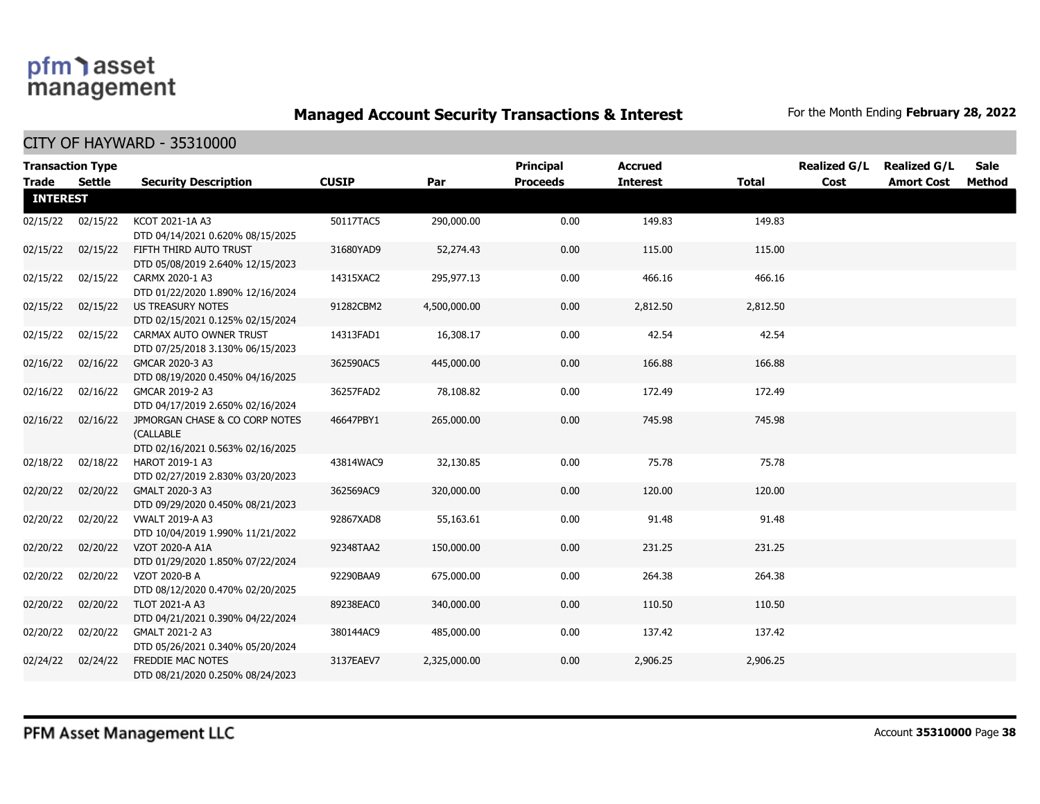# Managed Account Security Transactions & Interest

For the Month Ending **February 28, 2022**

## CITY OF HAYWARD - 35310000

| Transaction Type Trade | Settle | Security Description | CUSIP | Par | Principal Proceeds | Accrued Interest | Total | Realized G/L Cost | Realized G/L Amort Cost | Sale Method |
|---|---|---|---|---|---|---|---|---|---|---|
| **INTEREST** | | | | | | | | | | |
| 02/15/22 | 02/15/22 | KCOT 2021-1A A3 DTD 04/14/2021 0.620% 08/15/2025 | 50117TAC5 | 290,000.00 | 0.00 | 149.83 | 149.83 | | | |
| 02/15/22 | 02/15/22 | FIFTH THIRD AUTO TRUST DTD 05/08/2019 2.640% 12/15/2023 | 31680YAD9 | 52,274.43 | 0.00 | 115.00 | 115.00 | | | |
| 02/15/22 | 02/15/22 | CARMX 2020-1 A3 DTD 01/22/2020 1.890% 12/16/2024 | 14315XAC2 | 295,977.13 | 0.00 | 466.16 | 466.16 | | | |
| 02/15/22 | 02/15/22 | US TREASURY NOTES DTD 02/15/2021 0.125% 02/15/2024 | 91282CBM2 | 4,500,000.00 | 0.00 | 2,812.50 | 2,812.50 | | | |
| 02/15/22 | 02/15/22 | CARMAX AUTO OWNER TRUST DTD 07/25/2018 3.130% 06/15/2023 | 14313FAD1 | 16,308.17 | 0.00 | 42.54 | 42.54 | | | |
| 02/16/22 | 02/16/22 | GMCAR 2020-3 A3 DTD 08/19/2020 0.450% 04/16/2025 | 362590AC5 | 445,000.00 | 0.00 | 166.88 | 166.88 | | | |
| 02/16/22 | 02/16/22 | GMCAR 2019-2 A3 DTD 04/17/2019 2.650% 02/16/2024 | 36257FAD2 | 78,108.82 | 0.00 | 172.49 | 172.49 | | | |
| 02/16/22 | 02/16/22 | JPMORGAN CHASE & CO CORP NOTES (CALLABLE DTD 02/16/2021 0.563% 02/16/2025 | 46647PBY1 | 265,000.00 | 0.00 | 745.98 | 745.98 | | | |
| 02/18/22 | 02/18/22 | HAROT 2019-1 A3 DTD 02/27/2019 2.830% 03/20/2023 | 43814WAC9 | 32,130.85 | 0.00 | 75.78 | 75.78 | | | |
| 02/20/22 | 02/20/22 | GMALT 2020-3 A3 DTD 09/29/2020 0.450% 08/21/2023 | 362569AC9 | 320,000.00 | 0.00 | 120.00 | 120.00 | | | |
| 02/20/22 | 02/20/22 | VWALT 2019-A A3 DTD 10/04/2019 1.990% 11/21/2022 | 92867XAD8 | 55,163.61 | 0.00 | 91.48 | 91.48 | | | |
| 02/20/22 | 02/20/22 | VZOT 2020-A A1A DTD 01/29/2020 1.850% 07/22/2024 | 92348TAA2 | 150,000.00 | 0.00 | 231.25 | 231.25 | | | |
| 02/20/22 | 02/20/22 | VZOT 2020-B A DTD 08/12/2020 0.470% 02/20/2025 | 92290BAA9 | 675,000.00 | 0.00 | 264.38 | 264.38 | | | |
| 02/20/22 | 02/20/22 | TLOT 2021-A A3 DTD 04/21/2021 0.390% 04/22/2024 | 89238EAC0 | 340,000.00 | 0.00 | 110.50 | 110.50 | | | |
| 02/20/22 | 02/20/22 | GMALT 2021-2 A3 DTD 05/26/2021 0.340% 05/20/2024 | 380144AC9 | 485,000.00 | 0.00 | 137.42 | 137.42 | | | |
| 02/24/22 | 02/24/22 | FREDDIE MAC NOTES DTD 08/21/2020 0.250% 08/24/2023 | 3137EAEV7 | 2,325,000.00 | 0.00 | 2,906.25 | 2,906.25 | | | |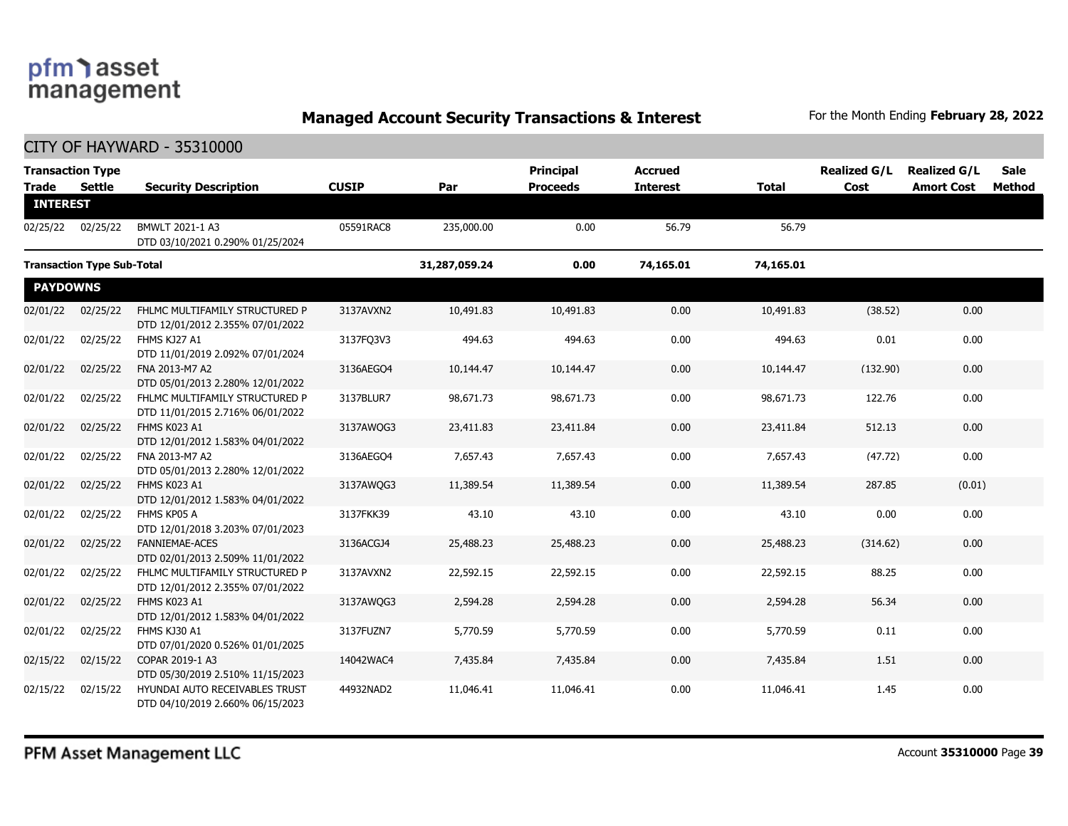# Managed Account Security Transactions & Interest

For the Month Ending **February 28, 2022**

## CITY OF HAYWARD - 35310000

| Transaction Type Trade | Settle | Security Description | CUSIP | Par | Principal Proceeds | Accrued Interest | Total | Realized G/L Cost | Realized G/L Amort Cost | Sale Method |
|---|---|---|---|---|---|---|---|---|---|---|
| **INTEREST** | | | | | | | | | | |
| 02/25/22 | 02/25/22 | BMWLT 2021-1 A3 DTD 03/10/2021 0.290% 01/25/2024 | 05591RAC8 | 235,000.00 | 0.00 | 56.79 | 56.79 | | | |
| **Transaction Type Sub-Total** | | | | **31,287,059.24** | **0.00** | **74,165.01** | **74,165.01** | | | |
| **PAYDOWNS** | | | | | | | | | | |
| 02/01/22 | 02/25/22 | FHLMC MULTIFAMILY STRUCTURED P DTD 12/01/2012 2.355% 07/01/2022 | 3137AVXN2 | 10,491.83 | 10,491.83 | 0.00 | 10,491.83 | (38.52) | 0.00 | |
| 02/01/22 | 02/25/22 | FHMS KJ27 A1 DTD 11/01/2019 2.092% 07/01/2024 | 3137FQ3V3 | 494.63 | 494.63 | 0.00 | 494.63 | 0.01 | 0.00 | |
| 02/01/22 | 02/25/22 | FNA 2013-M7 A2 DTD 05/01/2013 2.280% 12/01/2022 | 3136AEGO4 | 10,144.47 | 10,144.47 | 0.00 | 10,144.47 | (132.90) | 0.00 | |
| 02/01/22 | 02/25/22 | FHLMC MULTIFAMILY STRUCTURED P DTD 11/01/2015 2.716% 06/01/2022 | 3137BLUR7 | 98,671.73 | 98,671.73 | 0.00 | 98,671.73 | 122.76 | 0.00 | |
| 02/01/22 | 02/25/22 | FHMS K023 A1 DTD 12/01/2012 1.583% 04/01/2022 | 3137AWQG3 | 23,411.83 | 23,411.84 | 0.00 | 23,411.84 | 512.13 | 0.00 | |
| 02/01/22 | 02/25/22 | FNA 2013-M7 A2 DTD 05/01/2013 2.280% 12/01/2022 | 3136AEGO4 | 7,657.43 | 7,657.43 | 0.00 | 7,657.43 | (47.72) | 0.00 | |
| 02/01/22 | 02/25/22 | FHMS K023 A1 DTD 12/01/2012 1.583% 04/01/2022 | 3137AWQG3 | 11,389.54 | 11,389.54 | 0.00 | 11,389.54 | 287.85 | (0.01) | |
| 02/01/22 | 02/25/22 | FHMS KP05 A DTD 12/01/2018 3.203% 07/01/2023 | 3137FKK39 | 43.10 | 43.10 | 0.00 | 43.10 | 0.00 | 0.00 | |
| 02/01/22 | 02/25/22 | FANNIEMAE-ACES DTD 02/01/2013 2.509% 11/01/2022 | 3136ACGJ4 | 25,488.23 | 25,488.23 | 0.00 | 25,488.23 | (314.62) | 0.00 | |
| 02/01/22 | 02/25/22 | FHLMC MULTIFAMILY STRUCTURED P DTD 12/01/2012 2.355% 07/01/2022 | 3137AVXN2 | 22,592.15 | 22,592.15 | 0.00 | 22,592.15 | 88.25 | 0.00 | |
| 02/01/22 | 02/25/22 | FHMS K023 A1 DTD 12/01/2012 1.583% 04/01/2022 | 3137AWQG3 | 2,594.28 | 2,594.28 | 0.00 | 2,594.28 | 56.34 | 0.00 | |
| 02/01/22 | 02/25/22 | FHMS KJ30 A1 DTD 07/01/2020 0.526% 01/01/2025 | 3137FUZN7 | 5,770.59 | 5,770.59 | 0.00 | 5,770.59 | 0.11 | 0.00 | |
| 02/15/22 | 02/15/22 | COPAR 2019-1 A3 DTD 05/30/2019 2.510% 11/15/2023 | 14042WAC4 | 7,435.84 | 7,435.84 | 0.00 | 7,435.84 | 1.51 | 0.00 | |
| 02/15/22 | 02/15/22 | HYUNDAI AUTO RECEIVABLES TRUST DTD 04/10/2019 2.660% 06/15/2023 | 44932NAD2 | 11,046.41 | 11,046.41 | 0.00 | 11,046.41 | 1.45 | 0.00 | |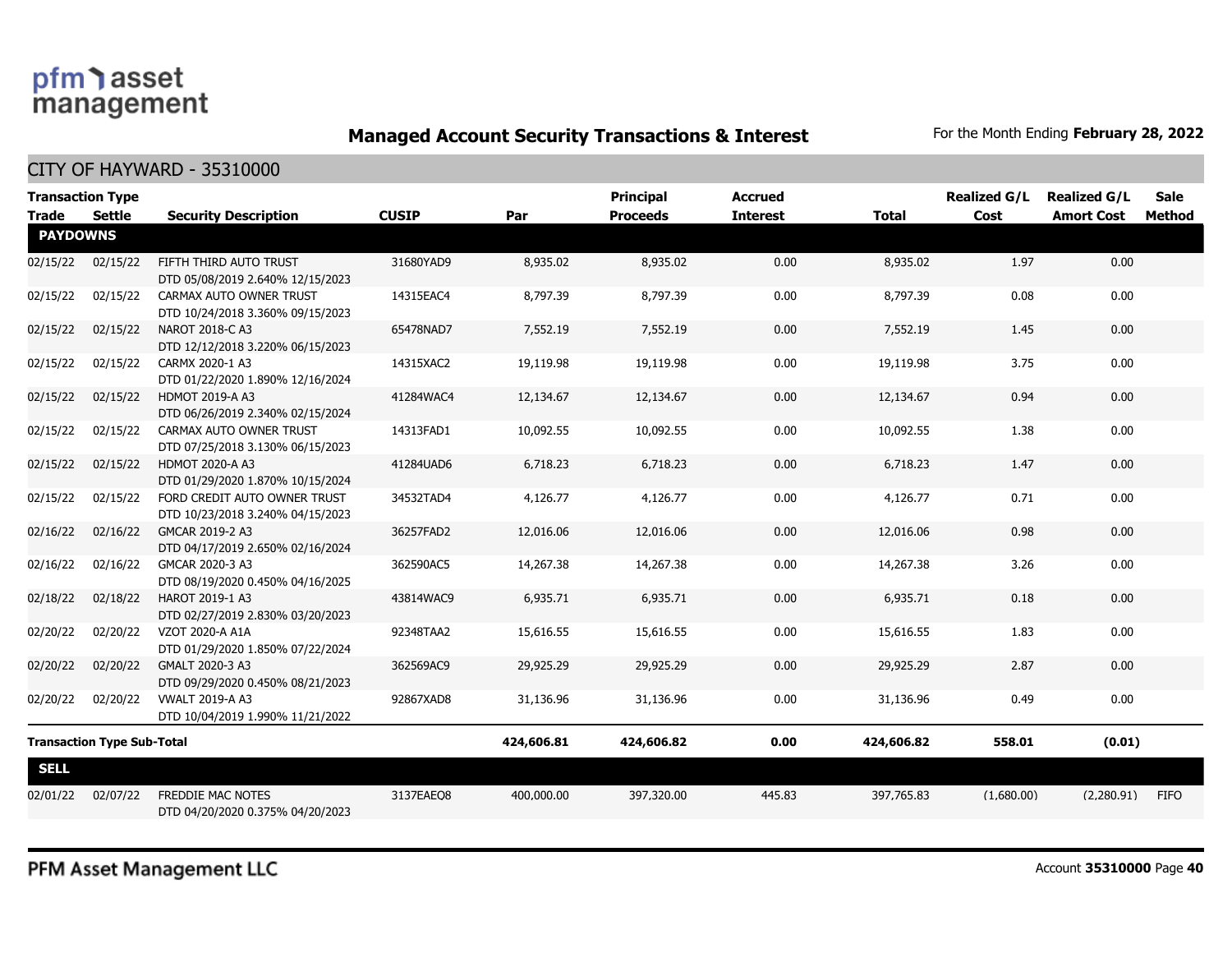## Managed Account Security Transactions & Interest

For the Month Ending **February 28, 2022**

### CITY OF HAYWARD - 35310000

| Trade | Settle | Security Description | CUSIP | Par | Principal Proceeds | Accrued Interest | Total | Realized G/L Cost | Realized G/L Amort Cost | Sale Method |
|---|---|---|---|---|---|---|---|---|---|---|
| **PAYDOWNS** | | | | | | | | | | |
| 02/15/22 | 02/15/22 | FIFTH THIRD AUTO TRUST DTD 05/08/2019 2.640% 12/15/2023 | 31680YAD9 | 8,935.02 | 8,935.02 | 0.00 | 8,935.02 | 1.97 | 0.00 | |
| 02/15/22 | 02/15/22 | CARMAX AUTO OWNER TRUST DTD 10/24/2018 3.360% 09/15/2023 | 14315EAC4 | 8,797.39 | 8,797.39 | 0.00 | 8,797.39 | 0.08 | 0.00 | |
| 02/15/22 | 02/15/22 | NAROT 2018-C A3 DTD 12/12/2018 3.220% 06/15/2023 | 65478NAD7 | 7,552.19 | 7,552.19 | 0.00 | 7,552.19 | 1.45 | 0.00 | |
| 02/15/22 | 02/15/22 | CARMX 2020-1 A3 DTD 01/22/2020 1.890% 12/16/2024 | 14315XAC2 | 19,119.98 | 19,119.98 | 0.00 | 19,119.98 | 3.75 | 0.00 | |
| 02/15/22 | 02/15/22 | HDMOT 2019-A A3 DTD 06/26/2019 2.340% 02/15/2024 | 41284WAC4 | 12,134.67 | 12,134.67 | 0.00 | 12,134.67 | 0.94 | 0.00 | |
| 02/15/22 | 02/15/22 | CARMAX AUTO OWNER TRUST DTD 07/25/2018 3.130% 06/15/2023 | 14313FAD1 | 10,092.55 | 10,092.55 | 0.00 | 10,092.55 | 1.38 | 0.00 | |
| 02/15/22 | 02/15/22 | HDMOT 2020-A A3 DTD 01/29/2020 1.870% 10/15/2024 | 41284UAD6 | 6,718.23 | 6,718.23 | 0.00 | 6,718.23 | 1.47 | 0.00 | |
| 02/15/22 | 02/15/22 | FORD CREDIT AUTO OWNER TRUST DTD 10/23/2018 3.240% 04/15/2023 | 34532TAD4 | 4,126.77 | 4,126.77 | 0.00 | 4,126.77 | 0.71 | 0.00 | |
| 02/16/22 | 02/16/22 | GMCAR 2019-2 A3 DTD 04/17/2019 2.650% 02/16/2024 | 36257FAD2 | 12,016.06 | 12,016.06 | 0.00 | 12,016.06 | 0.98 | 0.00 | |
| 02/16/22 | 02/16/22 | GMCAR 2020-3 A3 DTD 08/19/2020 0.450% 04/16/2025 | 362590AC5 | 14,267.38 | 14,267.38 | 0.00 | 14,267.38 | 3.26 | 0.00 | |
| 02/18/22 | 02/18/22 | HAROT 2019-1 A3 DTD 02/27/2019 2.830% 03/20/2023 | 43814WAC9 | 6,935.71 | 6,935.71 | 0.00 | 6,935.71 | 0.18 | 0.00 | |
| 02/20/22 | 02/20/22 | VZOT 2020-A A1A DTD 01/29/2020 1.850% 07/22/2024 | 92348TAA2 | 15,616.55 | 15,616.55 | 0.00 | 15,616.55 | 1.83 | 0.00 | |
| 02/20/22 | 02/20/22 | GMALT 2020-3 A3 DTD 09/29/2020 0.450% 08/21/2023 | 362569AC9 | 29,925.29 | 29,925.29 | 0.00 | 29,925.29 | 2.87 | 0.00 | |
| 02/20/22 | 02/20/22 | VWALT 2019-A A3 DTD 10/04/2019 1.990% 11/21/2022 | 92867XAD8 | 31,136.96 | 31,136.96 | 0.00 | 31,136.96 | 0.49 | 0.00 | |
| **Transaction Type Sub-Total** | | | | **424,606.81** | **424,606.82** | **0.00** | **424,606.82** | **558.01** | **(0.01)** | |
| **SELL** | | | | | | | | | | |
| 02/01/22 | 02/07/22 | FREDDIE MAC NOTES DTD 04/20/2020 0.375% 04/20/2023 | 3137EAEQ8 | 400,000.00 | 397,320.00 | 445.83 | 397,765.83 | (1,680.00) | (2,280.91) | FIFO |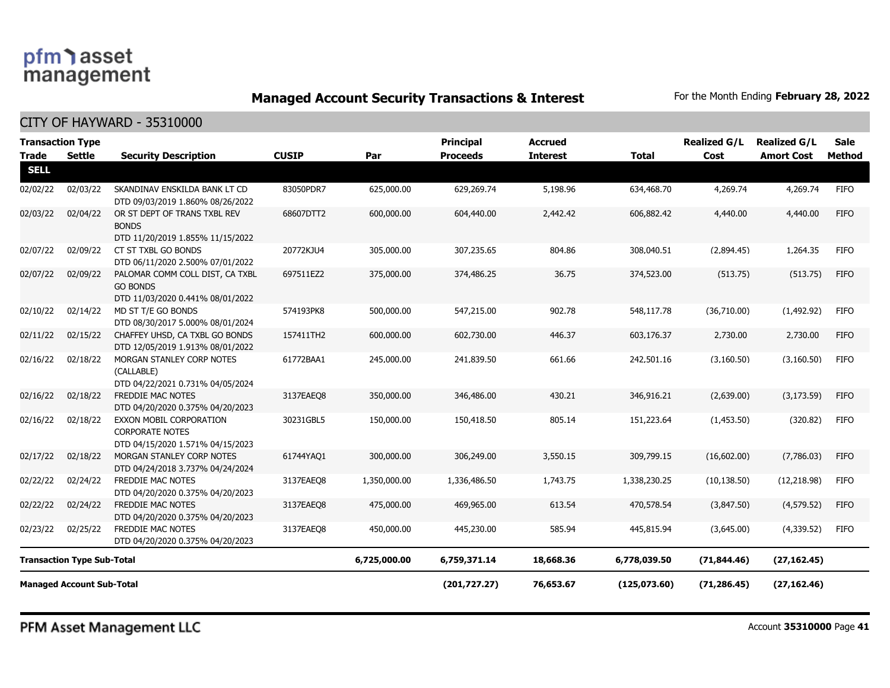# Managed Account Security Transactions & Interest

For the Month Ending **February 28, 2022**

## CITY OF HAYWARD - 35310000

| Transaction Type Trade | Settle | Security Description | CUSIP | Par | Principal Proceeds | Accrued Interest | Total | Realized G/L Cost | Realized G/L Amort Cost | Sale Method |
|---|---|---|---|---|---|---|---|---|---|---|
| **SELL** | | | | | | | | | | |
| 02/02/22 | 02/03/22 | SKANDINAV ENSKILDA BANK LT CD DTD 09/03/2019 1.860% 08/26/2022 | 83050PDR7 | 625,000.00 | 629,269.74 | 5,198.96 | 634,468.70 | 4,269.74 | 4,269.74 | FIFO |
| 02/03/22 | 02/04/22 | OR ST DEPT OF TRANS TXBL REV BONDS DTD 11/20/2019 1.855% 11/15/2022 | 68607DTT2 | 600,000.00 | 604,440.00 | 2,442.42 | 606,882.42 | 4,440.00 | 4,440.00 | FIFO |
| 02/07/22 | 02/09/22 | CT ST TXBL GO BONDS DTD 06/11/2020 2.500% 07/01/2022 | 20772KJU4 | 305,000.00 | 307,235.65 | 804.86 | 308,040.51 | (2,894.45) | 1,264.35 | FIFO |
| 02/07/22 | 02/09/22 | PALOMAR COMM COLL DIST, CA TXBL GO BONDS DTD 11/03/2020 0.441% 08/01/2022 | 697511EZ2 | 375,000.00 | 374,486.25 | 36.75 | 374,523.00 | (513.75) | (513.75) | FIFO |
| 02/10/22 | 02/14/22 | MD ST T/E GO BONDS DTD 08/30/2017 5.000% 08/01/2024 | 574193PK8 | 500,000.00 | 547,215.00 | 902.78 | 548,117.78 | (36,710.00) | (1,492.92) | FIFO |
| 02/11/22 | 02/15/22 | CHAFFEY UHSD, CA TXBL GO BONDS DTD 12/05/2019 1.913% 08/01/2022 | 157411TH2 | 600,000.00 | 602,730.00 | 446.37 | 603,176.37 | 2,730.00 | 2,730.00 | FIFO |
| 02/16/22 | 02/18/22 | MORGAN STANLEY CORP NOTES (CALLABLE) DTD 04/22/2021 0.731% 04/05/2024 | 61772BAA1 | 245,000.00 | 241,839.50 | 661.66 | 242,501.16 | (3,160.50) | (3,160.50) | FIFO |
| 02/16/22 | 02/18/22 | FREDDIE MAC NOTES DTD 04/20/2020 0.375% 04/20/2023 | 3137EAEQ8 | 350,000.00 | 346,486.00 | 430.21 | 346,916.21 | (2,639.00) | (3,173.59) | FIFO |
| 02/16/22 | 02/18/22 | EXXON MOBIL CORPORATION CORPORATE NOTES DTD 04/15/2020 1.571% 04/15/2023 | 30231GBL5 | 150,000.00 | 150,418.50 | 805.14 | 151,223.64 | (1,453.50) | (320.82) | FIFO |
| 02/17/22 | 02/18/22 | MORGAN STANLEY CORP NOTES DTD 04/24/2018 3.737% 04/24/2024 | 61744YAQ1 | 300,000.00 | 306,249.00 | 3,550.15 | 309,799.15 | (16,602.00) | (7,786.03) | FIFO |
| 02/22/22 | 02/24/22 | FREDDIE MAC NOTES DTD 04/20/2020 0.375% 04/20/2023 | 3137EAEQ8 | 1,350,000.00 | 1,336,486.50 | 1,743.75 | 1,338,230.25 | (10,138.50) | (12,218.98) | FIFO |
| 02/22/22 | 02/24/22 | FREDDIE MAC NOTES DTD 04/20/2020 0.375% 04/20/2023 | 3137EAEQ8 | 475,000.00 | 469,965.00 | 613.54 | 470,578.54 | (3,847.50) | (4,579.52) | FIFO |
| 02/23/22 | 02/25/22 | FREDDIE MAC NOTES DTD 04/20/2020 0.375% 04/20/2023 | 3137EAEQ8 | 450,000.00 | 445,230.00 | 585.94 | 445,815.94 | (3,645.00) | (4,339.52) | FIFO |
| **Transaction Type Sub-Total** | | | | **6,725,000.00** | **6,759,371.14** | **18,668.36** | **6,778,039.50** | **(71,844.46)** | **(27,162.45)** | |
| **Managed Account Sub-Total** | | | | | **(201,727.27)** | **76,653.67** | **(125,073.60)** | **(71,286.45)** | **(27,162.46)** | |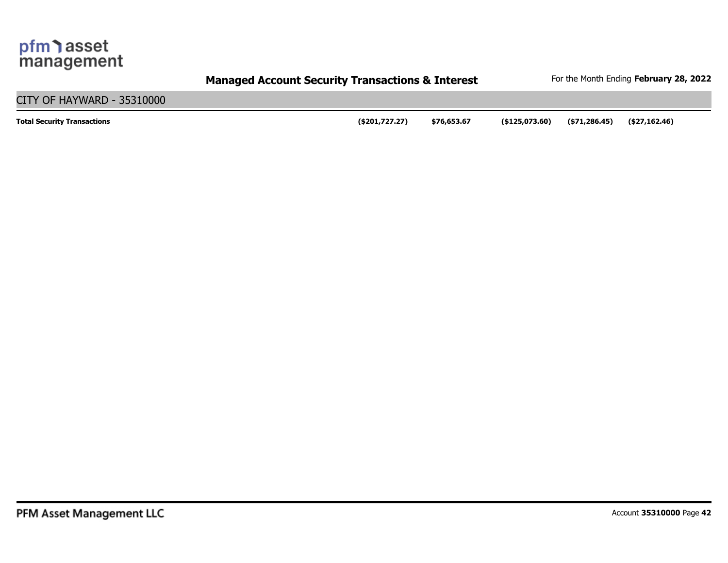## Managed Account Security Transactions & Interest

For the Month Ending **February 28, 2022**

CITY OF HAYWARD - 35310000

| | | | | | |
|---|---|---|---|---|---|
| **Total Security Transactions** | **($201,727.27)** | **$76,653.67** | **($125,073.60)** | **($71,286.45)** | **($27,162.46)** |